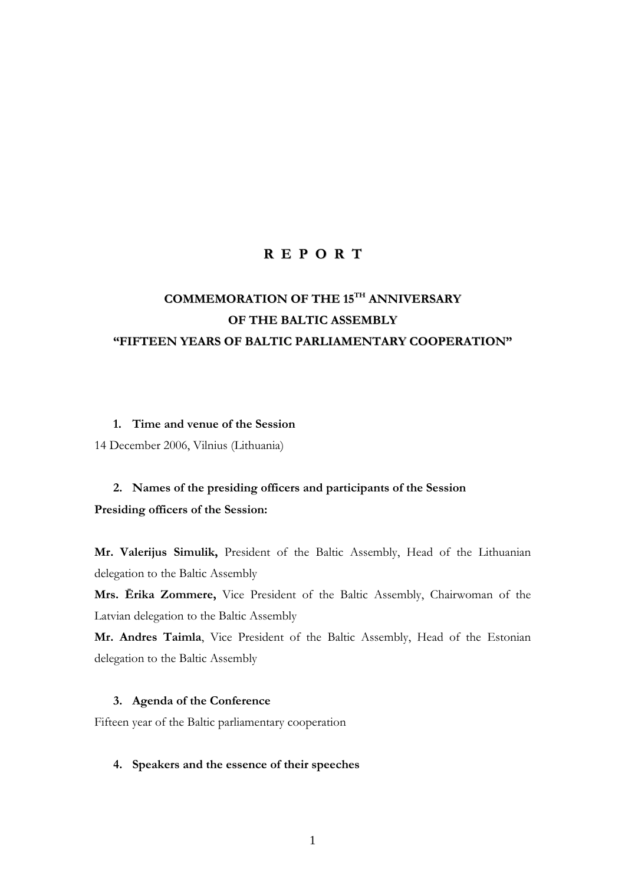# R E P O R T

## COMMEMORATION OF THE 15TH ANNIVERSARY OF THE BALTIC ASSEMBLY "FIFTEEN YEARS OF BALTIC PARLIAMENTARY COOPERATION"

1. **Time and venue of the Session**

14 December 2006, Vilnius (Lithuania)

2. **Names of the presiding officers and participants of the Session**

**Presiding officers of the Session:**

**Mr. Valerijus Simulik,** President of the Baltic Assembly, Head of the Lithuanian delegation to the Baltic Assembly

**Mrs. Ērika Zommere,** Vice President of the Baltic Assembly, Chairwoman of the Latvian delegation to the Baltic Assembly

**Mr. Andres Taimla**, Vice President of the Baltic Assembly, Head of the Estonian delegation to the Baltic Assembly

3. **Agenda of the Conference**

Fifteen year of the Baltic parliamentary cooperation

4. **Speakers and the essence of their speeches**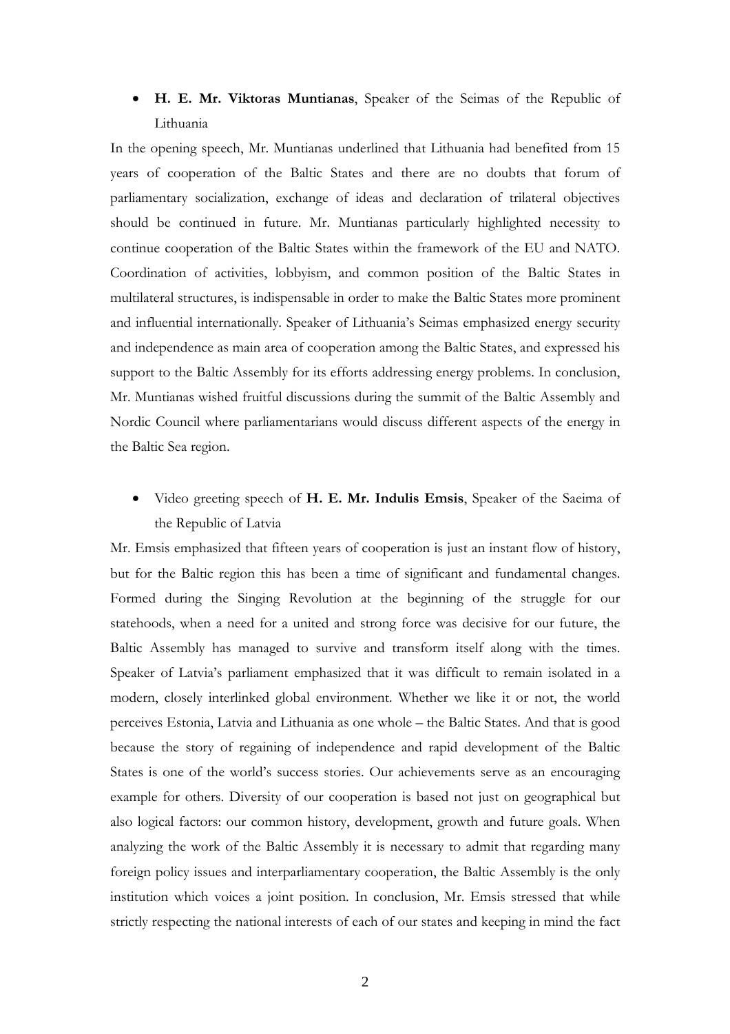- **H. E. Mr. Viktoras Muntianas**, Speaker of the Seimas of the Republic of Lithuania

In the opening speech, Mr. Muntianas underlined that Lithuania had benefited from 15 years of cooperation of the Baltic States and there are no doubts that forum of parliamentary socialization, exchange of ideas and declaration of trilateral objectives should be continued in future. Mr. Muntianas particularly highlighted necessity to continue cooperation of the Baltic States within the framework of the EU and NATO. Coordination of activities, lobbyism, and common position of the Baltic States in multilateral structures, is indispensable in order to make the Baltic States more prominent and influential internationally. Speaker of Lithuania's Seimas emphasized energy security and independence as main area of cooperation among the Baltic States, and expressed his support to the Baltic Assembly for its efforts addressing energy problems. In conclusion, Mr. Muntianas wished fruitful discussions during the summit of the Baltic Assembly and Nordic Council where parliamentarians would discuss different aspects of the energy in the Baltic Sea region.

- Video greeting speech of **H. E. Mr. Indulis Emsis**, Speaker of the Saeima of the Republic of Latvia

Mr. Emsis emphasized that fifteen years of cooperation is just an instant flow of history, but for the Baltic region this has been a time of significant and fundamental changes. Formed during the Singing Revolution at the beginning of the struggle for our statehoods, when a need for a united and strong force was decisive for our future, the Baltic Assembly has managed to survive and transform itself along with the times. Speaker of Latvia's parliament emphasized that it was difficult to remain isolated in a modern, closely interlinked global environment. Whether we like it or not, the world perceives Estonia, Latvia and Lithuania as one whole – the Baltic States. And that is good because the story of regaining of independence and rapid development of the Baltic States is one of the world's success stories. Our achievements serve as an encouraging example for others. Diversity of our cooperation is based not just on geographical but also logical factors: our common history, development, growth and future goals. When analyzing the work of the Baltic Assembly it is necessary to admit that regarding many foreign policy issues and interparliamentary cooperation, the Baltic Assembly is the only institution which voices a joint position. In conclusion, Mr. Emsis stressed that while strictly respecting the national interests of each of our states and keeping in mind the fact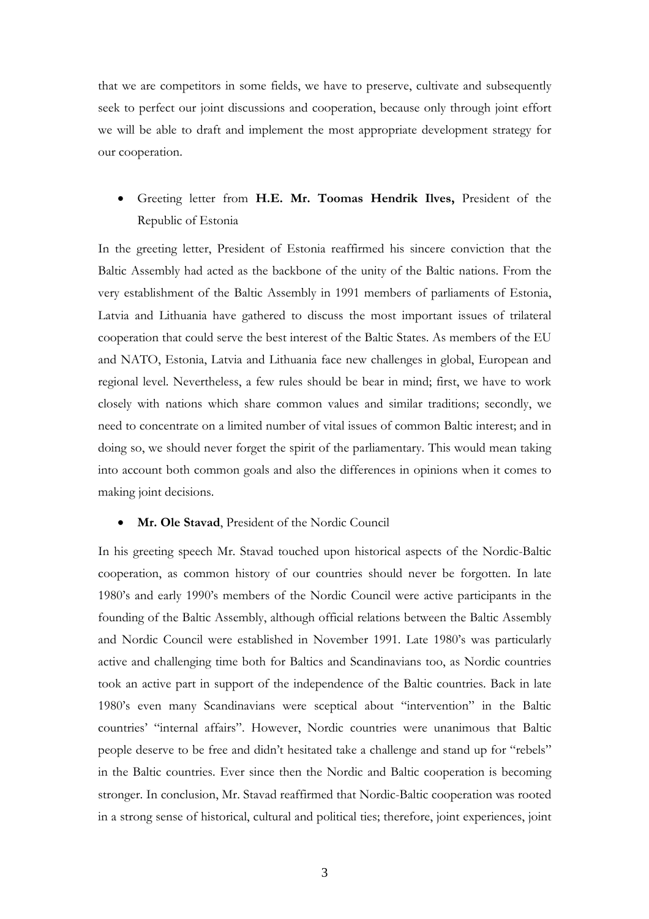that we are competitors in some fields, we have to preserve, cultivate and subsequently seek to perfect our joint discussions and cooperation, because only through joint effort we will be able to draft and implement the most appropriate development strategy for our cooperation.

- Greeting letter from **H.E. Mr. Toomas Hendrik Ilves,** President of the Republic of Estonia

In the greeting letter, President of Estonia reaffirmed his sincere conviction that the Baltic Assembly had acted as the backbone of the unity of the Baltic nations. From the very establishment of the Baltic Assembly in 1991 members of parliaments of Estonia, Latvia and Lithuania have gathered to discuss the most important issues of trilateral cooperation that could serve the best interest of the Baltic States. As members of the EU and NATO, Estonia, Latvia and Lithuania face new challenges in global, European and regional level. Nevertheless, a few rules should be bear in mind; first, we have to work closely with nations which share common values and similar traditions; secondly, we need to concentrate on a limited number of vital issues of common Baltic interest; and in doing so, we should never forget the spirit of the parliamentary. This would mean taking into account both common goals and also the differences in opinions when it comes to making joint decisions.

- **Mr. Ole Stavad**, President of the Nordic Council

In his greeting speech Mr. Stavad touched upon historical aspects of the Nordic-Baltic cooperation, as common history of our countries should never be forgotten. In late 1980's and early 1990's members of the Nordic Council were active participants in the founding of the Baltic Assembly, although official relations between the Baltic Assembly and Nordic Council were established in November 1991. Late 1980's was particularly active and challenging time both for Baltics and Scandinavians too, as Nordic countries took an active part in support of the independence of the Baltic countries. Back in late 1980's even many Scandinavians were sceptical about "intervention" in the Baltic countries' "internal affairs". However, Nordic countries were unanimous that Baltic people deserve to be free and didn't hesitated take a challenge and stand up for "rebels" in the Baltic countries. Ever since then the Nordic and Baltic cooperation is becoming stronger. In conclusion, Mr. Stavad reaffirmed that Nordic-Baltic cooperation was rooted in a strong sense of historical, cultural and political ties; therefore, joint experiences, joint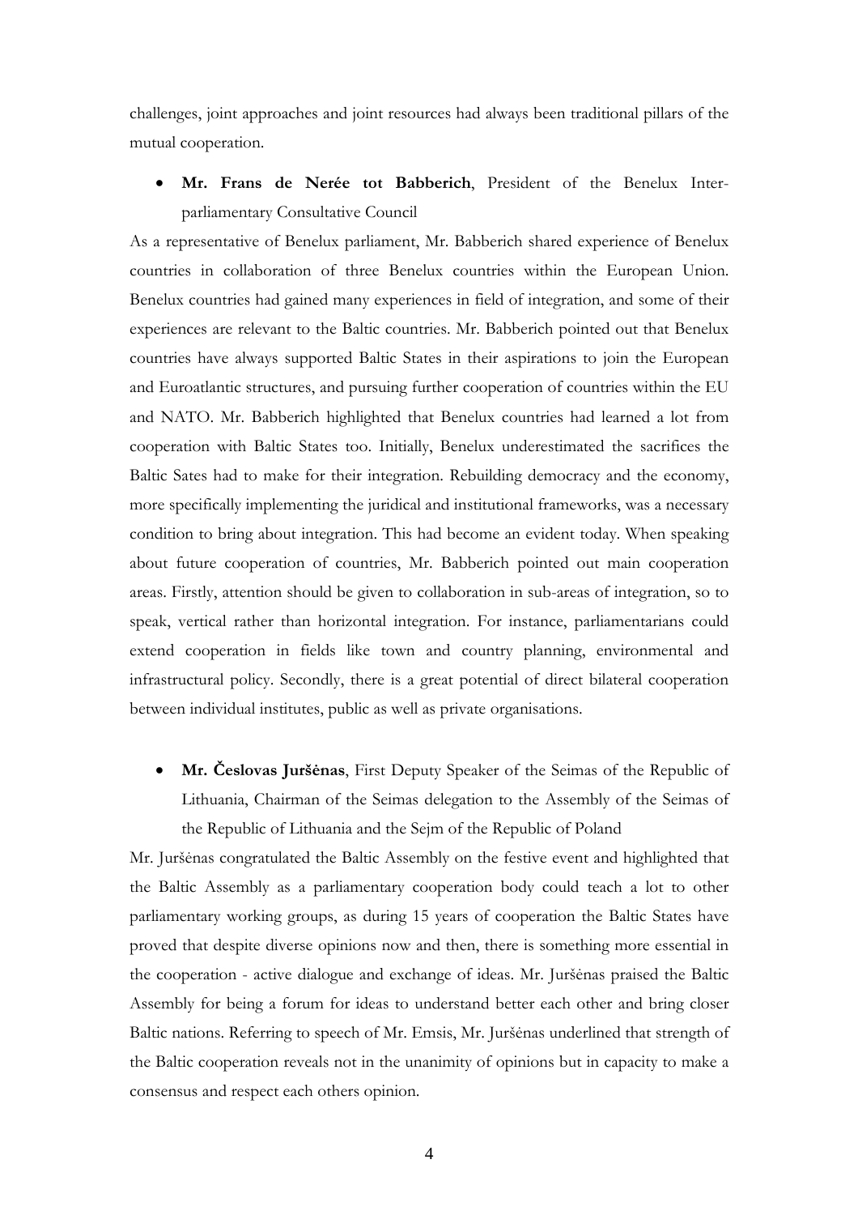challenges, joint approaches and joint resources had always been traditional pillars of the mutual cooperation.

- **Mr. Frans de Nerée tot Babberich**, President of the Benelux Inter-parliamentary Consultative Council

As a representative of Benelux parliament, Mr. Babberich shared experience of Benelux countries in collaboration of three Benelux countries within the European Union. Benelux countries had gained many experiences in field of integration, and some of their experiences are relevant to the Baltic countries. Mr. Babberich pointed out that Benelux countries have always supported Baltic States in their aspirations to join the European and Euroatlantic structures, and pursuing further cooperation of countries within the EU and NATO. Mr. Babberich highlighted that Benelux countries had learned a lot from cooperation with Baltic States too. Initially, Benelux underestimated the sacrifices the Baltic Sates had to make for their integration. Rebuilding democracy and the economy, more specifically implementing the juridical and institutional frameworks, was a necessary condition to bring about integration. This had become an evident today. When speaking about future cooperation of countries, Mr. Babberich pointed out main cooperation areas. Firstly, attention should be given to collaboration in sub-areas of integration, so to speak, vertical rather than horizontal integration. For instance, parliamentarians could extend cooperation in fields like town and country planning, environmental and infrastructural policy. Secondly, there is a great potential of direct bilateral cooperation between individual institutes, public as well as private organisations.

- **Mr. Česlovas Juršėnas**, First Deputy Speaker of the Seimas of the Republic of Lithuania, Chairman of the Seimas delegation to the Assembly of the Seimas of the Republic of Lithuania and the Sejm of the Republic of Poland

Mr. Juršėnas congratulated the Baltic Assembly on the festive event and highlighted that the Baltic Assembly as a parliamentary cooperation body could teach a lot to other parliamentary working groups, as during 15 years of cooperation the Baltic States have proved that despite diverse opinions now and then, there is something more essential in the cooperation - active dialogue and exchange of ideas. Mr. Juršėnas praised the Baltic Assembly for being a forum for ideas to understand better each other and bring closer Baltic nations. Referring to speech of Mr. Emsis, Mr. Juršėnas underlined that strength of the Baltic cooperation reveals not in the unanimity of opinions but in capacity to make a consensus and respect each others opinion.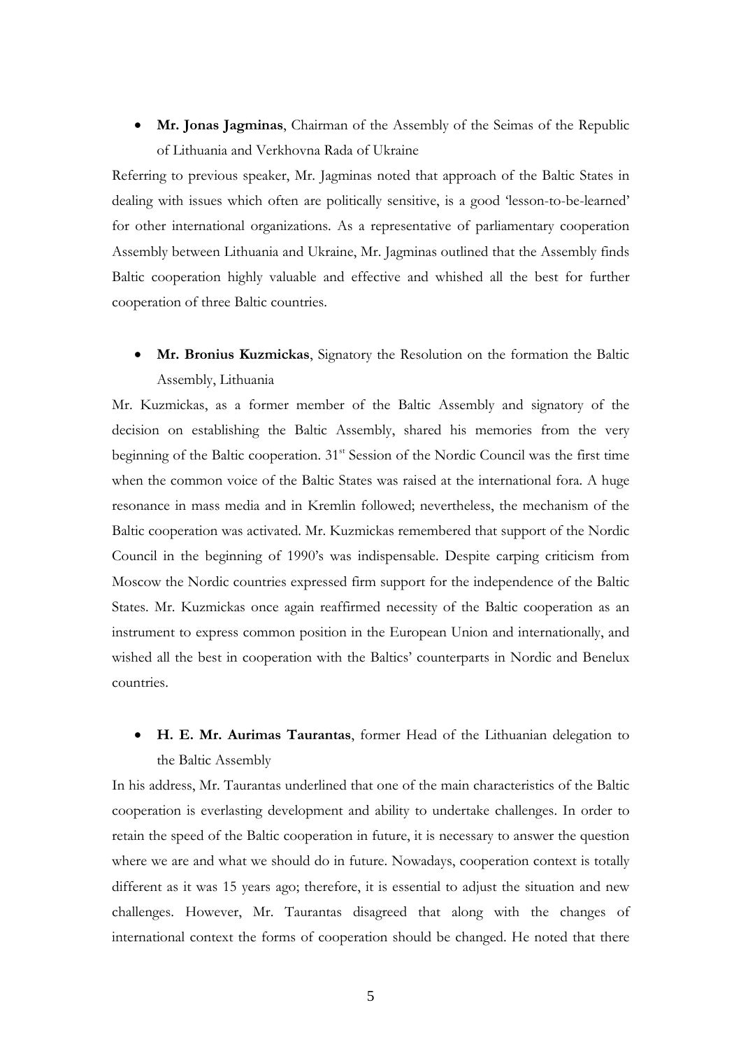- **Mr. Jonas Jagminas**, Chairman of the Assembly of the Seimas of the Republic of Lithuania and Verkhovna Rada of Ukraine

Referring to previous speaker, Mr. Jagminas noted that approach of the Baltic States in dealing with issues which often are politically sensitive, is a good 'lesson-to-be-learned' for other international organizations. As a representative of parliamentary cooperation Assembly between Lithuania and Ukraine, Mr. Jagminas outlined that the Assembly finds Baltic cooperation highly valuable and effective and whished all the best for further cooperation of three Baltic countries.

- **Mr. Bronius Kuzmickas**, Signatory the Resolution on the formation the Baltic Assembly, Lithuania

Mr. Kuzmickas, as a former member of the Baltic Assembly and signatory of the decision on establishing the Baltic Assembly, shared his memories from the very beginning of the Baltic cooperation. 31st Session of the Nordic Council was the first time when the common voice of the Baltic States was raised at the international fora. A huge resonance in mass media and in Kremlin followed; nevertheless, the mechanism of the Baltic cooperation was activated. Mr. Kuzmickas remembered that support of the Nordic Council in the beginning of 1990's was indispensable. Despite carping criticism from Moscow the Nordic countries expressed firm support for the independence of the Baltic States. Mr. Kuzmickas once again reaffirmed necessity of the Baltic cooperation as an instrument to express common position in the European Union and internationally, and wished all the best in cooperation with the Baltics' counterparts in Nordic and Benelux countries.

- **H. E. Mr. Aurimas Taurantas**, former Head of the Lithuanian delegation to the Baltic Assembly

In his address, Mr. Taurantas underlined that one of the main characteristics of the Baltic cooperation is everlasting development and ability to undertake challenges. In order to retain the speed of the Baltic cooperation in future, it is necessary to answer the question where we are and what we should do in future. Nowadays, cooperation context is totally different as it was 15 years ago; therefore, it is essential to adjust the situation and new challenges. However, Mr. Taurantas disagreed that along with the changes of international context the forms of cooperation should be changed. He noted that there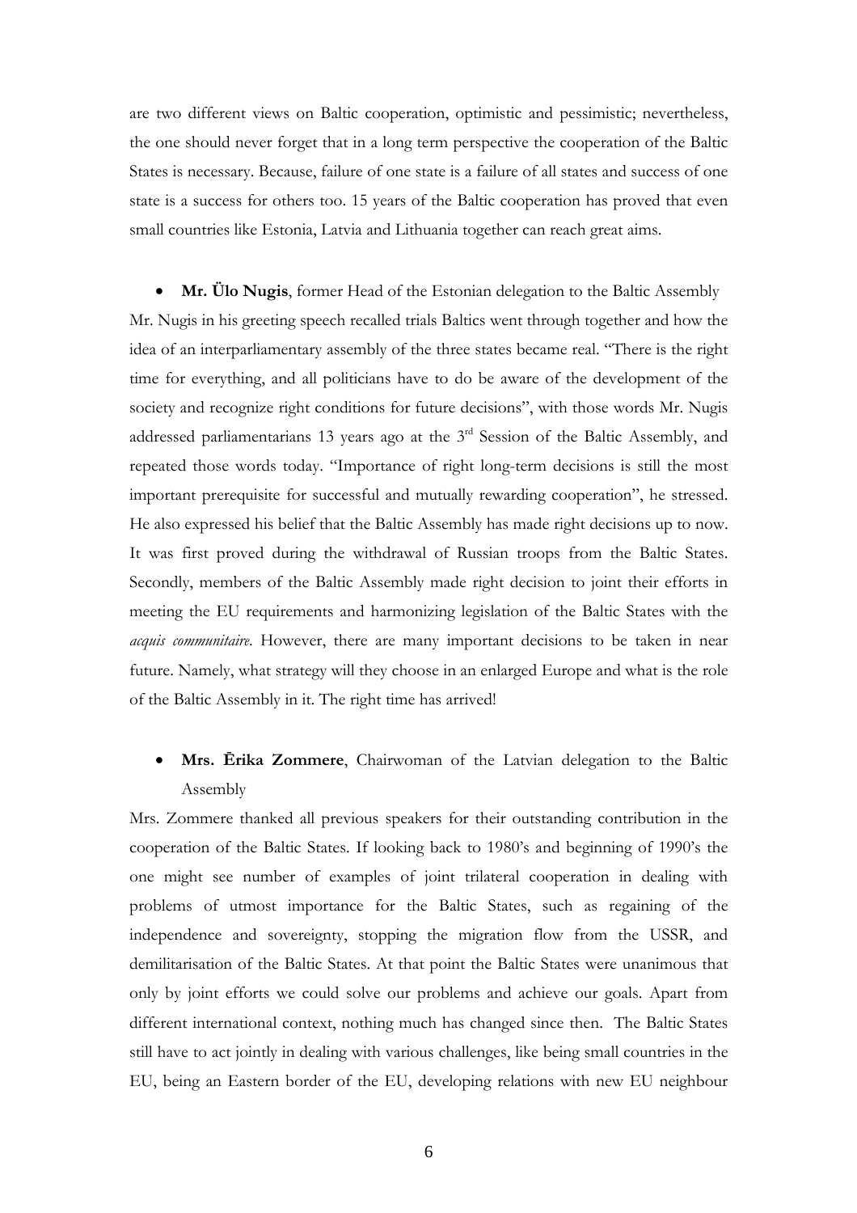are two different views on Baltic cooperation, optimistic and pessimistic; nevertheless, the one should never forget that in a long term perspective the cooperation of the Baltic States is necessary. Because, failure of one state is a failure of all states and success of one state is a success for others too. 15 years of the Baltic cooperation has proved that even small countries like Estonia, Latvia and Lithuania together can reach great aims.

- **Mr. Ülo Nugis**, former Head of the Estonian delegation to the Baltic Assembly

Mr. Nugis in his greeting speech recalled trials Baltics went through together and how the idea of an interparliamentary assembly of the three states became real. "There is the right time for everything, and all politicians have to do be aware of the development of the society and recognize right conditions for future decisions", with those words Mr. Nugis addressed parliamentarians 13 years ago at the 3rd Session of the Baltic Assembly, and repeated those words today. "Importance of right long-term decisions is still the most important prerequisite for successful and mutually rewarding cooperation", he stressed. He also expressed his belief that the Baltic Assembly has made right decisions up to now. It was first proved during the withdrawal of Russian troops from the Baltic States. Secondly, members of the Baltic Assembly made right decision to joint their efforts in meeting the EU requirements and harmonizing legislation of the Baltic States with the *acquis communitaire*. However, there are many important decisions to be taken in near future. Namely, what strategy will they choose in an enlarged Europe and what is the role of the Baltic Assembly in it. The right time has arrived!

- **Mrs. Ērika Zommere**, Chairwoman of the Latvian delegation to the Baltic Assembly

Mrs. Zommere thanked all previous speakers for their outstanding contribution in the cooperation of the Baltic States. If looking back to 1980's and beginning of 1990's the one might see number of examples of joint trilateral cooperation in dealing with problems of utmost importance for the Baltic States, such as regaining of the independence and sovereignty, stopping the migration flow from the USSR, and demilitarisation of the Baltic States. At that point the Baltic States were unanimous that only by joint efforts we could solve our problems and achieve our goals. Apart from different international context, nothing much has changed since then. The Baltic States still have to act jointly in dealing with various challenges, like being small countries in the EU, being an Eastern border of the EU, developing relations with new EU neighbour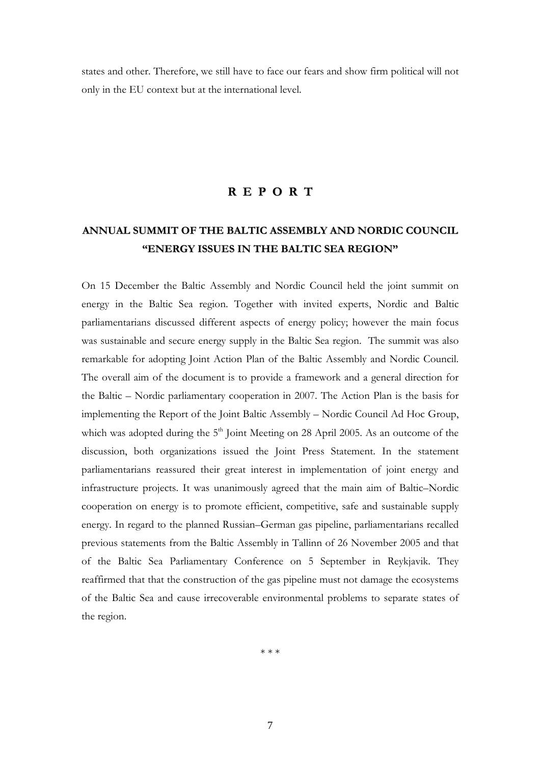states and other. Therefore, we still have to face our fears and show firm political will not only in the EU context but at the international level.

# R E P O R T

## ANNUAL SUMMIT OF THE BALTIC ASSEMBLY AND NORDIC COUNCIL "ENERGY ISSUES IN THE BALTIC SEA REGION"

On 15 December the Baltic Assembly and Nordic Council held the joint summit on energy in the Baltic Sea region. Together with invited experts, Nordic and Baltic parliamentarians discussed different aspects of energy policy; however the main focus was sustainable and secure energy supply in the Baltic Sea region. The summit was also remarkable for adopting Joint Action Plan of the Baltic Assembly and Nordic Council. The overall aim of the document is to provide a framework and a general direction for the Baltic – Nordic parliamentary cooperation in 2007. The Action Plan is the basis for implementing the Report of the Joint Baltic Assembly – Nordic Council Ad Hoc Group, which was adopted during the 5th Joint Meeting on 28 April 2005. As an outcome of the discussion, both organizations issued the Joint Press Statement. In the statement parliamentarians reassured their great interest in implementation of joint energy and infrastructure projects. It was unanimously agreed that the main aim of Baltic–Nordic cooperation on energy is to promote efficient, competitive, safe and sustainable supply energy. In regard to the planned Russian–German gas pipeline, parliamentarians recalled previous statements from the Baltic Assembly in Tallinn of 26 November 2005 and that of the Baltic Sea Parliamentary Conference on 5 September in Reykjavik. They reaffirmed that that the construction of the gas pipeline must not damage the ecosystems of the Baltic Sea and cause irrecoverable environmental problems to separate states of the region.

\* \* \*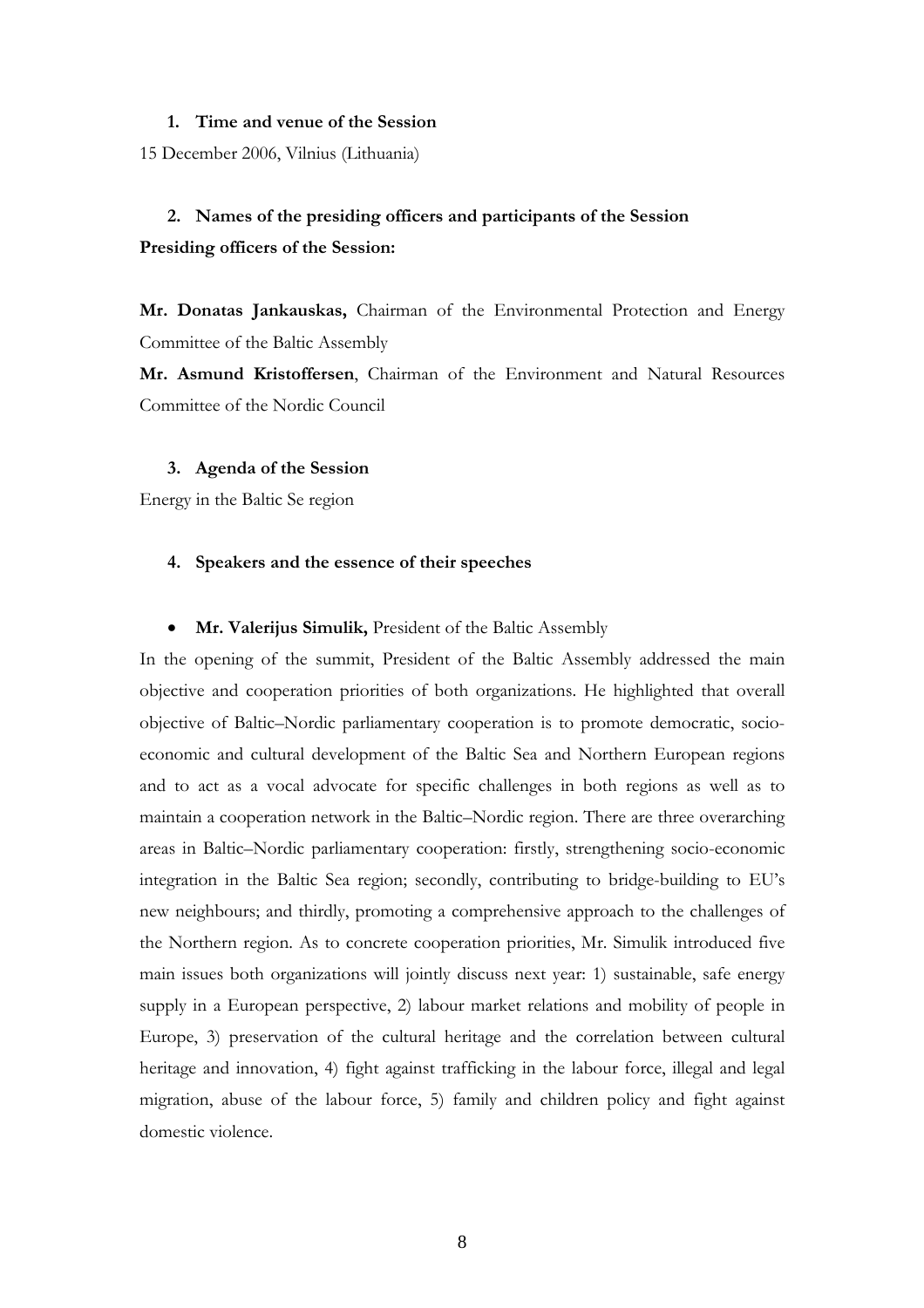## 1. Time and venue of the Session

15 December 2006, Vilnius (Lithuania)

## 2. Names of the presiding officers and participants of the Session

**Presiding officers of the Session:**

**Mr. Donatas Jankauskas,** Chairman of the Environmental Protection and Energy Committee of the Baltic Assembly

**Mr. Asmund Kristoffersen**, Chairman of the Environment and Natural Resources Committee of the Nordic Council

## 3. Agenda of the Session

Energy in the Baltic Se region

## 4. Speakers and the essence of their speeches

- **Mr. Valerijus Simulik,** President of the Baltic Assembly

In the opening of the summit, President of the Baltic Assembly addressed the main objective and cooperation priorities of both organizations. He highlighted that overall objective of Baltic–Nordic parliamentary cooperation is to promote democratic, socio-economic and cultural development of the Baltic Sea and Northern European regions and to act as a vocal advocate for specific challenges in both regions as well as to maintain a cooperation network in the Baltic–Nordic region. There are three overarching areas in Baltic–Nordic parliamentary cooperation: firstly, strengthening socio-economic integration in the Baltic Sea region; secondly, contributing to bridge-building to EU's new neighbours; and thirdly, promoting a comprehensive approach to the challenges of the Northern region. As to concrete cooperation priorities, Mr. Simulik introduced five main issues both organizations will jointly discuss next year: 1) sustainable, safe energy supply in a European perspective, 2) labour market relations and mobility of people in Europe, 3) preservation of the cultural heritage and the correlation between cultural heritage and innovation, 4) fight against trafficking in the labour force, illegal and legal migration, abuse of the labour force, 5) family and children policy and fight against domestic violence.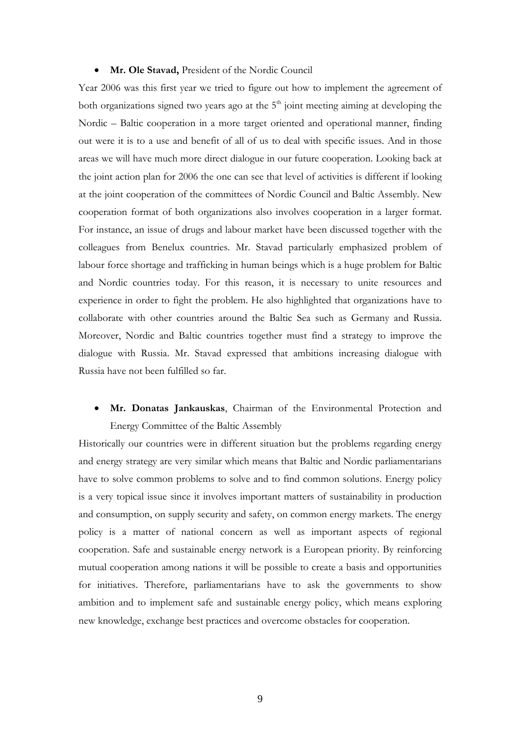- **Mr. Ole Stavad,** President of the Nordic Council

Year 2006 was this first year we tried to figure out how to implement the agreement of both organizations signed two years ago at the 5th joint meeting aiming at developing the Nordic – Baltic cooperation in a more target oriented and operational manner, finding out were it is to a use and benefit of all of us to deal with specific issues. And in those areas we will have much more direct dialogue in our future cooperation. Looking back at the joint action plan for 2006 the one can see that level of activities is different if looking at the joint cooperation of the committees of Nordic Council and Baltic Assembly. New cooperation format of both organizations also involves cooperation in a larger format. For instance, an issue of drugs and labour market have been discussed together with the colleagues from Benelux countries. Mr. Stavad particularly emphasized problem of labour force shortage and trafficking in human beings which is a huge problem for Baltic and Nordic countries today. For this reason, it is necessary to unite resources and experience in order to fight the problem. He also highlighted that organizations have to collaborate with other countries around the Baltic Sea such as Germany and Russia. Moreover, Nordic and Baltic countries together must find a strategy to improve the dialogue with Russia. Mr. Stavad expressed that ambitions increasing dialogue with Russia have not been fulfilled so far.

- **Mr. Donatas Jankauskas**, Chairman of the Environmental Protection and Energy Committee of the Baltic Assembly

Historically our countries were in different situation but the problems regarding energy and energy strategy are very similar which means that Baltic and Nordic parliamentarians have to solve common problems to solve and to find common solutions. Energy policy is a very topical issue since it involves important matters of sustainability in production and consumption, on supply security and safety, on common energy markets. The energy policy is a matter of national concern as well as important aspects of regional cooperation. Safe and sustainable energy network is a European priority. By reinforcing mutual cooperation among nations it will be possible to create a basis and opportunities for initiatives. Therefore, parliamentarians have to ask the governments to show ambition and to implement safe and sustainable energy policy, which means exploring new knowledge, exchange best practices and overcome obstacles for cooperation.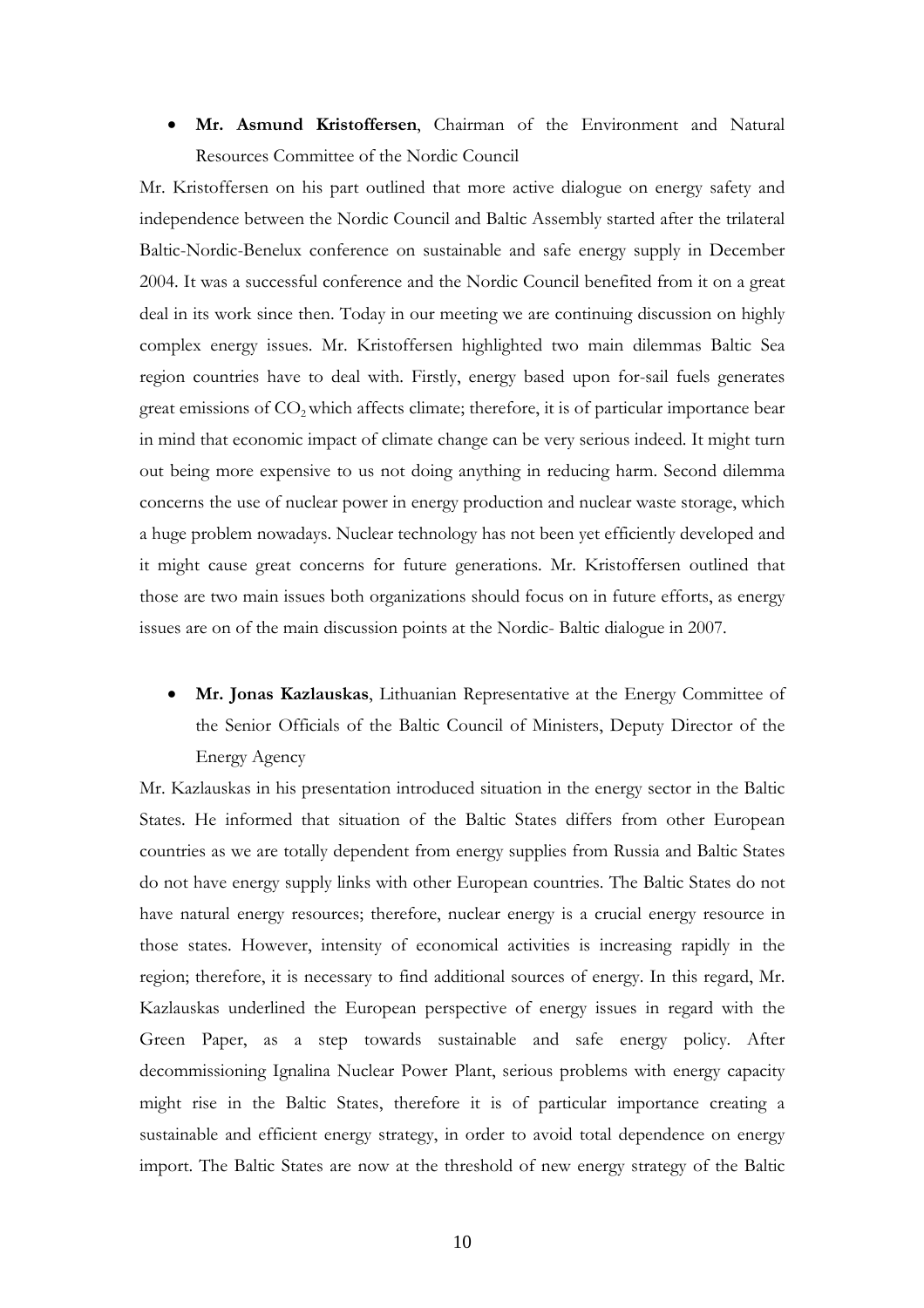- **Mr. Asmund Kristoffersen**, Chairman of the Environment and Natural Resources Committee of the Nordic Council

Mr. Kristoffersen on his part outlined that more active dialogue on energy safety and independence between the Nordic Council and Baltic Assembly started after the trilateral Baltic-Nordic-Benelux conference on sustainable and safe energy supply in December 2004. It was a successful conference and the Nordic Council benefited from it on a great deal in its work since then. Today in our meeting we are continuing discussion on highly complex energy issues. Mr. Kristoffersen highlighted two main dilemmas Baltic Sea region countries have to deal with. Firstly, energy based upon for-sail fuels generates great emissions of $CO_2$ which affects climate; therefore, it is of particular importance bear in mind that economic impact of climate change can be very serious indeed. It might turn out being more expensive to us not doing anything in reducing harm. Second dilemma concerns the use of nuclear power in energy production and nuclear waste storage, which a huge problem nowadays. Nuclear technology has not been yet efficiently developed and it might cause great concerns for future generations. Mr. Kristoffersen outlined that those are two main issues both organizations should focus on in future efforts, as energy issues are on of the main discussion points at the Nordic- Baltic dialogue in 2007.

- **Mr. Jonas Kazlauskas**, Lithuanian Representative at the Energy Committee of the Senior Officials of the Baltic Council of Ministers, Deputy Director of the Energy Agency

Mr. Kazlauskas in his presentation introduced situation in the energy sector in the Baltic States. He informed that situation of the Baltic States differs from other European countries as we are totally dependent from energy supplies from Russia and Baltic States do not have energy supply links with other European countries. The Baltic States do not have natural energy resources; therefore, nuclear energy is a crucial energy resource in those states. However, intensity of economical activities is increasing rapidly in the region; therefore, it is necessary to find additional sources of energy. In this regard, Mr. Kazlauskas underlined the European perspective of energy issues in regard with the Green Paper, as a step towards sustainable and safe energy policy. After decommissioning Ignalina Nuclear Power Plant, serious problems with energy capacity might rise in the Baltic States, therefore it is of particular importance creating a sustainable and efficient energy strategy, in order to avoid total dependence on energy import. The Baltic States are now at the threshold of new energy strategy of the Baltic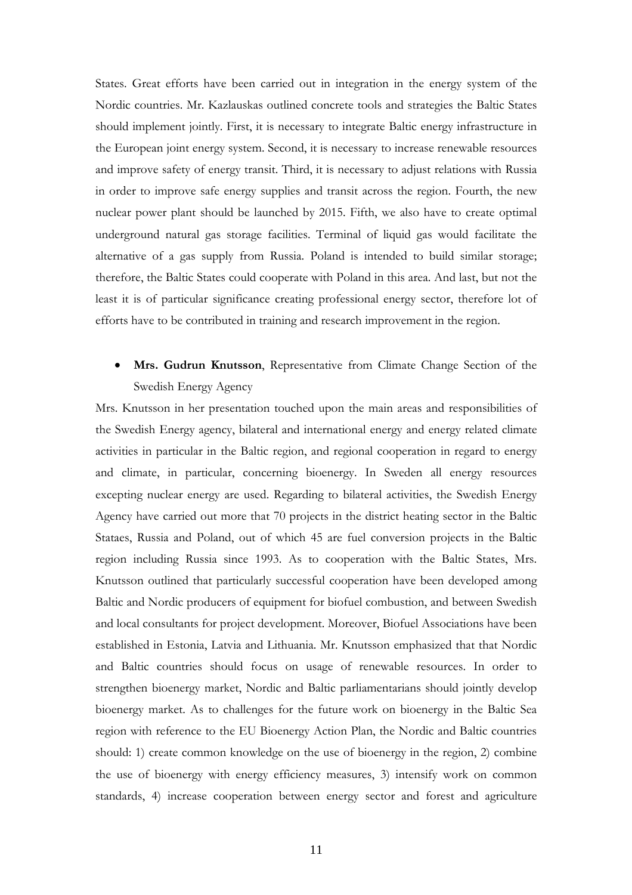States. Great efforts have been carried out in integration in the energy system of the Nordic countries. Mr. Kazlauskas outlined concrete tools and strategies the Baltic States should implement jointly. First, it is necessary to integrate Baltic energy infrastructure in the European joint energy system. Second, it is necessary to increase renewable resources and improve safety of energy transit. Third, it is necessary to adjust relations with Russia in order to improve safe energy supplies and transit across the region. Fourth, the new nuclear power plant should be launched by 2015. Fifth, we also have to create optimal underground natural gas storage facilities. Terminal of liquid gas would facilitate the alternative of a gas supply from Russia. Poland is intended to build similar storage; therefore, the Baltic States could cooperate with Poland in this area. And last, but not the least it is of particular significance creating professional energy sector, therefore lot of efforts have to be contributed in training and research improvement in the region.

- **Mrs. Gudrun Knutsson**, Representative from Climate Change Section of the Swedish Energy Agency

Mrs. Knutsson in her presentation touched upon the main areas and responsibilities of the Swedish Energy agency, bilateral and international energy and energy related climate activities in particular in the Baltic region, and regional cooperation in regard to energy and climate, in particular, concerning bioenergy. In Sweden all energy resources excepting nuclear energy are used. Regarding to bilateral activities, the Swedish Energy Agency have carried out more that 70 projects in the district heating sector in the Baltic Stataes, Russia and Poland, out of which 45 are fuel conversion projects in the Baltic region including Russia since 1993. As to cooperation with the Baltic States, Mrs. Knutsson outlined that particularly successful cooperation have been developed among Baltic and Nordic producers of equipment for biofuel combustion, and between Swedish and local consultants for project development. Moreover, Biofuel Associations have been established in Estonia, Latvia and Lithuania. Mr. Knutsson emphasized that that Nordic and Baltic countries should focus on usage of renewable resources. In order to strengthen bioenergy market, Nordic and Baltic parliamentarians should jointly develop bioenergy market. As to challenges for the future work on bioenergy in the Baltic Sea region with reference to the EU Bioenergy Action Plan, the Nordic and Baltic countries should: 1) create common knowledge on the use of bioenergy in the region, 2) combine the use of bioenergy with energy efficiency measures, 3) intensify work on common standards, 4) increase cooperation between energy sector and forest and agriculture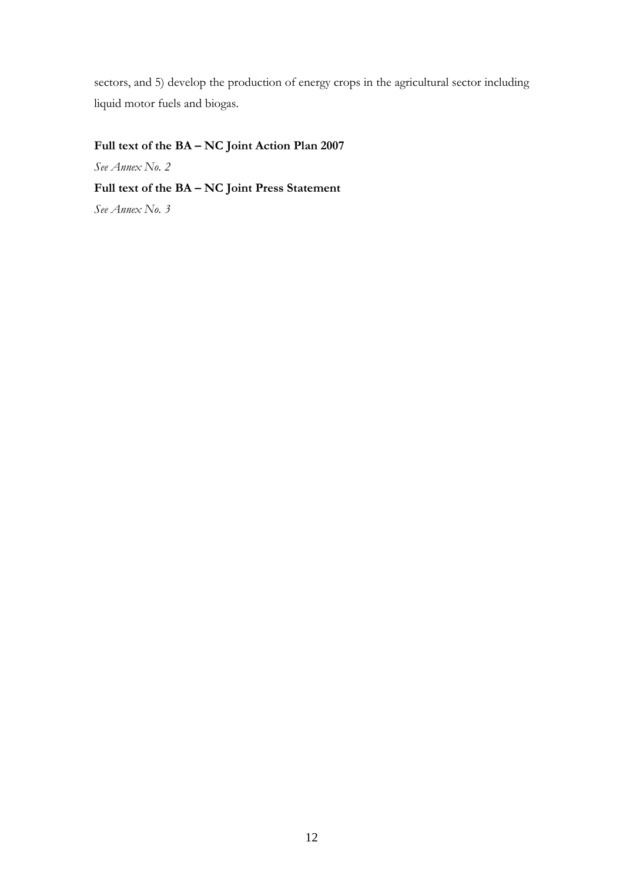sectors, and 5) develop the production of energy crops in the agricultural sector including liquid motor fuels and biogas.

**Full text of the BA – NC Joint Action Plan 2007**

*See Annex No. 2*

**Full text of the BA – NC Joint Press Statement**

*See Annex No. 3*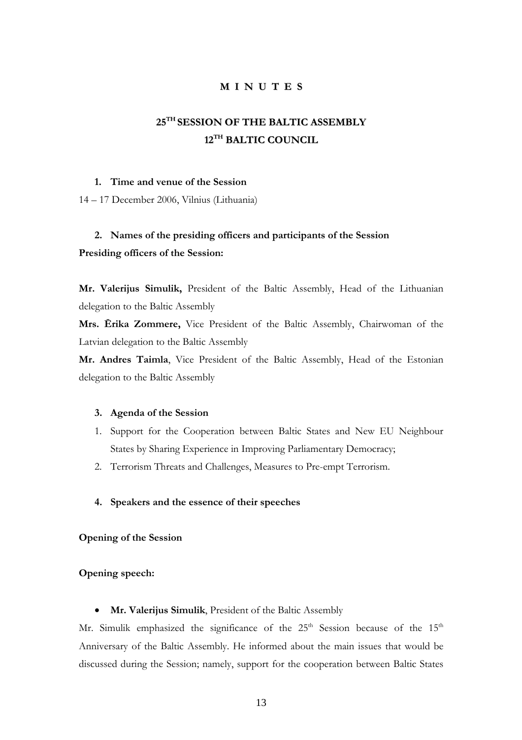# M I N U T E S

## 25TH SESSION OF THE BALTIC ASSEMBLY
## 12TH BALTIC COUNCIL

### 1. Time and venue of the Session

14 – 17 December 2006, Vilnius (Lithuania)

### 2. Names of the presiding officers and participants of the Session

**Presiding officers of the Session:**

**Mr. Valerijus Simulik,** President of the Baltic Assembly, Head of the Lithuanian delegation to the Baltic Assembly

**Mrs. Ērika Zommere,** Vice President of the Baltic Assembly, Chairwoman of the Latvian delegation to the Baltic Assembly

**Mr. Andres Taimla**, Vice President of the Baltic Assembly, Head of the Estonian delegation to the Baltic Assembly

### 3. Agenda of the Session

1. Support for the Cooperation between Baltic States and New EU Neighbour States by Sharing Experience in Improving Parliamentary Democracy;
2. Terrorism Threats and Challenges, Measures to Pre-empt Terrorism.

### 4. Speakers and the essence of their speeches

**Opening of the Session**

**Opening speech:**

- **Mr. Valerijus Simulik**, President of the Baltic Assembly

Mr. Simulik emphasized the significance of the 25th Session because of the 15th Anniversary of the Baltic Assembly. He informed about the main issues that would be discussed during the Session; namely, support for the cooperation between Baltic States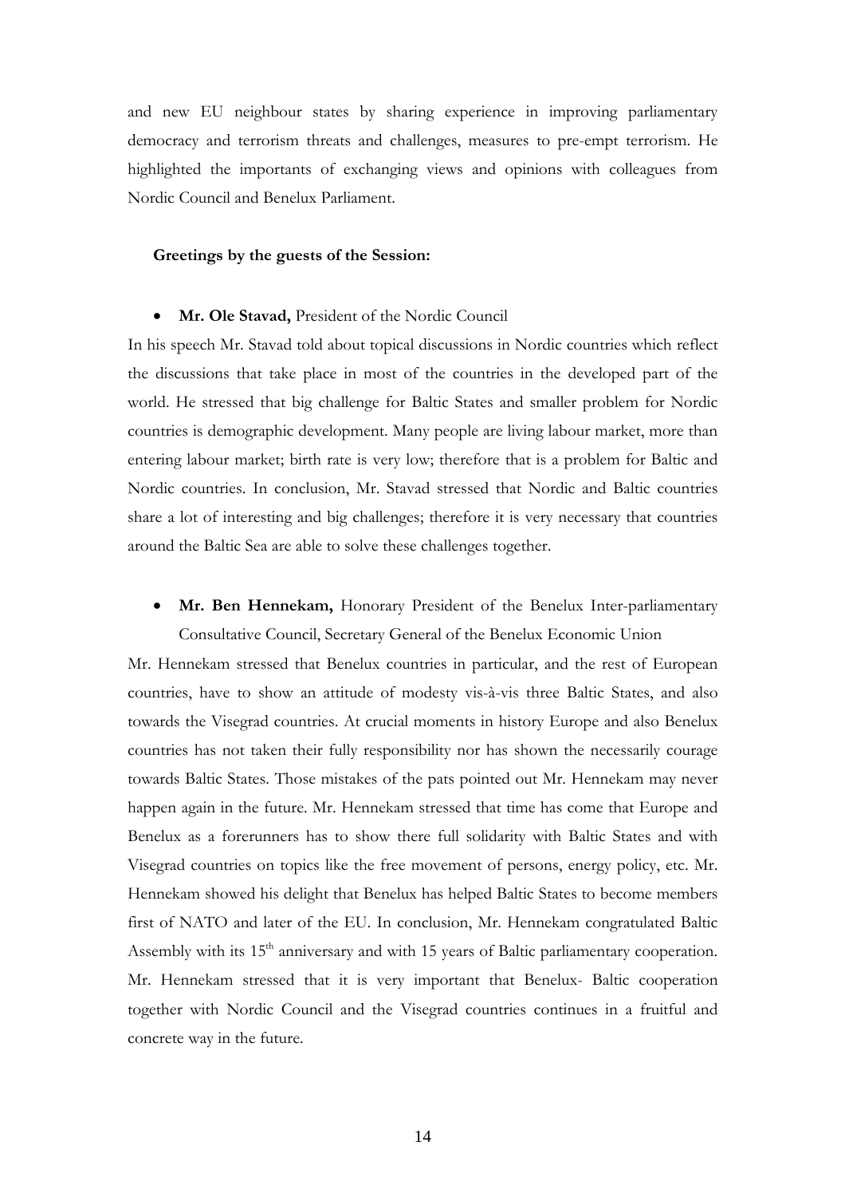and new EU neighbour states by sharing experience in improving parliamentary democracy and terrorism threats and challenges, measures to pre-empt terrorism. He highlighted the importants of exchanging views and opinions with colleagues from Nordic Council and Benelux Parliament.

**Greetings by the guests of the Session:**

- **Mr. Ole Stavad,** President of the Nordic Council

In his speech Mr. Stavad told about topical discussions in Nordic countries which reflect the discussions that take place in most of the countries in the developed part of the world. He stressed that big challenge for Baltic States and smaller problem for Nordic countries is demographic development. Many people are living labour market, more than entering labour market; birth rate is very low; therefore that is a problem for Baltic and Nordic countries. In conclusion, Mr. Stavad stressed that Nordic and Baltic countries share a lot of interesting and big challenges; therefore it is very necessary that countries around the Baltic Sea are able to solve these challenges together.

- **Mr. Ben Hennekam,** Honorary President of the Benelux Inter-parliamentary Consultative Council, Secretary General of the Benelux Economic Union

Mr. Hennekam stressed that Benelux countries in particular, and the rest of European countries, have to show an attitude of modesty vis-à-vis three Baltic States, and also towards the Visegrad countries. At crucial moments in history Europe and also Benelux countries has not taken their fully responsibility nor has shown the necessarily courage towards Baltic States. Those mistakes of the pats pointed out Mr. Hennekam may never happen again in the future. Mr. Hennekam stressed that time has come that Europe and Benelux as a forerunners has to show there full solidarity with Baltic States and with Visegrad countries on topics like the free movement of persons, energy policy, etc. Mr. Hennekam showed his delight that Benelux has helped Baltic States to become members first of NATO and later of the EU. In conclusion, Mr. Hennekam congratulated Baltic Assembly with its 15th anniversary and with 15 years of Baltic parliamentary cooperation. Mr. Hennekam stressed that it is very important that Benelux- Baltic cooperation together with Nordic Council and the Visegrad countries continues in a fruitful and concrete way in the future.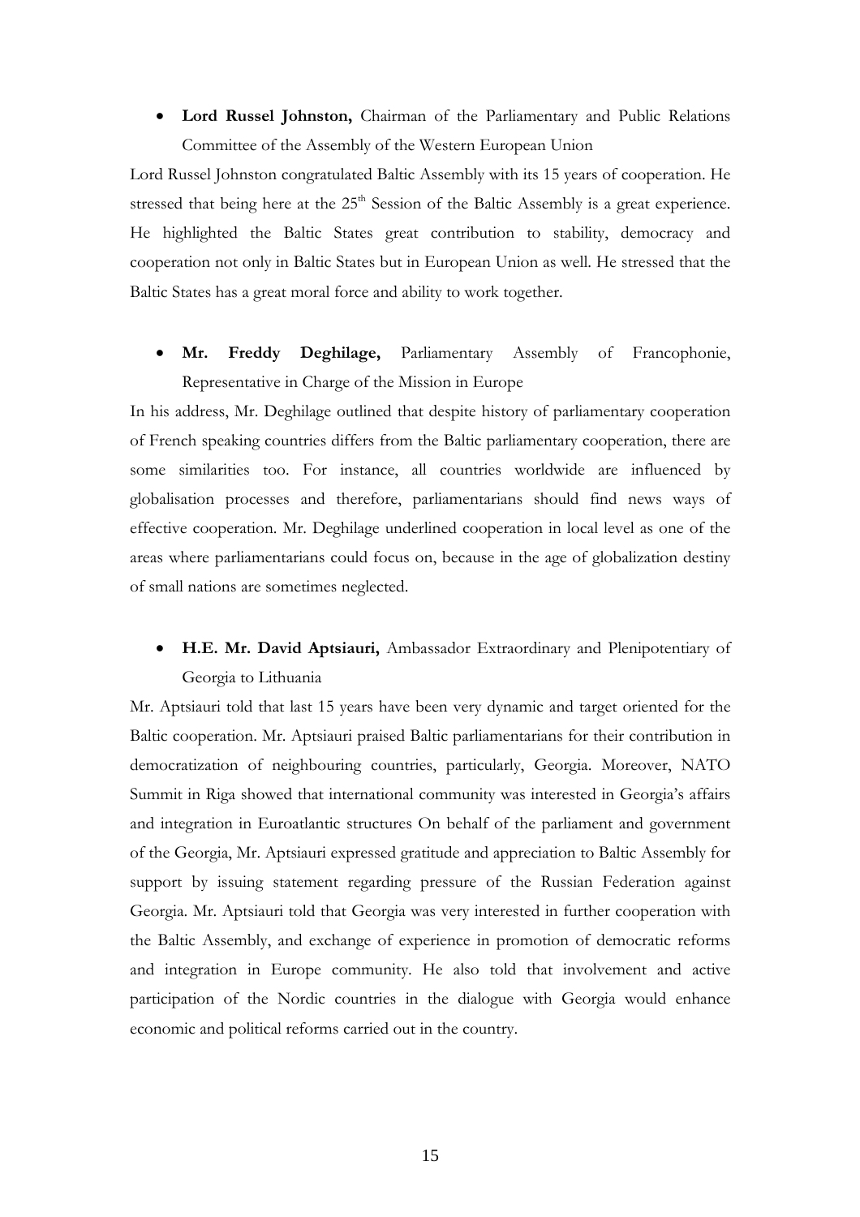- **Lord Russel Johnston,** Chairman of the Parliamentary and Public Relations Committee of the Assembly of the Western European Union

Lord Russel Johnston congratulated Baltic Assembly with its 15 years of cooperation. He stressed that being here at the 25th Session of the Baltic Assembly is a great experience. He highlighted the Baltic States great contribution to stability, democracy and cooperation not only in Baltic States but in European Union as well. He stressed that the Baltic States has a great moral force and ability to work together.

- **Mr. Freddy Deghilage,** Parliamentary Assembly of Francophonie, Representative in Charge of the Mission in Europe

In his address, Mr. Deghilage outlined that despite history of parliamentary cooperation of French speaking countries differs from the Baltic parliamentary cooperation, there are some similarities too. For instance, all countries worldwide are influenced by globalisation processes and therefore, parliamentarians should find news ways of effective cooperation. Mr. Deghilage underlined cooperation in local level as one of the areas where parliamentarians could focus on, because in the age of globalization destiny of small nations are sometimes neglected.

- **H.E. Mr. David Aptsiauri,** Ambassador Extraordinary and Plenipotentiary of Georgia to Lithuania

Mr. Aptsiauri told that last 15 years have been very dynamic and target oriented for the Baltic cooperation. Mr. Aptsiauri praised Baltic parliamentarians for their contribution in democratization of neighbouring countries, particularly, Georgia. Moreover, NATO Summit in Riga showed that international community was interested in Georgia's affairs and integration in Euroatlantic structures On behalf of the parliament and government of the Georgia, Mr. Aptsiauri expressed gratitude and appreciation to Baltic Assembly for support by issuing statement regarding pressure of the Russian Federation against Georgia. Mr. Aptsiauri told that Georgia was very interested in further cooperation with the Baltic Assembly, and exchange of experience in promotion of democratic reforms and integration in Europe community. He also told that involvement and active participation of the Nordic countries in the dialogue with Georgia would enhance economic and political reforms carried out in the country.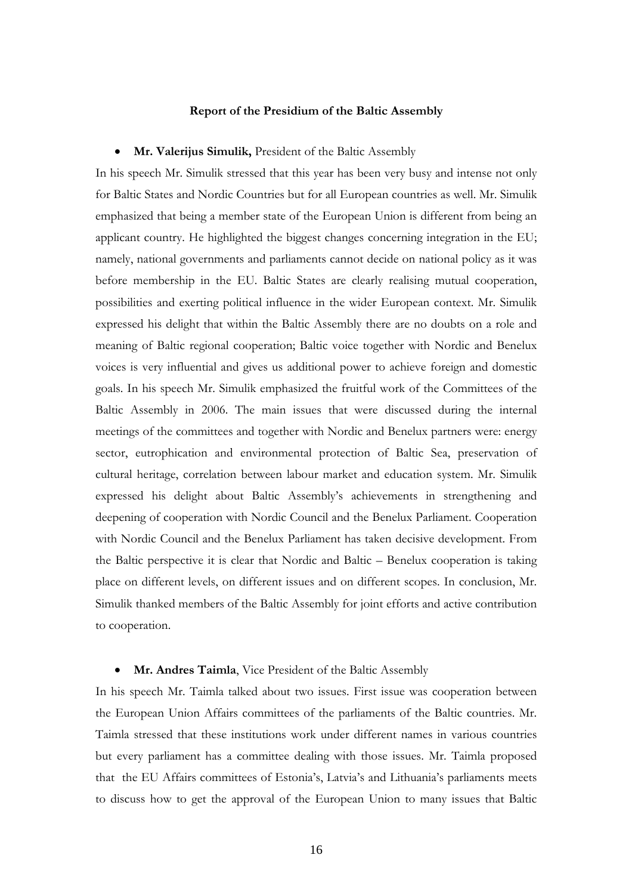**Report of the Presidium of the Baltic Assembly**

- **Mr. Valerijus Simulik,** President of the Baltic Assembly

In his speech Mr. Simulik stressed that this year has been very busy and intense not only for Baltic States and Nordic Countries but for all European countries as well. Mr. Simulik emphasized that being a member state of the European Union is different from being an applicant country. He highlighted the biggest changes concerning integration in the EU; namely, national governments and parliaments cannot decide on national policy as it was before membership in the EU. Baltic States are clearly realising mutual cooperation, possibilities and exerting political influence in the wider European context. Mr. Simulik expressed his delight that within the Baltic Assembly there are no doubts on a role and meaning of Baltic regional cooperation; Baltic voice together with Nordic and Benelux voices is very influential and gives us additional power to achieve foreign and domestic goals. In his speech Mr. Simulik emphasized the fruitful work of the Committees of the Baltic Assembly in 2006. The main issues that were discussed during the internal meetings of the committees and together with Nordic and Benelux partners were: energy sector, eutrophication and environmental protection of Baltic Sea, preservation of cultural heritage, correlation between labour market and education system. Mr. Simulik expressed his delight about Baltic Assembly's achievements in strengthening and deepening of cooperation with Nordic Council and the Benelux Parliament. Cooperation with Nordic Council and the Benelux Parliament has taken decisive development. From the Baltic perspective it is clear that Nordic and Baltic – Benelux cooperation is taking place on different levels, on different issues and on different scopes. In conclusion, Mr. Simulik thanked members of the Baltic Assembly for joint efforts and active contribution to cooperation.

- **Mr. Andres Taimla**, Vice President of the Baltic Assembly

In his speech Mr. Taimla talked about two issues. First issue was cooperation between the European Union Affairs committees of the parliaments of the Baltic countries. Mr. Taimla stressed that these institutions work under different names in various countries but every parliament has a committee dealing with those issues. Mr. Taimla proposed that the EU Affairs committees of Estonia's, Latvia's and Lithuania's parliaments meets to discuss how to get the approval of the European Union to many issues that Baltic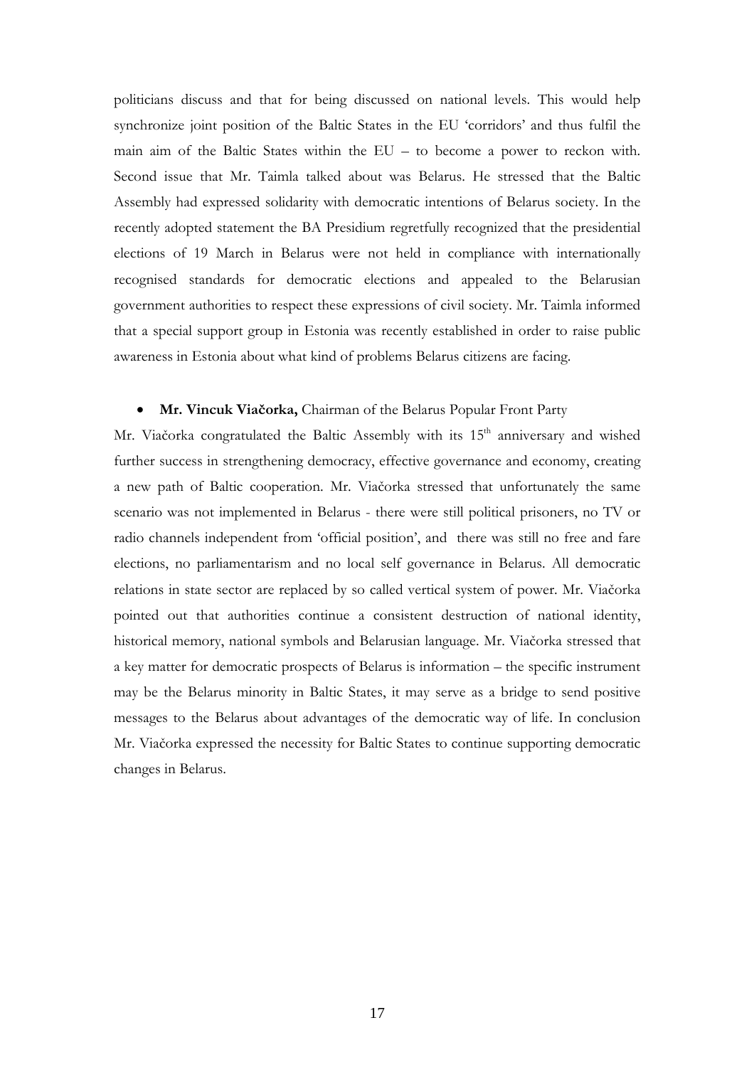politicians discuss and that for being discussed on national levels. This would help synchronize joint position of the Baltic States in the EU 'corridors' and thus fulfil the main aim of the Baltic States within the EU – to become a power to reckon with. Second issue that Mr. Taimla talked about was Belarus. He stressed that the Baltic Assembly had expressed solidarity with democratic intentions of Belarus society. In the recently adopted statement the BA Presidium regretfully recognized that the presidential elections of 19 March in Belarus were not held in compliance with internationally recognised standards for democratic elections and appealed to the Belarusian government authorities to respect these expressions of civil society. Mr. Taimla informed that a special support group in Estonia was recently established in order to raise public awareness in Estonia about what kind of problems Belarus citizens are facing.

- **Mr. Vincuk Viačorka,** Chairman of the Belarus Popular Front Party

Mr. Viačorka congratulated the Baltic Assembly with its 15th anniversary and wished further success in strengthening democracy, effective governance and economy, creating a new path of Baltic cooperation. Mr. Viačorka stressed that unfortunately the same scenario was not implemented in Belarus - there were still political prisoners, no TV or radio channels independent from 'official position', and there was still no free and fare elections, no parliamentarism and no local self governance in Belarus. All democratic relations in state sector are replaced by so called vertical system of power. Mr. Viačorka pointed out that authorities continue a consistent destruction of national identity, historical memory, national symbols and Belarusian language. Mr. Viačorka stressed that a key matter for democratic prospects of Belarus is information – the specific instrument may be the Belarus minority in Baltic States, it may serve as a bridge to send positive messages to the Belarus about advantages of the democratic way of life. In conclusion Mr. Viačorka expressed the necessity for Baltic States to continue supporting democratic changes in Belarus.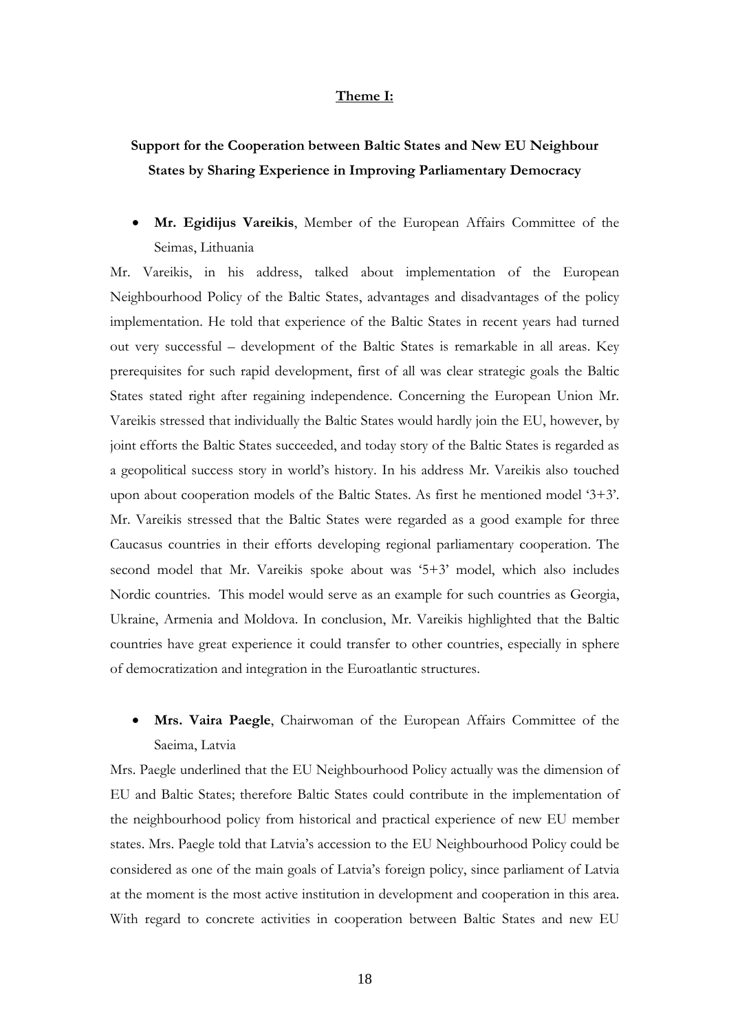**Theme I:**

## Support for the Cooperation between Baltic States and New EU Neighbour States by Sharing Experience in Improving Parliamentary Democracy

- **Mr. Egidijus Vareikis**, Member of the European Affairs Committee of the Seimas, Lithuania

Mr. Vareikis, in his address, talked about implementation of the European Neighbourhood Policy of the Baltic States, advantages and disadvantages of the policy implementation. He told that experience of the Baltic States in recent years had turned out very successful – development of the Baltic States is remarkable in all areas. Key prerequisites for such rapid development, first of all was clear strategic goals the Baltic States stated right after regaining independence. Concerning the European Union Mr. Vareikis stressed that individually the Baltic States would hardly join the EU, however, by joint efforts the Baltic States succeeded, and today story of the Baltic States is regarded as a geopolitical success story in world's history. In his address Mr. Vareikis also touched upon about cooperation models of the Baltic States. As first he mentioned model '3+3'. Mr. Vareikis stressed that the Baltic States were regarded as a good example for three Caucasus countries in their efforts developing regional parliamentary cooperation. The second model that Mr. Vareikis spoke about was '5+3' model, which also includes Nordic countries. This model would serve as an example for such countries as Georgia, Ukraine, Armenia and Moldova. In conclusion, Mr. Vareikis highlighted that the Baltic countries have great experience it could transfer to other countries, especially in sphere of democratization and integration in the Euroatlantic structures.

- **Mrs. Vaira Paegle**, Chairwoman of the European Affairs Committee of the Saeima, Latvia

Mrs. Paegle underlined that the EU Neighbourhood Policy actually was the dimension of EU and Baltic States; therefore Baltic States could contribute in the implementation of the neighbourhood policy from historical and practical experience of new EU member states. Mrs. Paegle told that Latvia's accession to the EU Neighbourhood Policy could be considered as one of the main goals of Latvia's foreign policy, since parliament of Latvia at the moment is the most active institution in development and cooperation in this area. With regard to concrete activities in cooperation between Baltic States and new EU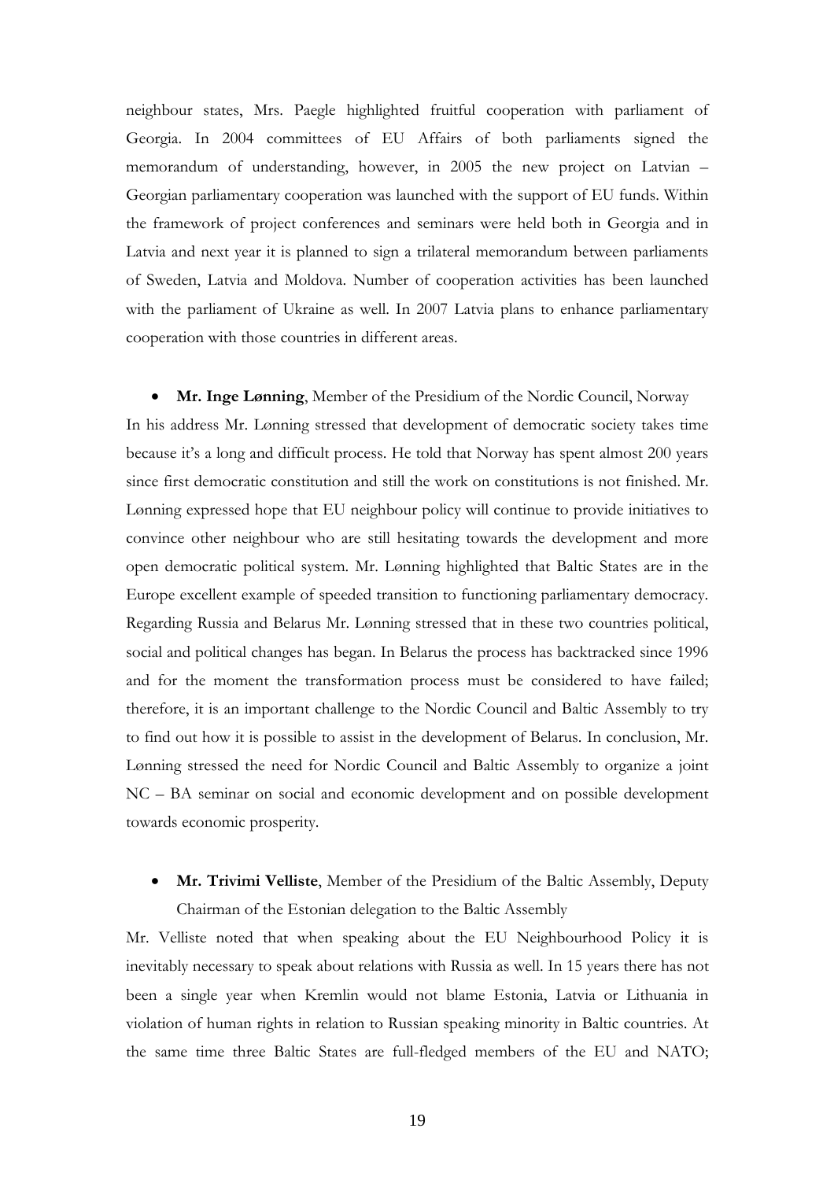neighbour states, Mrs. Paegle highlighted fruitful cooperation with parliament of Georgia. In 2004 committees of EU Affairs of both parliaments signed the memorandum of understanding, however, in 2005 the new project on Latvian – Georgian parliamentary cooperation was launched with the support of EU funds. Within the framework of project conferences and seminars were held both in Georgia and in Latvia and next year it is planned to sign a trilateral memorandum between parliaments of Sweden, Latvia and Moldova. Number of cooperation activities has been launched with the parliament of Ukraine as well. In 2007 Latvia plans to enhance parliamentary cooperation with those countries in different areas.

- **Mr. Inge Lønning**, Member of the Presidium of the Nordic Council, Norway

In his address Mr. Lønning stressed that development of democratic society takes time because it's a long and difficult process. He told that Norway has spent almost 200 years since first democratic constitution and still the work on constitutions is not finished. Mr. Lønning expressed hope that EU neighbour policy will continue to provide initiatives to convince other neighbour who are still hesitating towards the development and more open democratic political system. Mr. Lønning highlighted that Baltic States are in the Europe excellent example of speeded transition to functioning parliamentary democracy. Regarding Russia and Belarus Mr. Lønning stressed that in these two countries political, social and political changes has began. In Belarus the process has backtracked since 1996 and for the moment the transformation process must be considered to have failed; therefore, it is an important challenge to the Nordic Council and Baltic Assembly to try to find out how it is possible to assist in the development of Belarus. In conclusion, Mr. Lønning stressed the need for Nordic Council and Baltic Assembly to organize a joint NC – BA seminar on social and economic development and on possible development towards economic prosperity.

- **Mr. Trivimi Velliste**, Member of the Presidium of the Baltic Assembly, Deputy Chairman of the Estonian delegation to the Baltic Assembly

Mr. Velliste noted that when speaking about the EU Neighbourhood Policy it is inevitably necessary to speak about relations with Russia as well. In 15 years there has not been a single year when Kremlin would not blame Estonia, Latvia or Lithuania in violation of human rights in relation to Russian speaking minority in Baltic countries. At the same time three Baltic States are full-fledged members of the EU and NATO;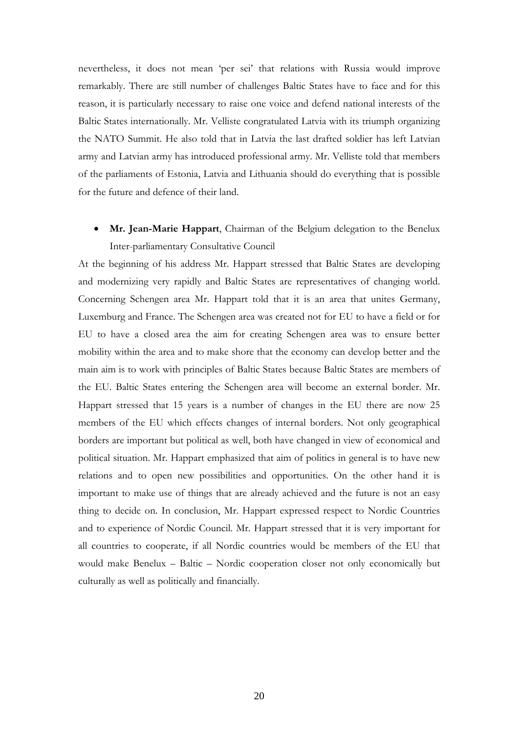nevertheless, it does not mean 'per sei' that relations with Russia would improve remarkably. There are still number of challenges Baltic States have to face and for this reason, it is particularly necessary to raise one voice and defend national interests of the Baltic States internationally. Mr. Velliste congratulated Latvia with its triumph organizing the NATO Summit. He also told that in Latvia the last drafted soldier has left Latvian army and Latvian army has introduced professional army. Mr. Velliste told that members of the parliaments of Estonia, Latvia and Lithuania should do everything that is possible for the future and defence of their land.

- **Mr. Jean-Marie Happart**, Chairman of the Belgium delegation to the Benelux Inter-parliamentary Consultative Council

At the beginning of his address Mr. Happart stressed that Baltic States are developing and modernizing very rapidly and Baltic States are representatives of changing world. Concerning Schengen area Mr. Happart told that it is an area that unites Germany, Luxemburg and France. The Schengen area was created not for EU to have a field or for EU to have a closed area the aim for creating Schengen area was to ensure better mobility within the area and to make shore that the economy can develop better and the main aim is to work with principles of Baltic States because Baltic States are members of the EU. Baltic States entering the Schengen area will become an external border. Mr. Happart stressed that 15 years is a number of changes in the EU there are now 25 members of the EU which effects changes of internal borders. Not only geographical borders are important but political as well, both have changed in view of economical and political situation. Mr. Happart emphasized that aim of politics in general is to have new relations and to open new possibilities and opportunities. On the other hand it is important to make use of things that are already achieved and the future is not an easy thing to decide on. In conclusion, Mr. Happart expressed respect to Nordic Countries and to experience of Nordic Council. Mr. Happart stressed that it is very important for all countries to cooperate, if all Nordic countries would be members of the EU that would make Benelux – Baltic – Nordic cooperation closer not only economically but culturally as well as politically and financially.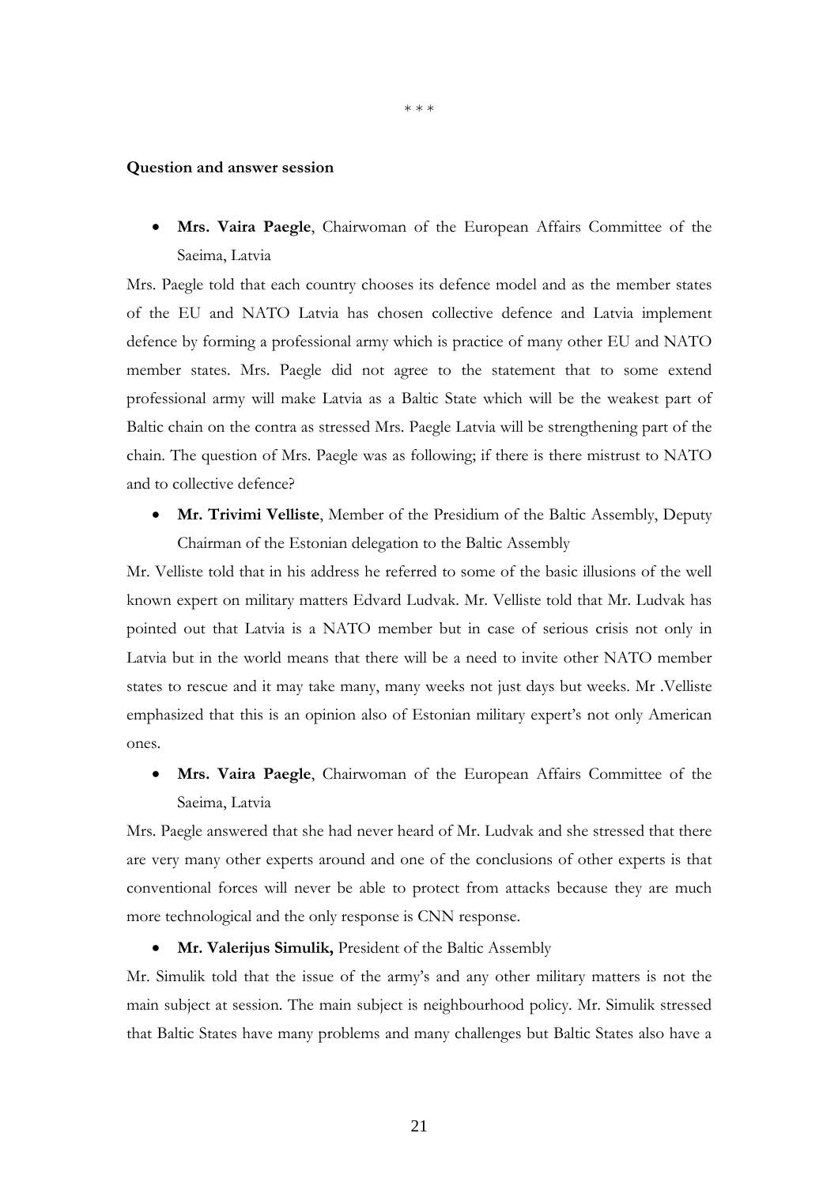\* \* \*

**Question and answer session**

- **Mrs. Vaira Paegle**, Chairwoman of the European Affairs Committee of the Saeima, Latvia

Mrs. Paegle told that each country chooses its defence model and as the member states of the EU and NATO Latvia has chosen collective defence and Latvia implement defence by forming a professional army which is practice of many other EU and NATO member states. Mrs. Paegle did not agree to the statement that to some extend professional army will make Latvia as a Baltic State which will be the weakest part of Baltic chain on the contra as stressed Mrs. Paegle Latvia will be strengthening part of the chain. The question of Mrs. Paegle was as following; if there is there mistrust to NATO and to collective defence?

- **Mr. Trivimi Velliste**, Member of the Presidium of the Baltic Assembly, Deputy Chairman of the Estonian delegation to the Baltic Assembly

Mr. Velliste told that in his address he referred to some of the basic illusions of the well known expert on military matters Edvard Ludvak. Mr. Velliste told that Mr. Ludvak has pointed out that Latvia is a NATO member but in case of serious crisis not only in Latvia but in the world means that there will be a need to invite other NATO member states to rescue and it may take many, many weeks not just days but weeks. Mr .Velliste emphasized that this is an opinion also of Estonian military expert's not only American ones.

- **Mrs. Vaira Paegle**, Chairwoman of the European Affairs Committee of the Saeima, Latvia

Mrs. Paegle answered that she had never heard of Mr. Ludvak and she stressed that there are very many other experts around and one of the conclusions of other experts is that conventional forces will never be able to protect from attacks because they are much more technological and the only response is CNN response.

- **Mr. Valerijus Simulik,** President of the Baltic Assembly

Mr. Simulik told that the issue of the army's and any other military matters is not the main subject at session. The main subject is neighbourhood policy. Mr. Simulik stressed that Baltic States have many problems and many challenges but Baltic States also have a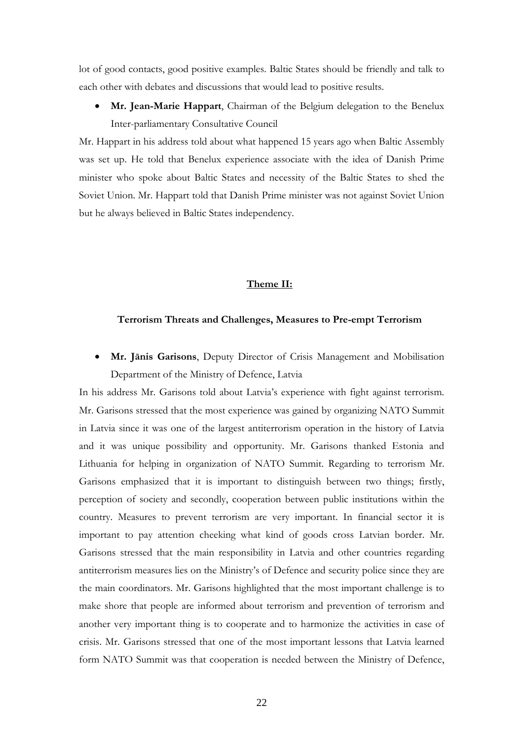lot of good contacts, good positive examples. Baltic States should be friendly and talk to each other with debates and discussions that would lead to positive results.

- **Mr. Jean-Marie Happart**, Chairman of the Belgium delegation to the Benelux Inter-parliamentary Consultative Council

Mr. Happart in his address told about what happened 15 years ago when Baltic Assembly was set up. He told that Benelux experience associate with the idea of Danish Prime minister who spoke about Baltic States and necessity of the Baltic States to shed the Soviet Union. Mr. Happart told that Danish Prime minister was not against Soviet Union but he always believed in Baltic States independency.

## Theme II:

### Terrorism Threats and Challenges, Measures to Pre-empt Terrorism

- **Mr. Jānis Garisons**, Deputy Director of Crisis Management and Mobilisation Department of the Ministry of Defence, Latvia

In his address Mr. Garisons told about Latvia's experience with fight against terrorism. Mr. Garisons stressed that the most experience was gained by organizing NATO Summit in Latvia since it was one of the largest antiterrorism operation in the history of Latvia and it was unique possibility and opportunity. Mr. Garisons thanked Estonia and Lithuania for helping in organization of NATO Summit. Regarding to terrorism Mr. Garisons emphasized that it is important to distinguish between two things; firstly, perception of society and secondly, cooperation between public institutions within the country. Measures to prevent terrorism are very important. In financial sector it is important to pay attention cheeking what kind of goods cross Latvian border. Mr. Garisons stressed that the main responsibility in Latvia and other countries regarding antiterrorism measures lies on the Ministry's of Defence and security police since they are the main coordinators. Mr. Garisons highlighted that the most important challenge is to make shore that people are informed about terrorism and prevention of terrorism and another very important thing is to cooperate and to harmonize the activities in case of crisis. Mr. Garisons stressed that one of the most important lessons that Latvia learned form NATO Summit was that cooperation is needed between the Ministry of Defence,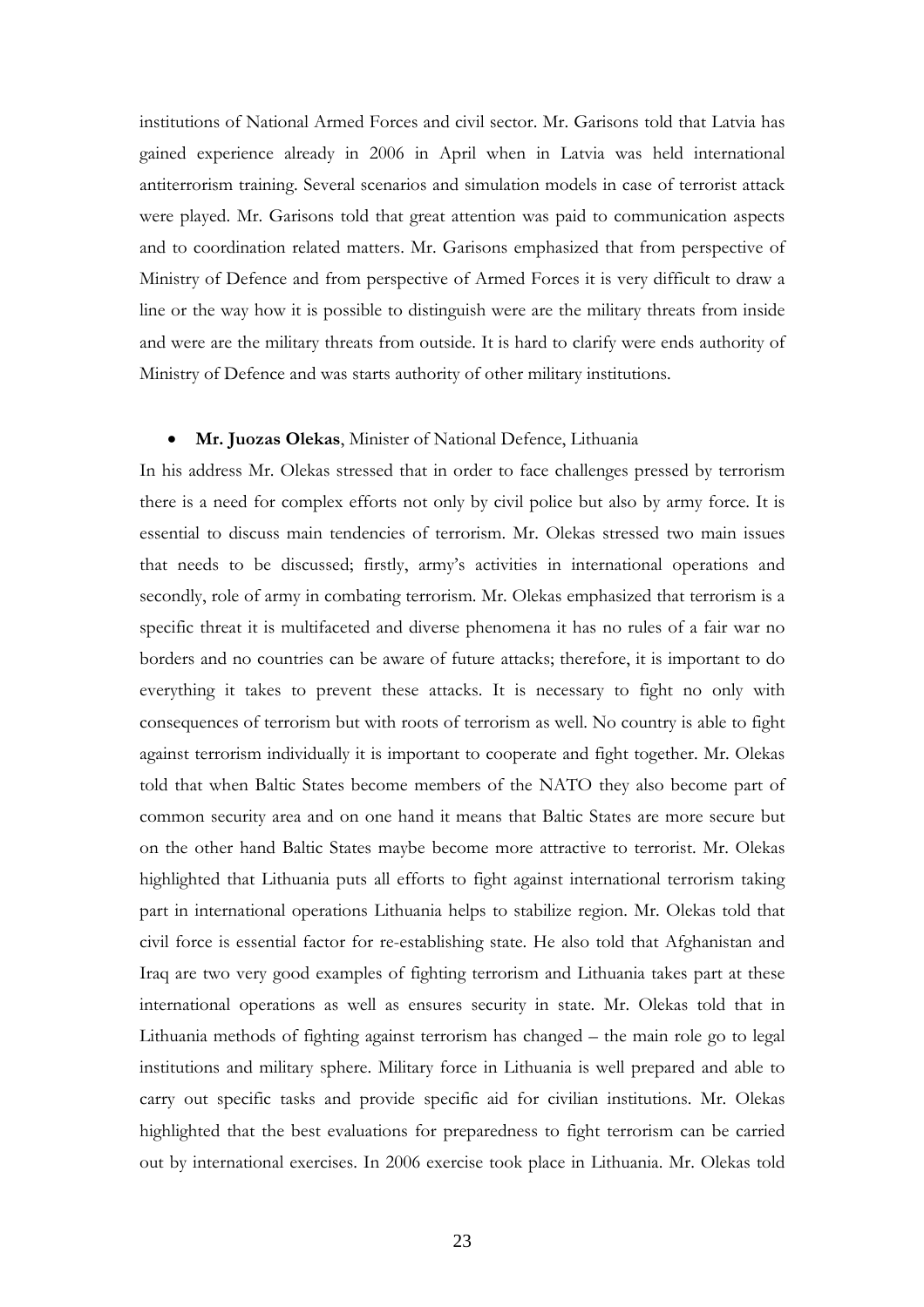institutions of National Armed Forces and civil sector. Mr. Garisons told that Latvia has gained experience already in 2006 in April when in Latvia was held international antiterrorism training. Several scenarios and simulation models in case of terrorist attack were played. Mr. Garisons told that great attention was paid to communication aspects and to coordination related matters. Mr. Garisons emphasized that from perspective of Ministry of Defence and from perspective of Armed Forces it is very difficult to draw a line or the way how it is possible to distinguish were are the military threats from inside and were are the military threats from outside. It is hard to clarify were ends authority of Ministry of Defence and was starts authority of other military institutions.

- **Mr. Juozas Olekas**, Minister of National Defence, Lithuania

In his address Mr. Olekas stressed that in order to face challenges pressed by terrorism there is a need for complex efforts not only by civil police but also by army force. It is essential to discuss main tendencies of terrorism. Mr. Olekas stressed two main issues that needs to be discussed; firstly, army's activities in international operations and secondly, role of army in combating terrorism. Mr. Olekas emphasized that terrorism is a specific threat it is multifaceted and diverse phenomena it has no rules of a fair war no borders and no countries can be aware of future attacks; therefore, it is important to do everything it takes to prevent these attacks. It is necessary to fight no only with consequences of terrorism but with roots of terrorism as well. No country is able to fight against terrorism individually it is important to cooperate and fight together. Mr. Olekas told that when Baltic States become members of the NATO they also become part of common security area and on one hand it means that Baltic States are more secure but on the other hand Baltic States maybe become more attractive to terrorist. Mr. Olekas highlighted that Lithuania puts all efforts to fight against international terrorism taking part in international operations Lithuania helps to stabilize region. Mr. Olekas told that civil force is essential factor for re-establishing state. He also told that Afghanistan and Iraq are two very good examples of fighting terrorism and Lithuania takes part at these international operations as well as ensures security in state. Mr. Olekas told that in Lithuania methods of fighting against terrorism has changed – the main role go to legal institutions and military sphere. Military force in Lithuania is well prepared and able to carry out specific tasks and provide specific aid for civilian institutions. Mr. Olekas highlighted that the best evaluations for preparedness to fight terrorism can be carried out by international exercises. In 2006 exercise took place in Lithuania. Mr. Olekas told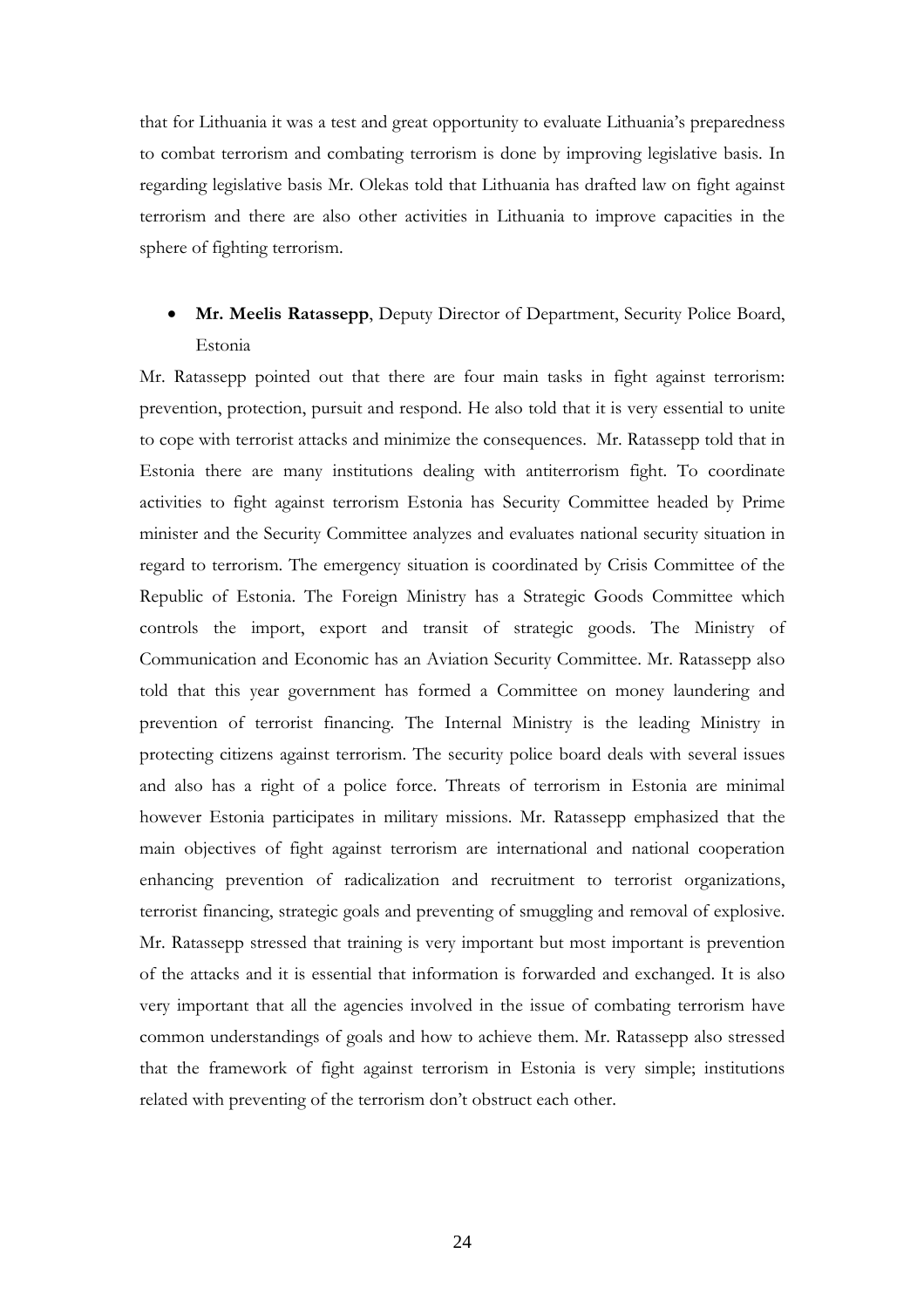that for Lithuania it was a test and great opportunity to evaluate Lithuania's preparedness to combat terrorism and combating terrorism is done by improving legislative basis. In regarding legislative basis Mr. Olekas told that Lithuania has drafted law on fight against terrorism and there are also other activities in Lithuania to improve capacities in the sphere of fighting terrorism.

- **Mr. Meelis Ratassepp**, Deputy Director of Department, Security Police Board, Estonia

Mr. Ratassepp pointed out that there are four main tasks in fight against terrorism: prevention, protection, pursuit and respond. He also told that it is very essential to unite to cope with terrorist attacks and minimize the consequences. Mr. Ratassepp told that in Estonia there are many institutions dealing with antiterrorism fight. To coordinate activities to fight against terrorism Estonia has Security Committee headed by Prime minister and the Security Committee analyzes and evaluates national security situation in regard to terrorism. The emergency situation is coordinated by Crisis Committee of the Republic of Estonia. The Foreign Ministry has a Strategic Goods Committee which controls the import, export and transit of strategic goods. The Ministry of Communication and Economic has an Aviation Security Committee. Mr. Ratassepp also told that this year government has formed a Committee on money laundering and prevention of terrorist financing. The Internal Ministry is the leading Ministry in protecting citizens against terrorism. The security police board deals with several issues and also has a right of a police force. Threats of terrorism in Estonia are minimal however Estonia participates in military missions. Mr. Ratassepp emphasized that the main objectives of fight against terrorism are international and national cooperation enhancing prevention of radicalization and recruitment to terrorist organizations, terrorist financing, strategic goals and preventing of smuggling and removal of explosive. Mr. Ratassepp stressed that training is very important but most important is prevention of the attacks and it is essential that information is forwarded and exchanged. It is also very important that all the agencies involved in the issue of combating terrorism have common understandings of goals and how to achieve them. Mr. Ratassepp also stressed that the framework of fight against terrorism in Estonia is very simple; institutions related with preventing of the terrorism don't obstruct each other.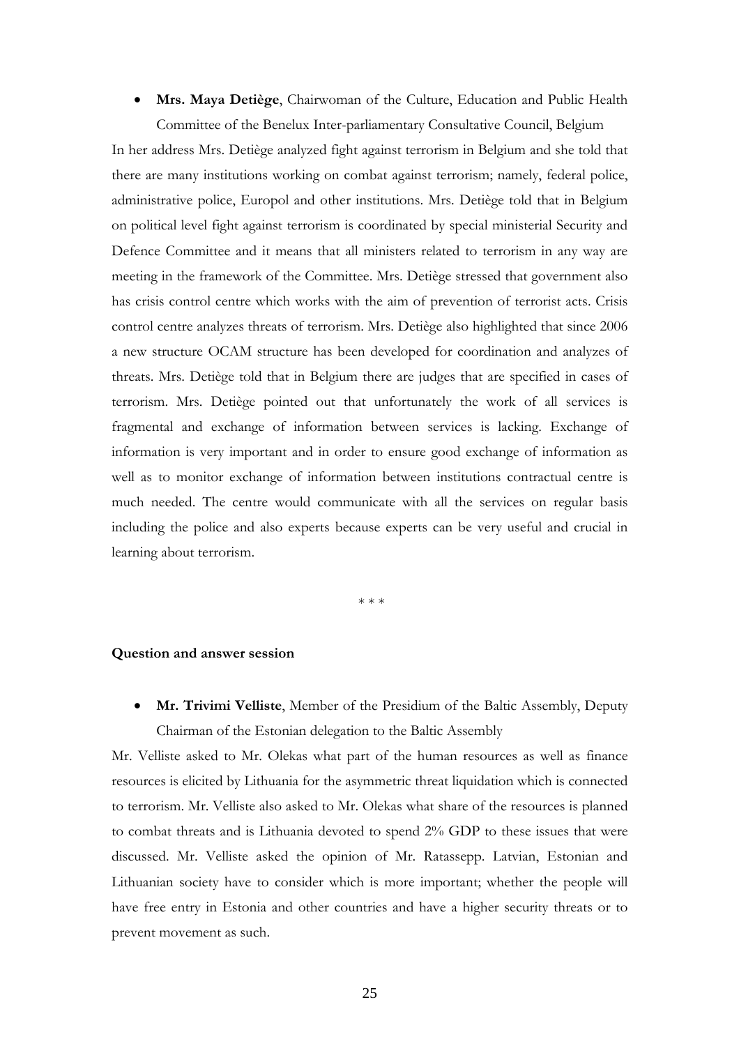- **Mrs. Maya Detiège**, Chairwoman of the Culture, Education and Public Health Committee of the Benelux Inter-parliamentary Consultative Council, Belgium

In her address Mrs. Detiège analyzed fight against terrorism in Belgium and she told that there are many institutions working on combat against terrorism; namely, federal police, administrative police, Europol and other institutions. Mrs. Detiège told that in Belgium on political level fight against terrorism is coordinated by special ministerial Security and Defence Committee and it means that all ministers related to terrorism in any way are meeting in the framework of the Committee. Mrs. Detiège stressed that government also has crisis control centre which works with the aim of prevention of terrorist acts. Crisis control centre analyzes threats of terrorism. Mrs. Detiège also highlighted that since 2006 a new structure OCAM structure has been developed for coordination and analyzes of threats. Mrs. Detiège told that in Belgium there are judges that are specified in cases of terrorism. Mrs. Detiège pointed out that unfortunately the work of all services is fragmental and exchange of information between services is lacking. Exchange of information is very important and in order to ensure good exchange of information as well as to monitor exchange of information between institutions contractual centre is much needed. The centre would communicate with all the services on regular basis including the police and also experts because experts can be very useful and crucial in learning about terrorism.

\* \* \*

**Question and answer session**

- **Mr. Trivimi Velliste**, Member of the Presidium of the Baltic Assembly, Deputy Chairman of the Estonian delegation to the Baltic Assembly

Mr. Velliste asked to Mr. Olekas what part of the human resources as well as finance resources is elicited by Lithuania for the asymmetric threat liquidation which is connected to terrorism. Mr. Velliste also asked to Mr. Olekas what share of the resources is planned to combat threats and is Lithuania devoted to spend 2% GDP to these issues that were discussed. Mr. Velliste asked the opinion of Mr. Ratassepp. Latvian, Estonian and Lithuanian society have to consider which is more important; whether the people will have free entry in Estonia and other countries and have a higher security threats or to prevent movement as such.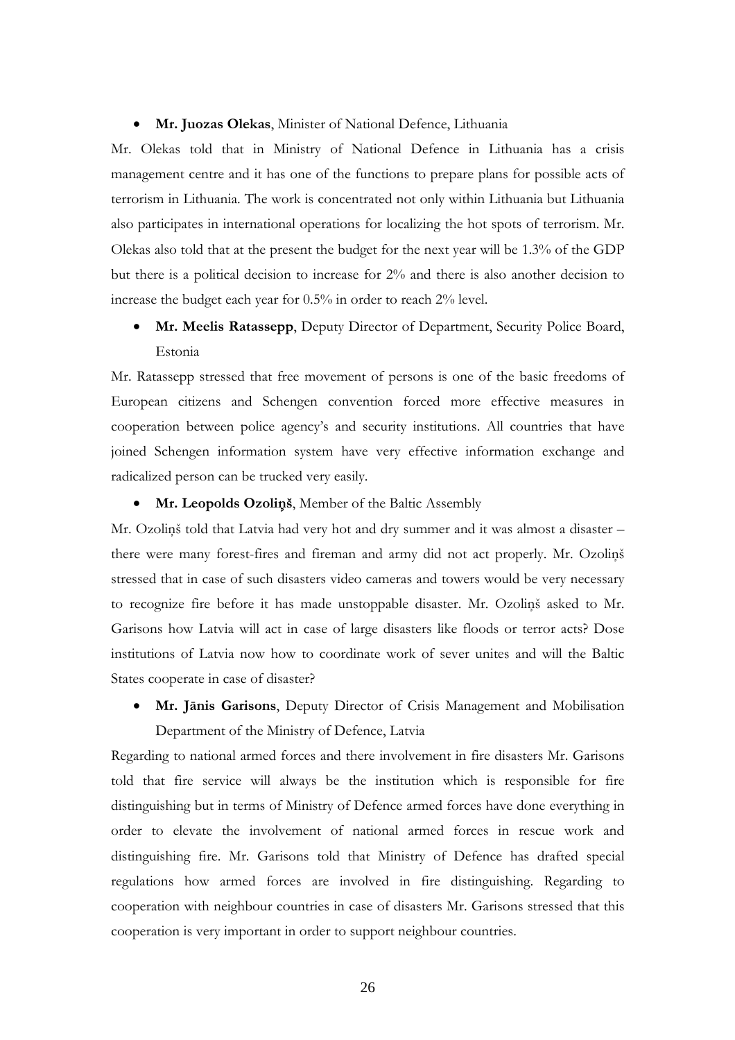- **Mr. Juozas Olekas**, Minister of National Defence, Lithuania

Mr. Olekas told that in Ministry of National Defence in Lithuania has a crisis management centre and it has one of the functions to prepare plans for possible acts of terrorism in Lithuania. The work is concentrated not only within Lithuania but Lithuania also participates in international operations for localizing the hot spots of terrorism. Mr. Olekas also told that at the present the budget for the next year will be 1.3% of the GDP but there is a political decision to increase for 2% and there is also another decision to increase the budget each year for 0.5% in order to reach 2% level.

- **Mr. Meelis Ratassepp**, Deputy Director of Department, Security Police Board, Estonia

Mr. Ratassepp stressed that free movement of persons is one of the basic freedoms of European citizens and Schengen convention forced more effective measures in cooperation between police agency's and security institutions. All countries that have joined Schengen information system have very effective information exchange and radicalized person can be trucked very easily.

- **Mr. Leopolds Ozoliņš**, Member of the Baltic Assembly

Mr. Ozoliņš told that Latvia had very hot and dry summer and it was almost a disaster – there were many forest-fires and fireman and army did not act properly. Mr. Ozoliņš stressed that in case of such disasters video cameras and towers would be very necessary to recognize fire before it has made unstoppable disaster. Mr. Ozoliņš asked to Mr. Garisons how Latvia will act in case of large disasters like floods or terror acts? Dose institutions of Latvia now how to coordinate work of sever unites and will the Baltic States cooperate in case of disaster?

- **Mr. Jānis Garisons**, Deputy Director of Crisis Management and Mobilisation Department of the Ministry of Defence, Latvia

Regarding to national armed forces and there involvement in fire disasters Mr. Garisons told that fire service will always be the institution which is responsible for fire distinguishing but in terms of Ministry of Defence armed forces have done everything in order to elevate the involvement of national armed forces in rescue work and distinguishing fire. Mr. Garisons told that Ministry of Defence has drafted special regulations how armed forces are involved in fire distinguishing. Regarding to cooperation with neighbour countries in case of disasters Mr. Garisons stressed that this cooperation is very important in order to support neighbour countries.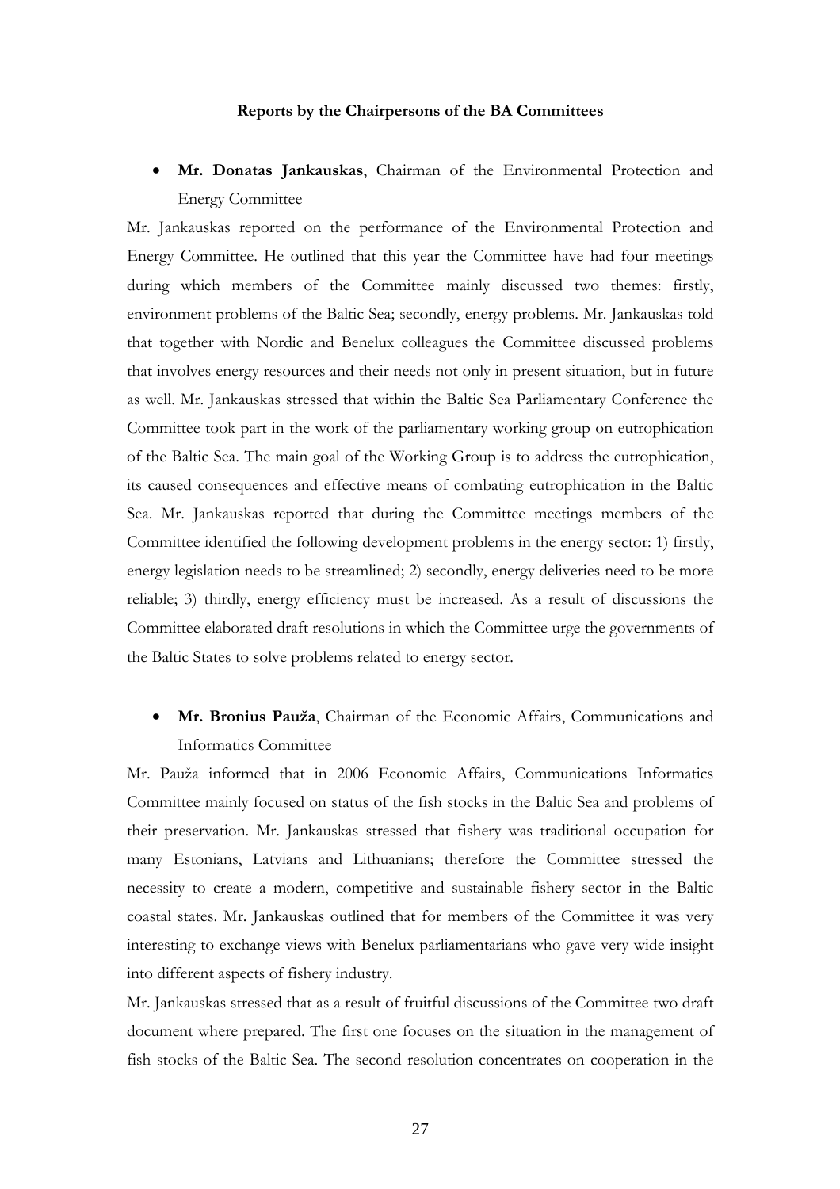**Reports by the Chairpersons of the BA Committees**

- **Mr. Donatas Jankauskas**, Chairman of the Environmental Protection and Energy Committee

Mr. Jankauskas reported on the performance of the Environmental Protection and Energy Committee. He outlined that this year the Committee have had four meetings during which members of the Committee mainly discussed two themes: firstly, environment problems of the Baltic Sea; secondly, energy problems. Mr. Jankauskas told that together with Nordic and Benelux colleagues the Committee discussed problems that involves energy resources and their needs not only in present situation, but in future as well. Mr. Jankauskas stressed that within the Baltic Sea Parliamentary Conference the Committee took part in the work of the parliamentary working group on eutrophication of the Baltic Sea. The main goal of the Working Group is to address the eutrophication, its caused consequences and effective means of combating eutrophication in the Baltic Sea. Mr. Jankauskas reported that during the Committee meetings members of the Committee identified the following development problems in the energy sector: 1) firstly, energy legislation needs to be streamlined; 2) secondly, energy deliveries need to be more reliable; 3) thirdly, energy efficiency must be increased. As a result of discussions the Committee elaborated draft resolutions in which the Committee urge the governments of the Baltic States to solve problems related to energy sector.

- **Mr. Bronius Pauža**, Chairman of the Economic Affairs, Communications and Informatics Committee

Mr. Pauža informed that in 2006 Economic Affairs, Communications Informatics Committee mainly focused on status of the fish stocks in the Baltic Sea and problems of their preservation. Mr. Jankauskas stressed that fishery was traditional occupation for many Estonians, Latvians and Lithuanians; therefore the Committee stressed the necessity to create a modern, competitive and sustainable fishery sector in the Baltic coastal states. Mr. Jankauskas outlined that for members of the Committee it was very interesting to exchange views with Benelux parliamentarians who gave very wide insight into different aspects of fishery industry.

Mr. Jankauskas stressed that as a result of fruitful discussions of the Committee two draft document where prepared. The first one focuses on the situation in the management of fish stocks of the Baltic Sea. The second resolution concentrates on cooperation in the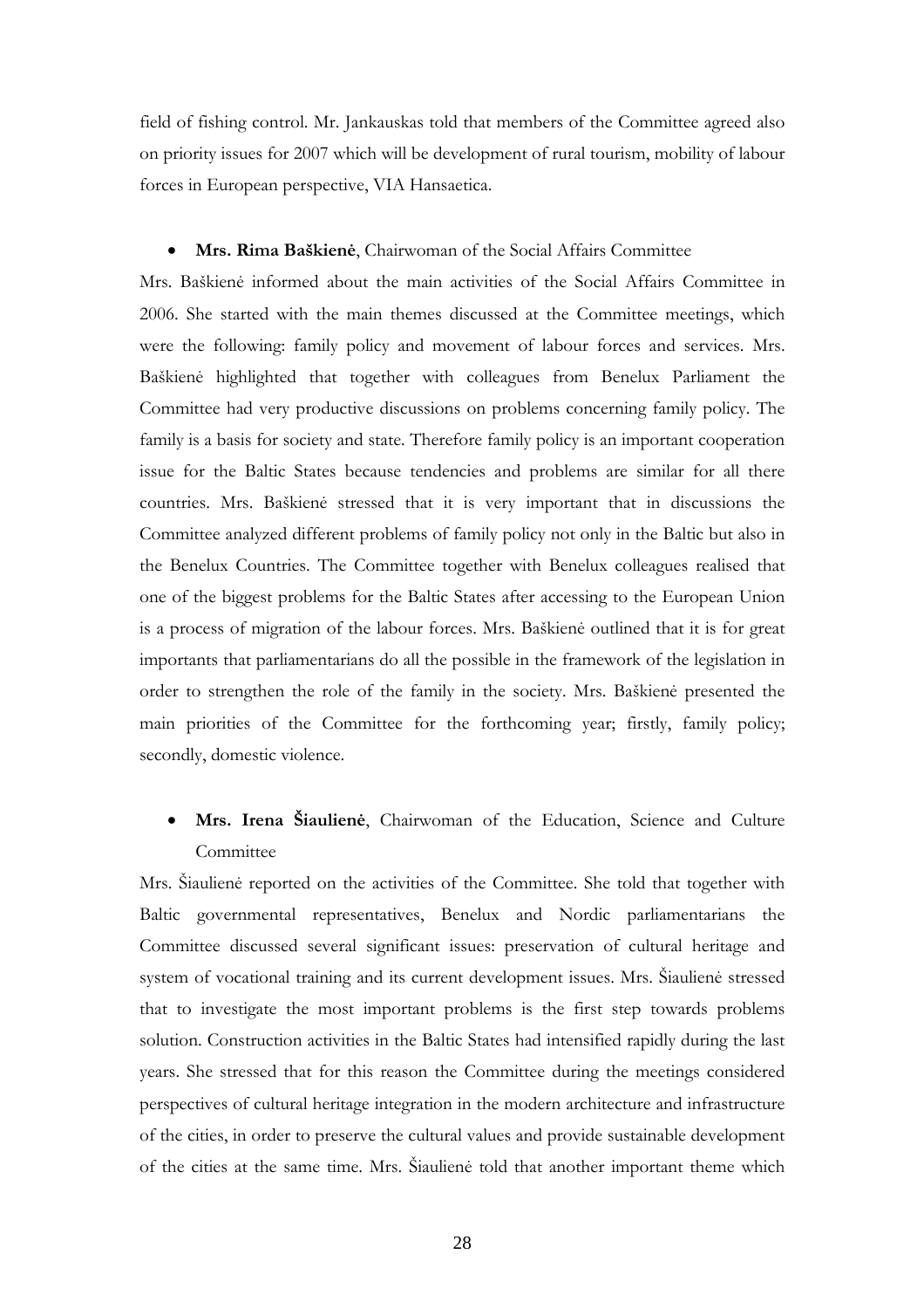field of fishing control. Mr. Jankauskas told that members of the Committee agreed also on priority issues for 2007 which will be development of rural tourism, mobility of labour forces in European perspective, VIA Hansaetica.

- **Mrs. Rima Baškienė**, Chairwoman of the Social Affairs Committee

Mrs. Baškienė informed about the main activities of the Social Affairs Committee in 2006. She started with the main themes discussed at the Committee meetings, which were the following: family policy and movement of labour forces and services. Mrs. Baškienė highlighted that together with colleagues from Benelux Parliament the Committee had very productive discussions on problems concerning family policy. The family is a basis for society and state. Therefore family policy is an important cooperation issue for the Baltic States because tendencies and problems are similar for all there countries. Mrs. Baškienė stressed that it is very important that in discussions the Committee analyzed different problems of family policy not only in the Baltic but also in the Benelux Countries. The Committee together with Benelux colleagues realised that one of the biggest problems for the Baltic States after accessing to the European Union is a process of migration of the labour forces. Mrs. Baškienė outlined that it is for great importants that parliamentarians do all the possible in the framework of the legislation in order to strengthen the role of the family in the society. Mrs. Baškienė presented the main priorities of the Committee for the forthcoming year; firstly, family policy; secondly, domestic violence.

- **Mrs. Irena Šiaulienė**, Chairwoman of the Education, Science and Culture Committee

Mrs. Šiaulienė reported on the activities of the Committee. She told that together with Baltic governmental representatives, Benelux and Nordic parliamentarians the Committee discussed several significant issues: preservation of cultural heritage and system of vocational training and its current development issues. Mrs. Šiaulienė stressed that to investigate the most important problems is the first step towards problems solution. Construction activities in the Baltic States had intensified rapidly during the last years. She stressed that for this reason the Committee during the meetings considered perspectives of cultural heritage integration in the modern architecture and infrastructure of the cities, in order to preserve the cultural values and provide sustainable development of the cities at the same time. Mrs. Šiaulienė told that another important theme which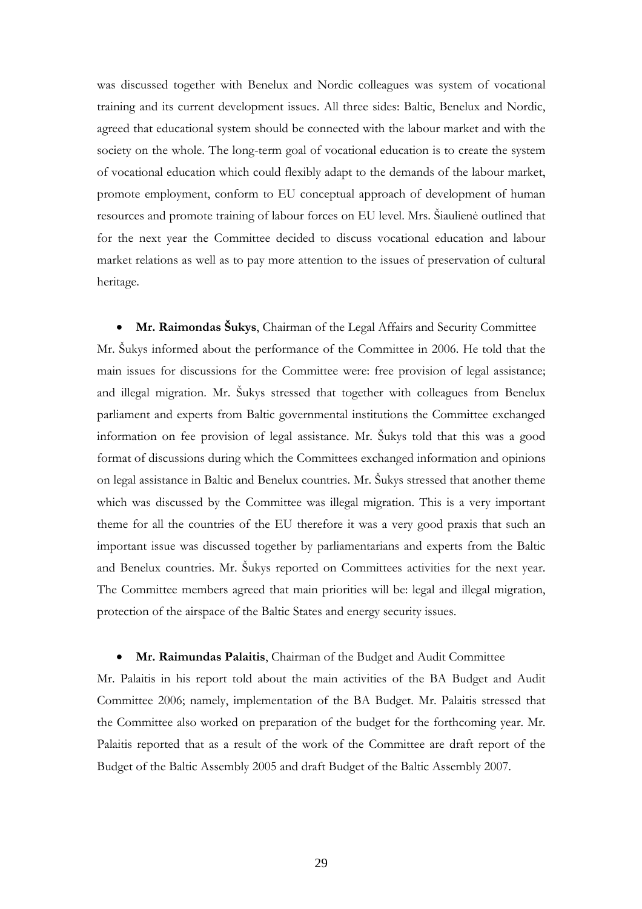was discussed together with Benelux and Nordic colleagues was system of vocational training and its current development issues. All three sides: Baltic, Benelux and Nordic, agreed that educational system should be connected with the labour market and with the society on the whole. The long-term goal of vocational education is to create the system of vocational education which could flexibly adapt to the demands of the labour market, promote employment, conform to EU conceptual approach of development of human resources and promote training of labour forces on EU level. Mrs. Šiaulienė outlined that for the next year the Committee decided to discuss vocational education and labour market relations as well as to pay more attention to the issues of preservation of cultural heritage.

- **Mr. Raimondas Šukys**, Chairman of the Legal Affairs and Security Committee

Mr. Šukys informed about the performance of the Committee in 2006. He told that the main issues for discussions for the Committee were: free provision of legal assistance; and illegal migration. Mr. Šukys stressed that together with colleagues from Benelux parliament and experts from Baltic governmental institutions the Committee exchanged information on fee provision of legal assistance. Mr. Šukys told that this was a good format of discussions during which the Committees exchanged information and opinions on legal assistance in Baltic and Benelux countries. Mr. Šukys stressed that another theme which was discussed by the Committee was illegal migration. This is a very important theme for all the countries of the EU therefore it was a very good praxis that such an important issue was discussed together by parliamentarians and experts from the Baltic and Benelux countries. Mr. Šukys reported on Committees activities for the next year. The Committee members agreed that main priorities will be: legal and illegal migration, protection of the airspace of the Baltic States and energy security issues.

- **Mr. Raimundas Palaitis**, Chairman of the Budget and Audit Committee

Mr. Palaitis in his report told about the main activities of the BA Budget and Audit Committee 2006; namely, implementation of the BA Budget. Mr. Palaitis stressed that the Committee also worked on preparation of the budget for the forthcoming year. Mr. Palaitis reported that as a result of the work of the Committee are draft report of the Budget of the Baltic Assembly 2005 and draft Budget of the Baltic Assembly 2007.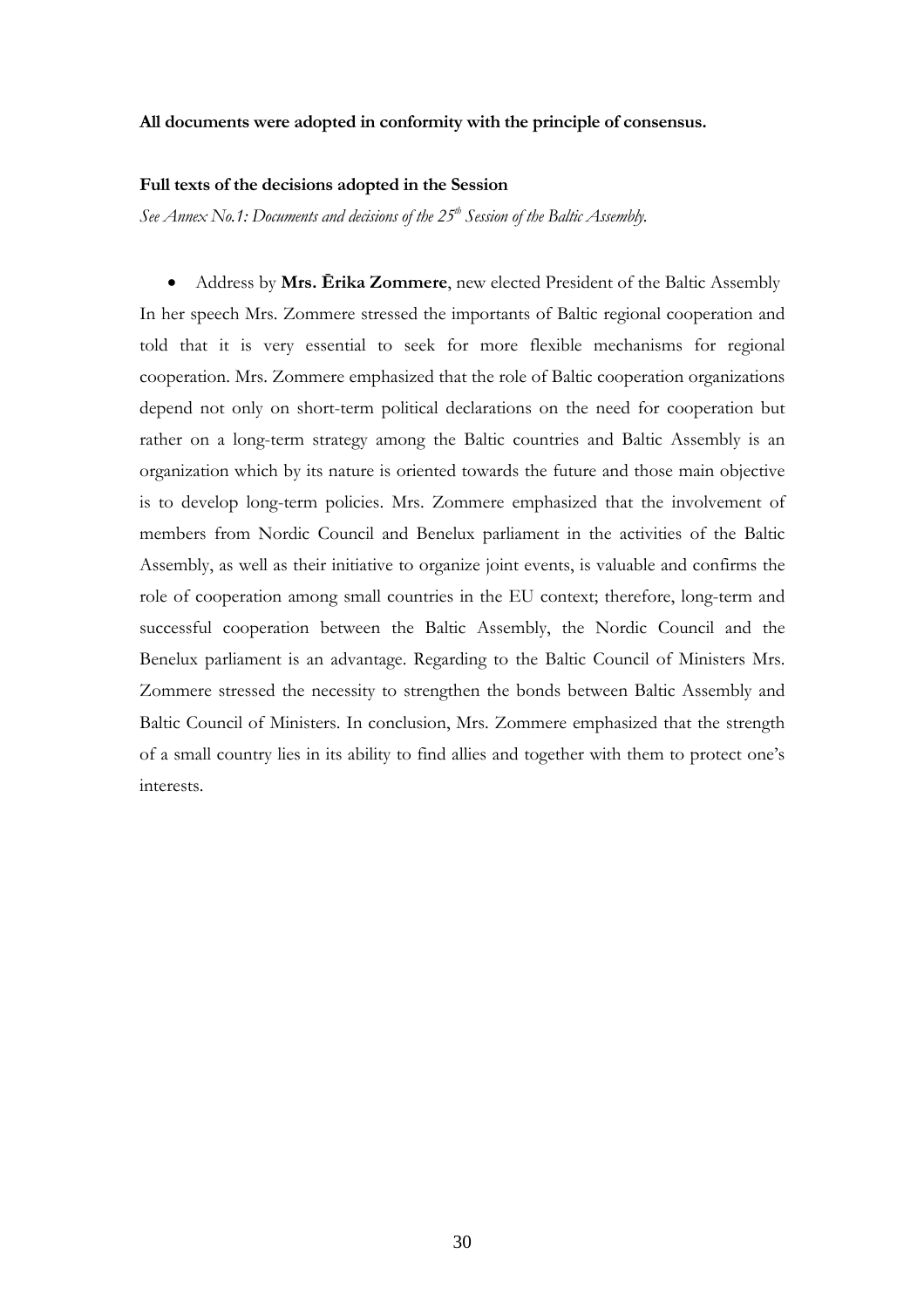**All documents were adopted in conformity with the principle of consensus.**

**Full texts of the decisions adopted in the Session**

*See Annex No.1: Documents and decisions of the 25th Session of the Baltic Assembly.*

- Address by **Mrs. Ērika Zommere**, new elected President of the Baltic Assembly

In her speech Mrs. Zommere stressed the importants of Baltic regional cooperation and told that it is very essential to seek for more flexible mechanisms for regional cooperation. Mrs. Zommere emphasized that the role of Baltic cooperation organizations depend not only on short-term political declarations on the need for cooperation but rather on a long-term strategy among the Baltic countries and Baltic Assembly is an organization which by its nature is oriented towards the future and those main objective is to develop long-term policies. Mrs. Zommere emphasized that the involvement of members from Nordic Council and Benelux parliament in the activities of the Baltic Assembly, as well as their initiative to organize joint events, is valuable and confirms the role of cooperation among small countries in the EU context; therefore, long-term and successful cooperation between the Baltic Assembly, the Nordic Council and the Benelux parliament is an advantage. Regarding to the Baltic Council of Ministers Mrs. Zommere stressed the necessity to strengthen the bonds between Baltic Assembly and Baltic Council of Ministers. In conclusion, Mrs. Zommere emphasized that the strength of a small country lies in its ability to find allies and together with them to protect one's interests.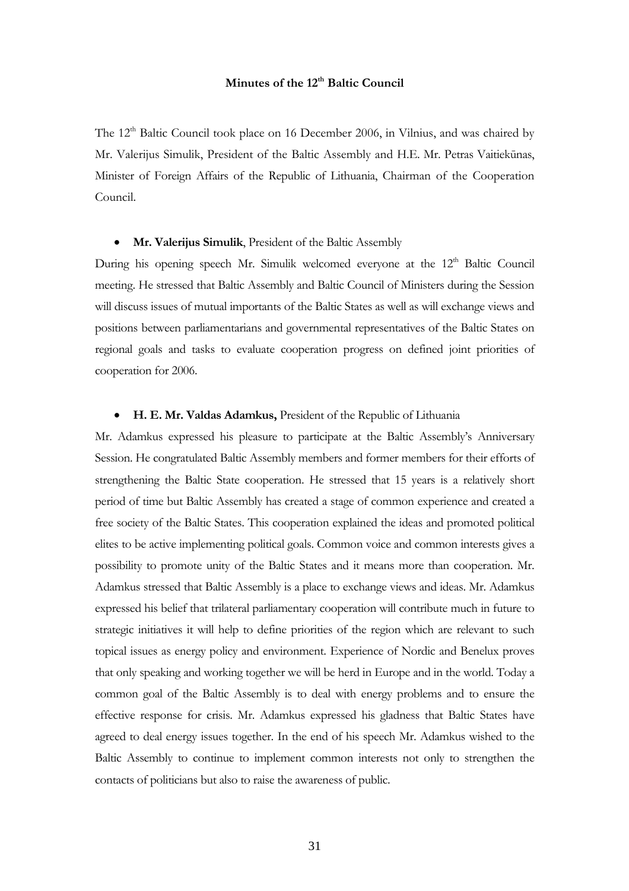# Minutes of the 12th Baltic Council

The 12th Baltic Council took place on 16 December 2006, in Vilnius, and was chaired by Mr. Valerijus Simulik, President of the Baltic Assembly and H.E. Mr. Petras Vaitiekūnas, Minister of Foreign Affairs of the Republic of Lithuania, Chairman of the Cooperation Council.

- **Mr. Valerijus Simulik**, President of the Baltic Assembly

During his opening speech Mr. Simulik welcomed everyone at the 12th Baltic Council meeting. He stressed that Baltic Assembly and Baltic Council of Ministers during the Session will discuss issues of mutual importants of the Baltic States as well as will exchange views and positions between parliamentarians and governmental representatives of the Baltic States on regional goals and tasks to evaluate cooperation progress on defined joint priorities of cooperation for 2006.

- **H. E. Mr. Valdas Adamkus,** President of the Republic of Lithuania

Mr. Adamkus expressed his pleasure to participate at the Baltic Assembly's Anniversary Session. He congratulated Baltic Assembly members and former members for their efforts of strengthening the Baltic State cooperation. He stressed that 15 years is a relatively short period of time but Baltic Assembly has created a stage of common experience and created a free society of the Baltic States. This cooperation explained the ideas and promoted political elites to be active implementing political goals. Common voice and common interests gives a possibility to promote unity of the Baltic States and it means more than cooperation. Mr. Adamkus stressed that Baltic Assembly is a place to exchange views and ideas. Mr. Adamkus expressed his belief that trilateral parliamentary cooperation will contribute much in future to strategic initiatives it will help to define priorities of the region which are relevant to such topical issues as energy policy and environment. Experience of Nordic and Benelux proves that only speaking and working together we will be herd in Europe and in the world. Today a common goal of the Baltic Assembly is to deal with energy problems and to ensure the effective response for crisis. Mr. Adamkus expressed his gladness that Baltic States have agreed to deal energy issues together. In the end of his speech Mr. Adamkus wished to the Baltic Assembly to continue to implement common interests not only to strengthen the contacts of politicians but also to raise the awareness of public.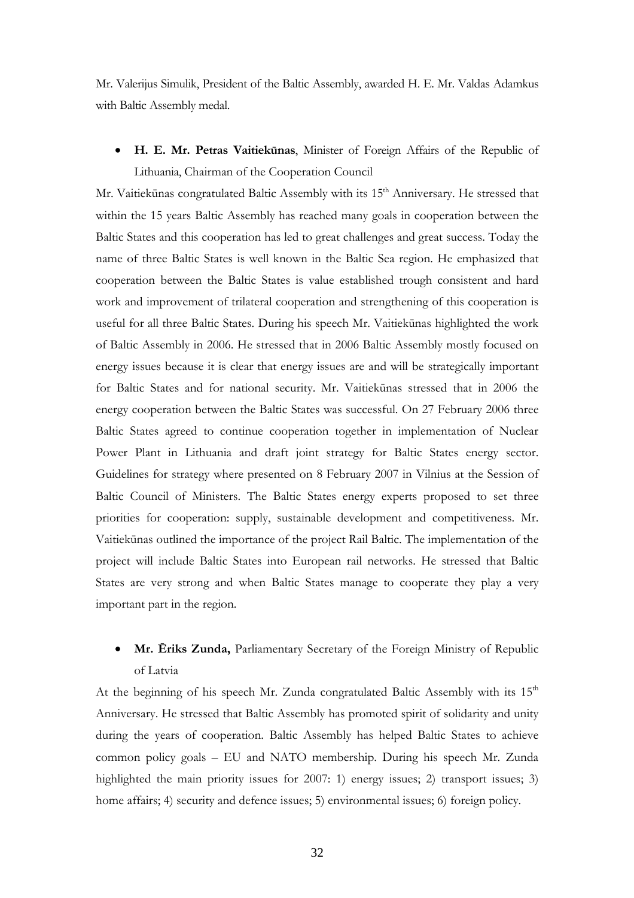Mr. Valerijus Simulik, President of the Baltic Assembly, awarded H. E. Mr. Valdas Adamkus with Baltic Assembly medal.

- **H. E. Mr. Petras Vaitiekūnas**, Minister of Foreign Affairs of the Republic of Lithuania, Chairman of the Cooperation Council

Mr. Vaitiekūnas congratulated Baltic Assembly with its 15th Anniversary. He stressed that within the 15 years Baltic Assembly has reached many goals in cooperation between the Baltic States and this cooperation has led to great challenges and great success. Today the name of three Baltic States is well known in the Baltic Sea region. He emphasized that cooperation between the Baltic States is value established trough consistent and hard work and improvement of trilateral cooperation and strengthening of this cooperation is useful for all three Baltic States. During his speech Mr. Vaitiekūnas highlighted the work of Baltic Assembly in 2006. He stressed that in 2006 Baltic Assembly mostly focused on energy issues because it is clear that energy issues are and will be strategically important for Baltic States and for national security. Mr. Vaitiekūnas stressed that in 2006 the energy cooperation between the Baltic States was successful. On 27 February 2006 three Baltic States agreed to continue cooperation together in implementation of Nuclear Power Plant in Lithuania and draft joint strategy for Baltic States energy sector. Guidelines for strategy where presented on 8 February 2007 in Vilnius at the Session of Baltic Council of Ministers. The Baltic States energy experts proposed to set three priorities for cooperation: supply, sustainable development and competitiveness. Mr. Vaitiekūnas outlined the importance of the project Rail Baltic. The implementation of the project will include Baltic States into European rail networks. He stressed that Baltic States are very strong and when Baltic States manage to cooperate they play a very important part in the region.

- **Mr. Ēriks Zunda,** Parliamentary Secretary of the Foreign Ministry of Republic of Latvia

At the beginning of his speech Mr. Zunda congratulated Baltic Assembly with its 15th Anniversary. He stressed that Baltic Assembly has promoted spirit of solidarity and unity during the years of cooperation. Baltic Assembly has helped Baltic States to achieve common policy goals – EU and NATO membership. During his speech Mr. Zunda highlighted the main priority issues for 2007: 1) energy issues; 2) transport issues; 3) home affairs; 4) security and defence issues; 5) environmental issues; 6) foreign policy.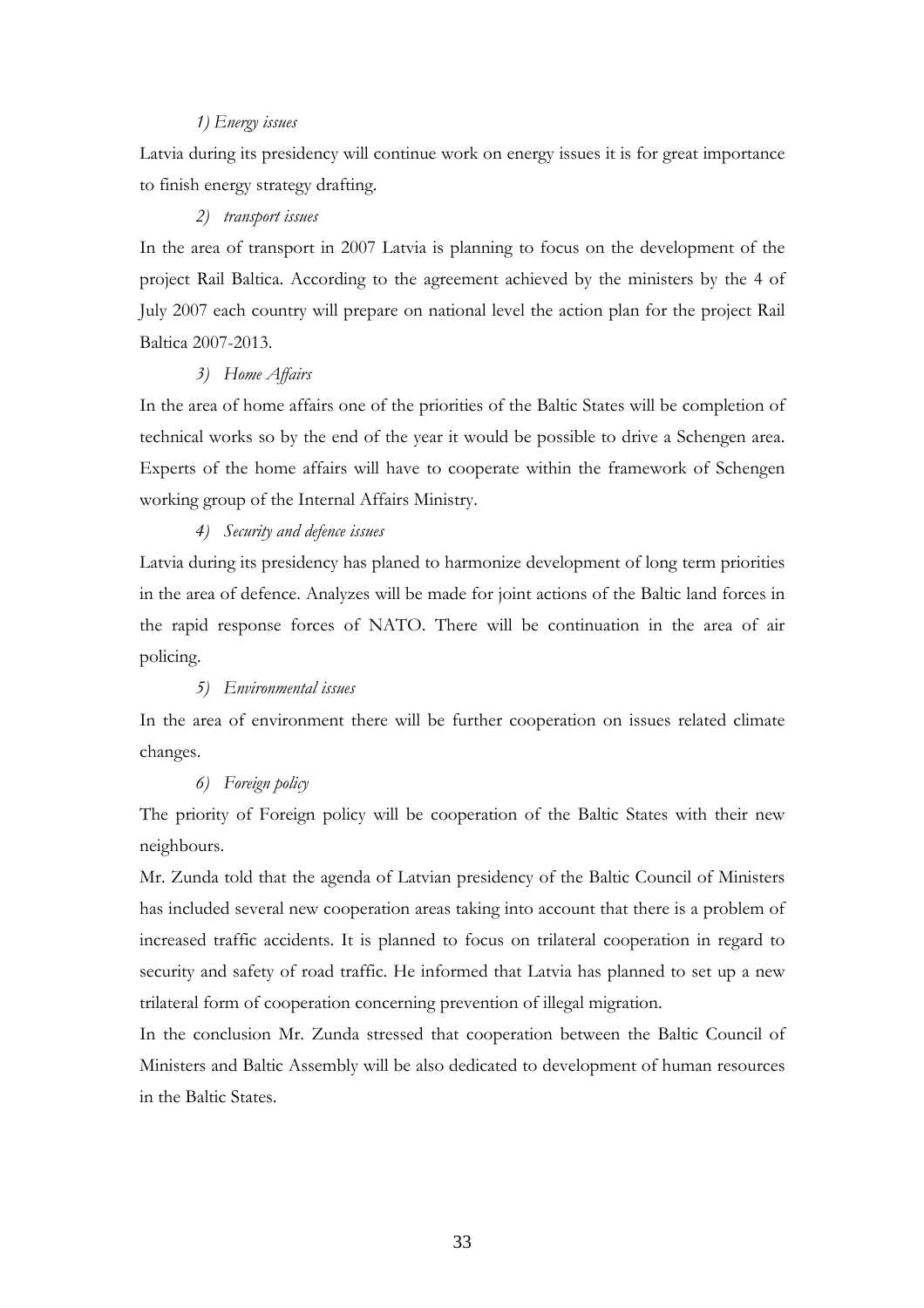*1) Energy issues*

Latvia during its presidency will continue work on energy issues it is for great importance to finish energy strategy drafting.

*2) transport issues*

In the area of transport in 2007 Latvia is planning to focus on the development of the project Rail Baltica. According to the agreement achieved by the ministers by the 4 of July 2007 each country will prepare on national level the action plan for the project Rail Baltica 2007-2013.

*3) Home Affairs*

In the area of home affairs one of the priorities of the Baltic States will be completion of technical works so by the end of the year it would be possible to drive a Schengen area. Experts of the home affairs will have to cooperate within the framework of Schengen working group of the Internal Affairs Ministry.

*4) Security and defence issues*

Latvia during its presidency has planed to harmonize development of long term priorities in the area of defence. Analyzes will be made for joint actions of the Baltic land forces in the rapid response forces of NATO. There will be continuation in the area of air policing.

*5) Environmental issues*

In the area of environment there will be further cooperation on issues related climate changes.

*6) Foreign policy*

The priority of Foreign policy will be cooperation of the Baltic States with their new neighbours.

Mr. Zunda told that the agenda of Latvian presidency of the Baltic Council of Ministers has included several new cooperation areas taking into account that there is a problem of increased traffic accidents. It is planned to focus on trilateral cooperation in regard to security and safety of road traffic. He informed that Latvia has planned to set up a new trilateral form of cooperation concerning prevention of illegal migration.

In the conclusion Mr. Zunda stressed that cooperation between the Baltic Council of Ministers and Baltic Assembly will be also dedicated to development of human resources in the Baltic States.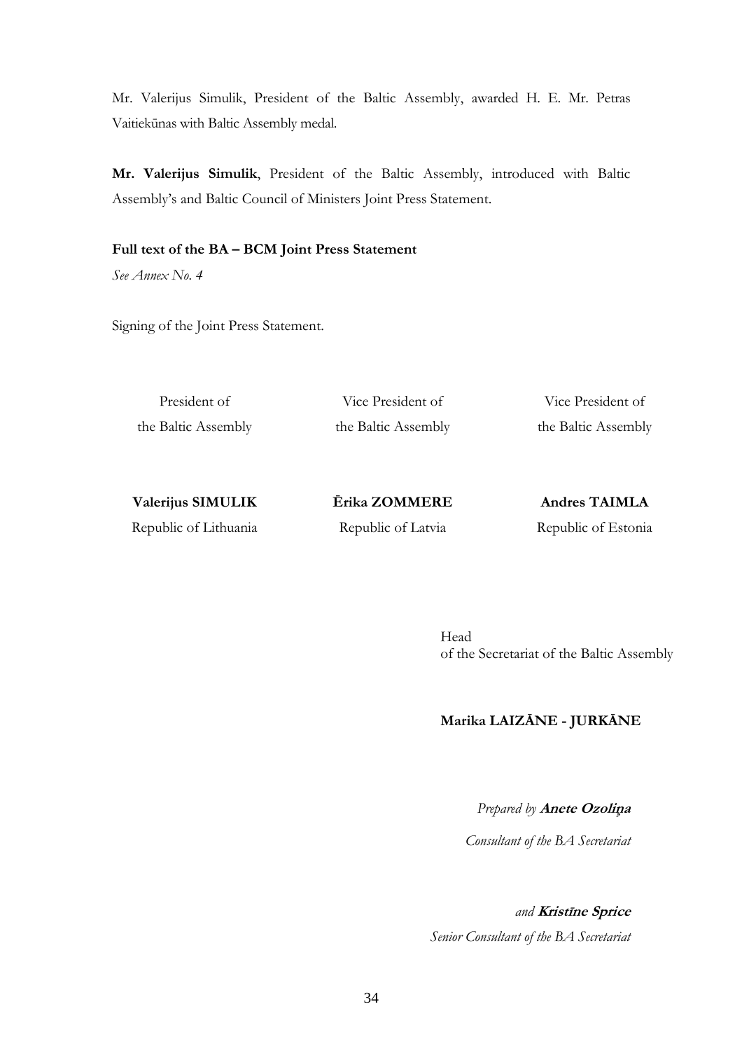Mr. Valerijus Simulik, President of the Baltic Assembly, awarded H. E. Mr. Petras Vaitiekūnas with Baltic Assembly medal.

**Mr. Valerijus Simulik**, President of the Baltic Assembly, introduced with Baltic Assembly's and Baltic Council of Ministers Joint Press Statement.

**Full text of the BA – BCM Joint Press Statement**

*See Annex No. 4*

Signing of the Joint Press Statement.

| President of the Baltic Assembly | Vice President of the Baltic Assembly | Vice President of the Baltic Assembly |
|---|---|---|
| **Valerijus SIMULIK** | **Ērika ZOMMERE** | **Andres TAIMLA** |
| Republic of Lithuania | Republic of Latvia | Republic of Estonia |

Head
of the Secretariat of the Baltic Assembly

**Marika LAIZĀNE - JURKĀNE**

*Prepared by* ***Anete Ozoliņa***

*Consultant of the BA Secretariat*

*and* ***Kristīne Sprice***

*Senior Consultant of the BA Secretariat*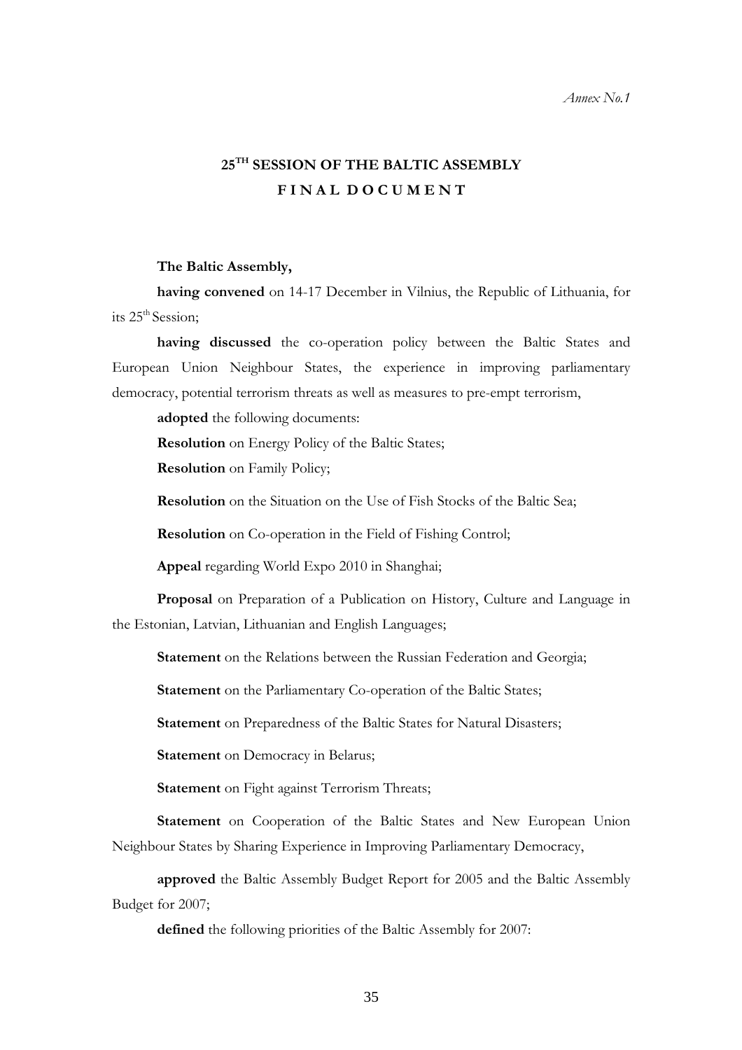*Annex No.1*

# 25TH SESSION OF THE BALTIC ASSEMBLY
## F I N A L D O C U M E N T

**The Baltic Assembly,**

**having convened** on 14-17 December in Vilnius, the Republic of Lithuania, for its 25th Session;

**having discussed** the co-operation policy between the Baltic States and European Union Neighbour States, the experience in improving parliamentary democracy, potential terrorism threats as well as measures to pre-empt terrorism,

**adopted** the following documents:

**Resolution** on Energy Policy of the Baltic States;

**Resolution** on Family Policy;

**Resolution** on the Situation on the Use of Fish Stocks of the Baltic Sea;

**Resolution** on Co-operation in the Field of Fishing Control;

**Appeal** regarding World Expo 2010 in Shanghai;

**Proposal** on Preparation of a Publication on History, Culture and Language in the Estonian, Latvian, Lithuanian and English Languages;

**Statement** on the Relations between the Russian Federation and Georgia;

**Statement** on the Parliamentary Co-operation of the Baltic States;

**Statement** on Preparedness of the Baltic States for Natural Disasters;

**Statement** on Democracy in Belarus;

**Statement** on Fight against Terrorism Threats;

**Statement** on Cooperation of the Baltic States and New European Union Neighbour States by Sharing Experience in Improving Parliamentary Democracy,

**approved** the Baltic Assembly Budget Report for 2005 and the Baltic Assembly Budget for 2007;

**defined** the following priorities of the Baltic Assembly for 2007: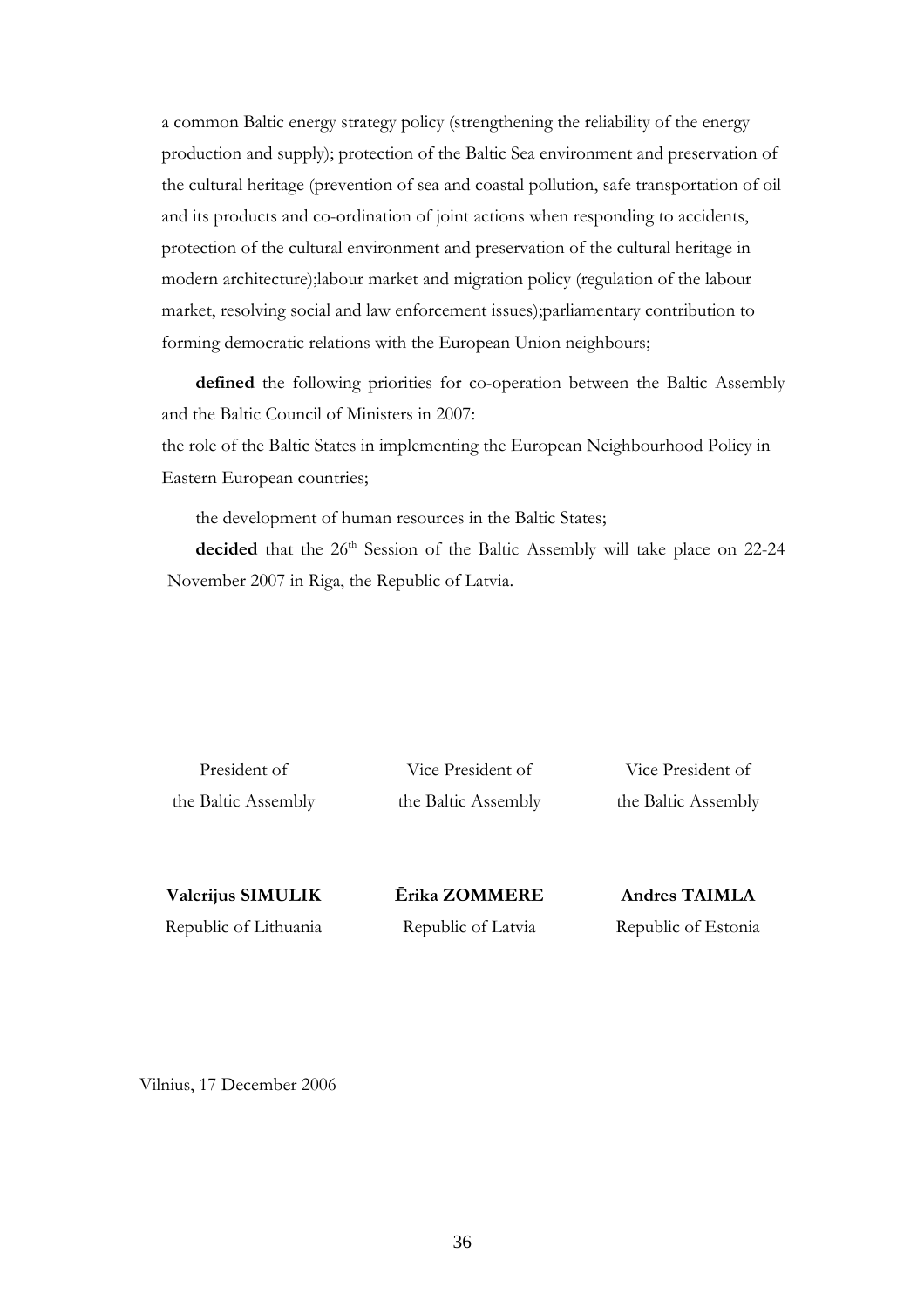a common Baltic energy strategy policy (strengthening the reliability of the energy production and supply); protection of the Baltic Sea environment and preservation of the cultural heritage (prevention of sea and coastal pollution, safe transportation of oil and its products and co-ordination of joint actions when responding to accidents, protection of the cultural environment and preservation of the cultural heritage in modern architecture);labour market and migration policy (regulation of the labour market, resolving social and law enforcement issues);parliamentary contribution to forming democratic relations with the European Union neighbours;

**defined** the following priorities for co-operation between the Baltic Assembly and the Baltic Council of Ministers in 2007:

the role of the Baltic States in implementing the European Neighbourhood Policy in Eastern European countries;

the development of human resources in the Baltic States;

**decided** that the 26th Session of the Baltic Assembly will take place on 22-24 November 2007 in Riga, the Republic of Latvia.

| President of the Baltic Assembly | Vice President of the Baltic Assembly | Vice President of the Baltic Assembly |
|---|---|---|
| **Valerijus SIMULIK** | **Ērika ZOMMERE** | **Andres TAIMLA** |
| Republic of Lithuania | Republic of Latvia | Republic of Estonia |

Vilnius, 17 December 2006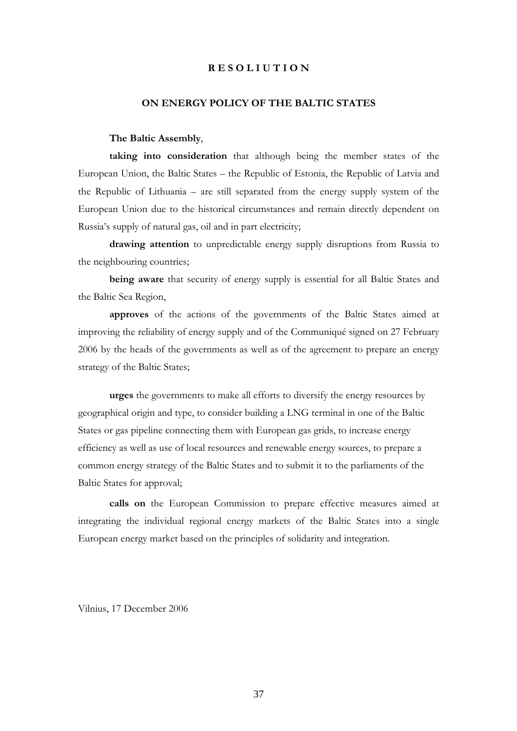# R E S O L I U T I O N

## ON ENERGY POLICY OF THE BALTIC STATES

**The Baltic Assembly**,

**taking into consideration** that although being the member states of the European Union, the Baltic States – the Republic of Estonia, the Republic of Latvia and the Republic of Lithuania – are still separated from the energy supply system of the European Union due to the historical circumstances and remain directly dependent on Russia's supply of natural gas, oil and in part electricity;

**drawing attention** to unpredictable energy supply disruptions from Russia to the neighbouring countries;

**being aware** that security of energy supply is essential for all Baltic States and the Baltic Sea Region,

**approves** of the actions of the governments of the Baltic States aimed at improving the reliability of energy supply and of the Communiqué signed on 27 February 2006 by the heads of the governments as well as of the agreement to prepare an energy strategy of the Baltic States;

**urges** the governments to make all efforts to diversify the energy resources by geographical origin and type, to consider building a LNG terminal in one of the Baltic States or gas pipeline connecting them with European gas grids, to increase energy efficiency as well as use of local resources and renewable energy sources, to prepare a common energy strategy of the Baltic States and to submit it to the parliaments of the Baltic States for approval;

**calls on** the European Commission to prepare effective measures aimed at integrating the individual regional energy markets of the Baltic States into a single European energy market based on the principles of solidarity and integration.

Vilnius, 17 December 2006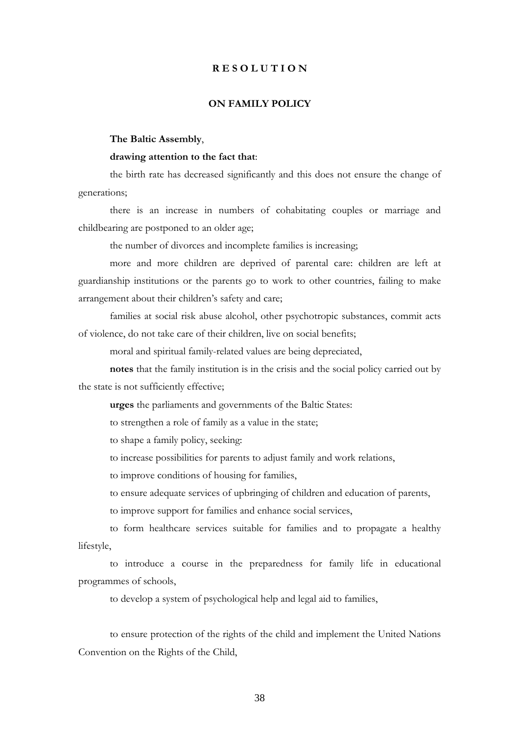# R E S O L U T I O N

## ON FAMILY POLICY

**The Baltic Assembly**,

**drawing attention to the fact that**:

the birth rate has decreased significantly and this does not ensure the change of generations;

there is an increase in numbers of cohabitating couples or marriage and childbearing are postponed to an older age;

the number of divorces and incomplete families is increasing;

more and more children are deprived of parental care: children are left at guardianship institutions or the parents go to work to other countries, failing to make arrangement about their children's safety and care;

families at social risk abuse alcohol, other psychotropic substances, commit acts of violence, do not take care of their children, live on social benefits;

moral and spiritual family-related values are being depreciated,

**notes** that the family institution is in the crisis and the social policy carried out by the state is not sufficiently effective;

**urges** the parliaments and governments of the Baltic States:

to strengthen a role of family as a value in the state;

to shape a family policy, seeking:

to increase possibilities for parents to adjust family and work relations,

to improve conditions of housing for families,

to ensure adequate services of upbringing of children and education of parents,

to improve support for families and enhance social services,

to form healthcare services suitable for families and to propagate a healthy lifestyle,

to introduce a course in the preparedness for family life in educational programmes of schools,

to develop a system of psychological help and legal aid to families,

to ensure protection of the rights of the child and implement the United Nations Convention on the Rights of the Child,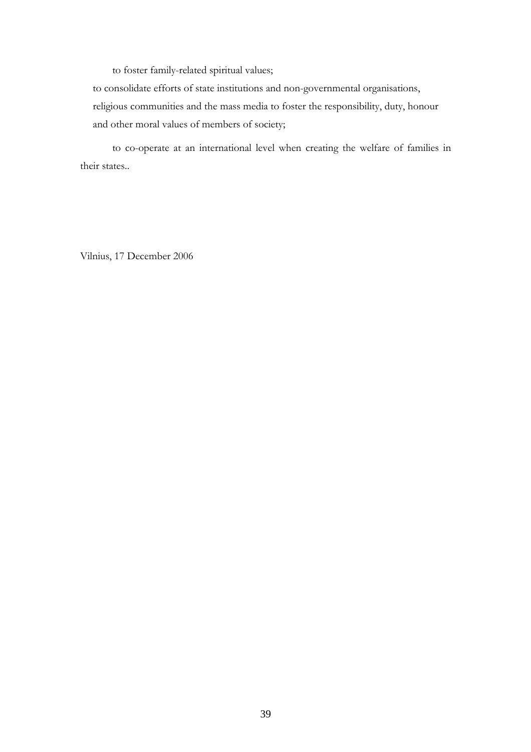to foster family-related spiritual values;

to consolidate efforts of state institutions and non-governmental organisations, religious communities and the mass media to foster the responsibility, duty, honour and other moral values of members of society;

to co-operate at an international level when creating the welfare of families in their states..

Vilnius, 17 December 2006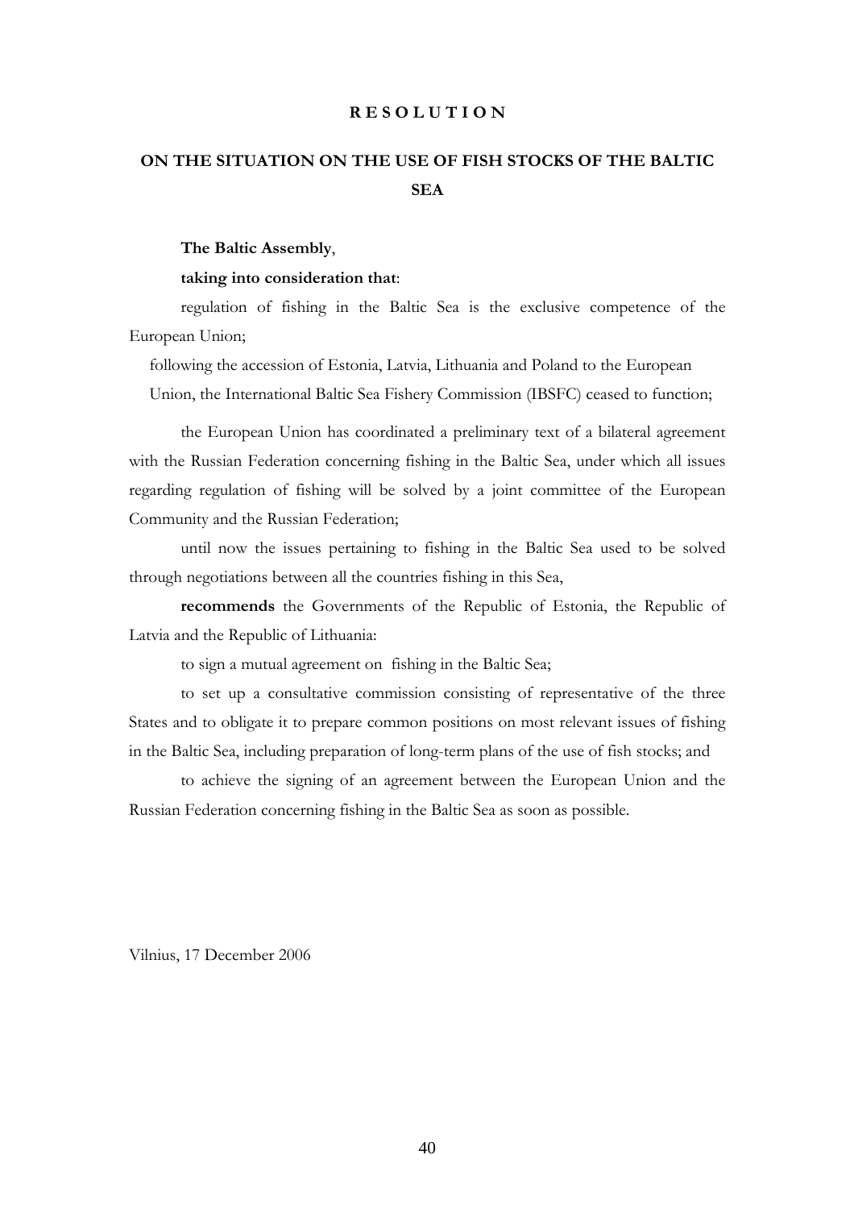# RESOLUTION

## ON THE SITUATION ON THE USE OF FISH STOCKS OF THE BALTIC SEA

**The Baltic Assembly**,

**taking into consideration that**:

regulation of fishing in the Baltic Sea is the exclusive competence of the European Union;

following the accession of Estonia, Latvia, Lithuania and Poland to the European Union, the International Baltic Sea Fishery Commission (IBSFC) ceased to function;

the European Union has coordinated a preliminary text of a bilateral agreement with the Russian Federation concerning fishing in the Baltic Sea, under which all issues regarding regulation of fishing will be solved by a joint committee of the European Community and the Russian Federation;

until now the issues pertaining to fishing in the Baltic Sea used to be solved through negotiations between all the countries fishing in this Sea,

**recommends** the Governments of the Republic of Estonia, the Republic of Latvia and the Republic of Lithuania:

to sign a mutual agreement on fishing in the Baltic Sea;

to set up a consultative commission consisting of representative of the three States and to obligate it to prepare common positions on most relevant issues of fishing in the Baltic Sea, including preparation of long-term plans of the use of fish stocks; and

to achieve the signing of an agreement between the European Union and the Russian Federation concerning fishing in the Baltic Sea as soon as possible.

Vilnius, 17 December 2006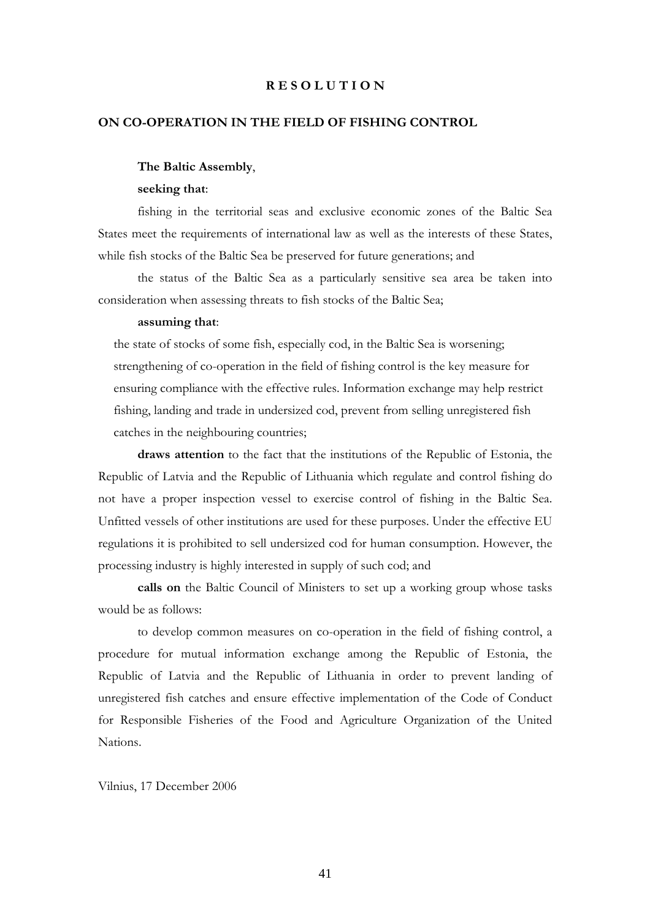# R E S O L U T I O N

## ON CO-OPERATION IN THE FIELD OF FISHING CONTROL

**The Baltic Assembly**,

**seeking that**:

fishing in the territorial seas and exclusive economic zones of the Baltic Sea States meet the requirements of international law as well as the interests of these States, while fish stocks of the Baltic Sea be preserved for future generations; and

the status of the Baltic Sea as a particularly sensitive sea area be taken into consideration when assessing threats to fish stocks of the Baltic Sea;

**assuming that**:

the state of stocks of some fish, especially cod, in the Baltic Sea is worsening;

strengthening of co-operation in the field of fishing control is the key measure for ensuring compliance with the effective rules. Information exchange may help restrict fishing, landing and trade in undersized cod, prevent from selling unregistered fish catches in the neighbouring countries;

**draws attention** to the fact that the institutions of the Republic of Estonia, the Republic of Latvia and the Republic of Lithuania which regulate and control fishing do not have a proper inspection vessel to exercise control of fishing in the Baltic Sea. Unfitted vessels of other institutions are used for these purposes. Under the effective EU regulations it is prohibited to sell undersized cod for human consumption. However, the processing industry is highly interested in supply of such cod; and

**calls on** the Baltic Council of Ministers to set up a working group whose tasks would be as follows:

to develop common measures on co-operation in the field of fishing control, a procedure for mutual information exchange among the Republic of Estonia, the Republic of Latvia and the Republic of Lithuania in order to prevent landing of unregistered fish catches and ensure effective implementation of the Code of Conduct for Responsible Fisheries of the Food and Agriculture Organization of the United Nations.

Vilnius, 17 December 2006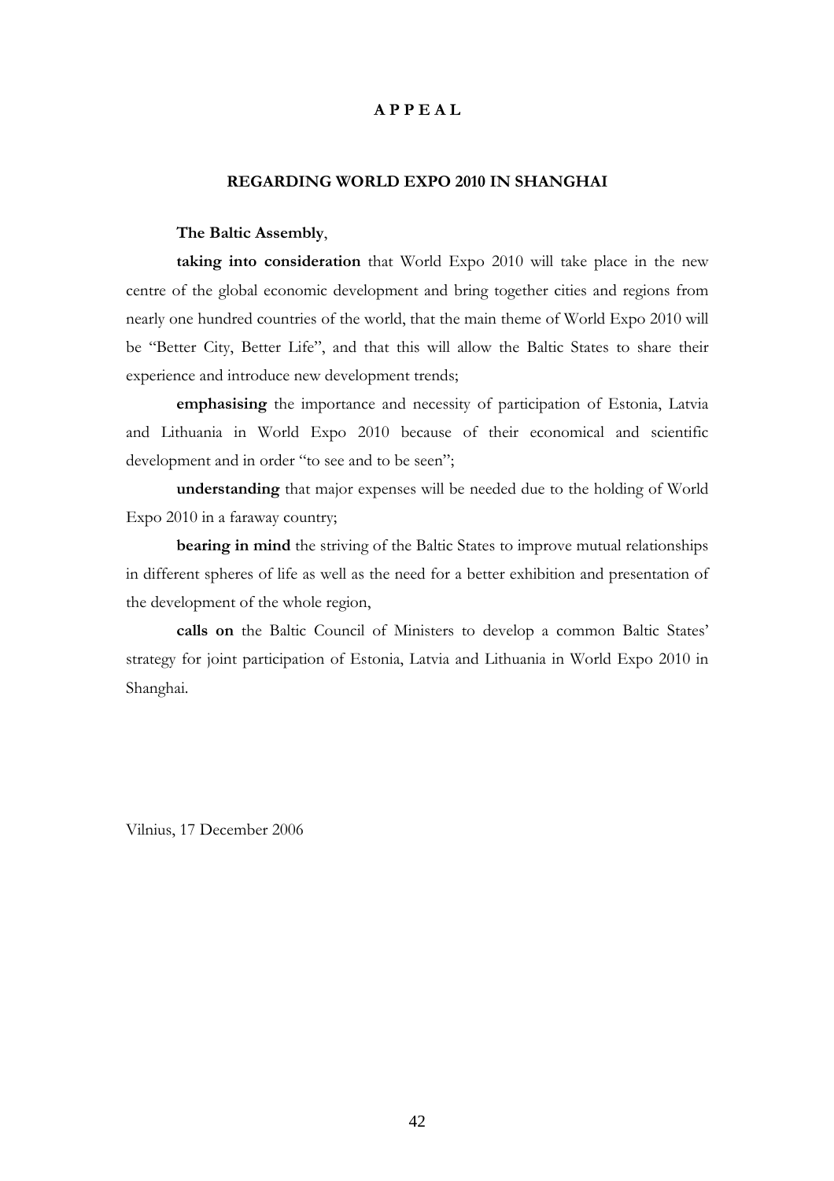# A P P E A L

## REGARDING WORLD EXPO 2010 IN SHANGHAI

**The Baltic Assembly**,

**taking into consideration** that World Expo 2010 will take place in the new centre of the global economic development and bring together cities and regions from nearly one hundred countries of the world, that the main theme of World Expo 2010 will be "Better City, Better Life", and that this will allow the Baltic States to share their experience and introduce new development trends;

**emphasising** the importance and necessity of participation of Estonia, Latvia and Lithuania in World Expo 2010 because of their economical and scientific development and in order "to see and to be seen";

**understanding** that major expenses will be needed due to the holding of World Expo 2010 in a faraway country;

**bearing in mind** the striving of the Baltic States to improve mutual relationships in different spheres of life as well as the need for a better exhibition and presentation of the development of the whole region,

**calls on** the Baltic Council of Ministers to develop a common Baltic States' strategy for joint participation of Estonia, Latvia and Lithuania in World Expo 2010 in Shanghai.

Vilnius, 17 December 2006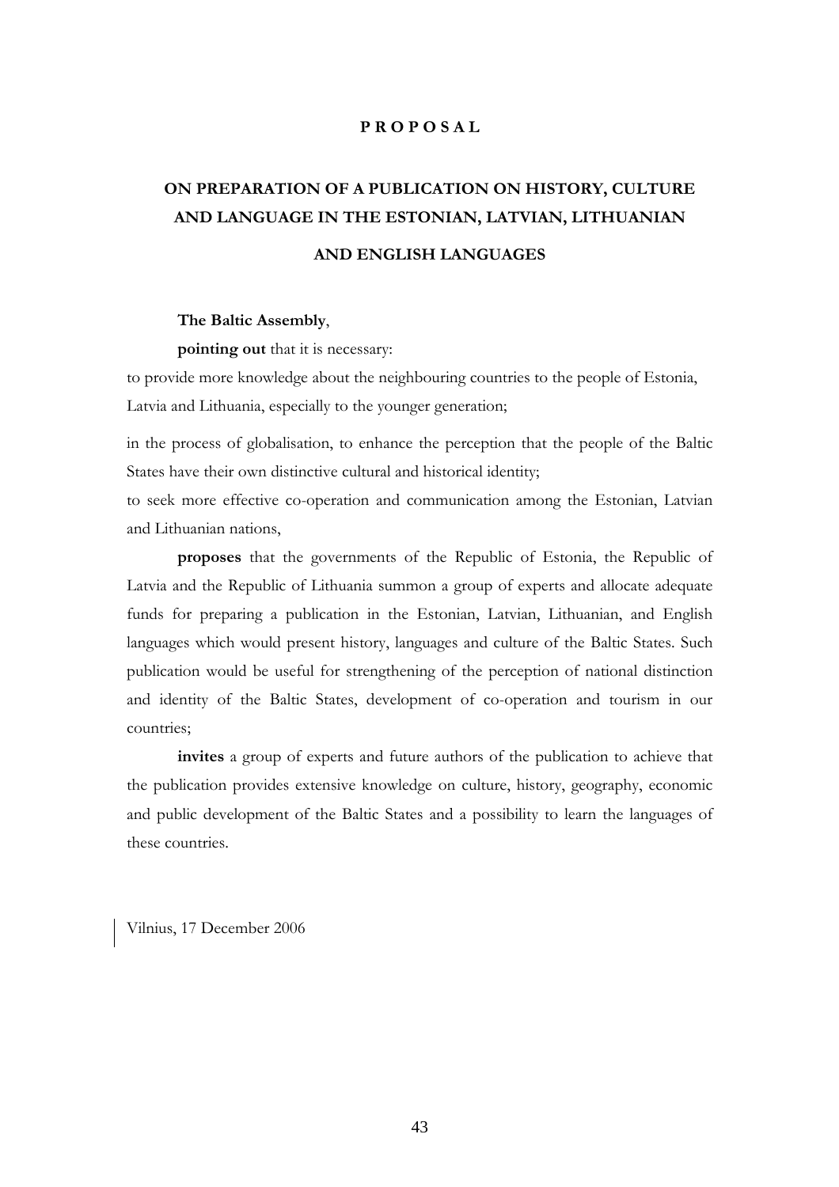# P R O P O S A L

## ON PREPARATION OF A PUBLICATION ON HISTORY, CULTURE AND LANGUAGE IN THE ESTONIAN, LATVIAN, LITHUANIAN AND ENGLISH LANGUAGES

**The Baltic Assembly**,

**pointing out** that it is necessary:

to provide more knowledge about the neighbouring countries to the people of Estonia, Latvia and Lithuania, especially to the younger generation;

in the process of globalisation, to enhance the perception that the people of the Baltic States have their own distinctive cultural and historical identity;

to seek more effective co-operation and communication among the Estonian, Latvian and Lithuanian nations,

**proposes** that the governments of the Republic of Estonia, the Republic of Latvia and the Republic of Lithuania summon a group of experts and allocate adequate funds for preparing a publication in the Estonian, Latvian, Lithuanian, and English languages which would present history, languages and culture of the Baltic States. Such publication would be useful for strengthening of the perception of national distinction and identity of the Baltic States, development of co-operation and tourism in our countries;

**invites** a group of experts and future authors of the publication to achieve that the publication provides extensive knowledge on culture, history, geography, economic and public development of the Baltic States and a possibility to learn the languages of these countries.

Vilnius, 17 December 2006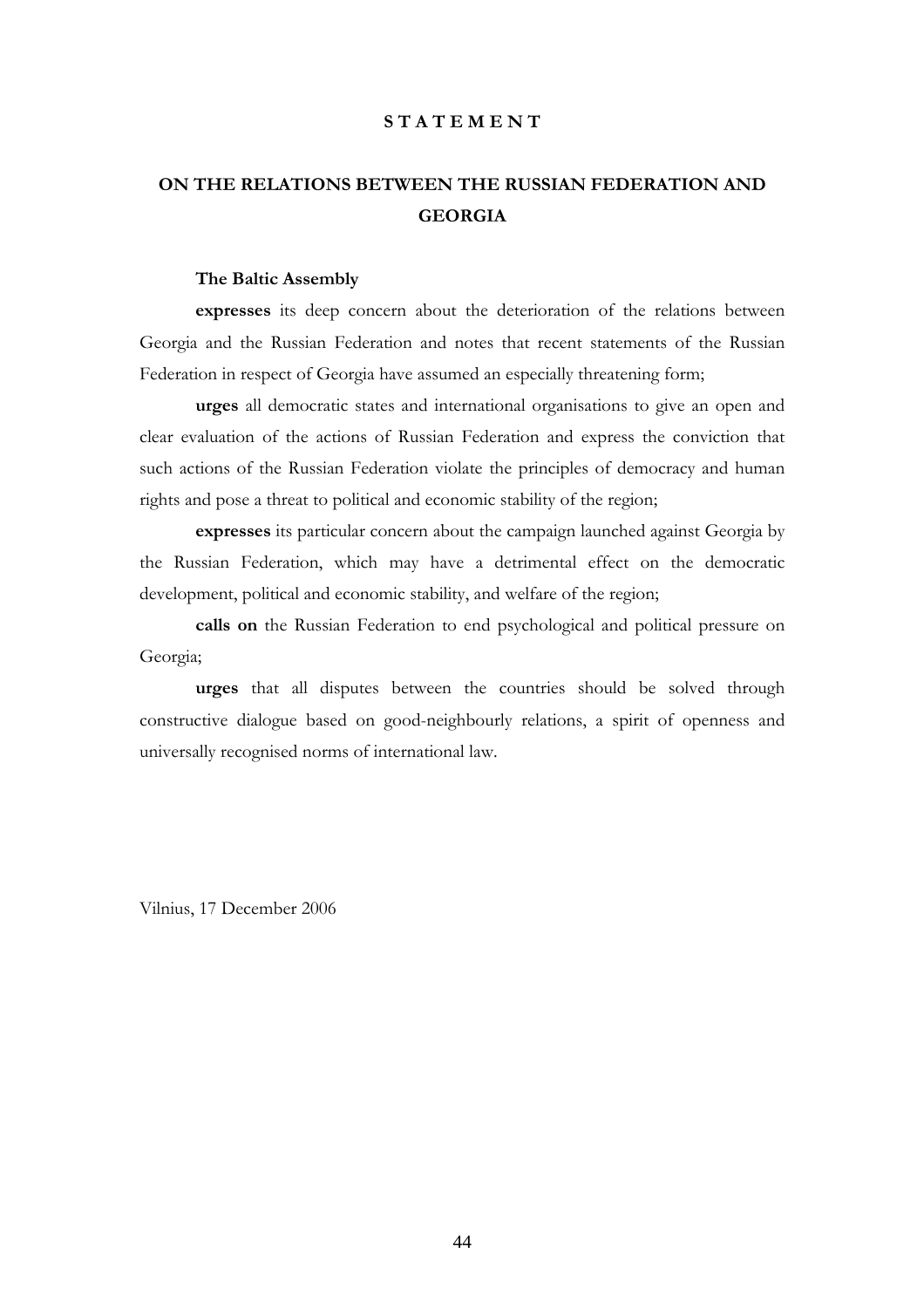# S T A T E M E N T

## ON THE RELATIONS BETWEEN THE RUSSIAN FEDERATION AND GEORGIA

**The Baltic Assembly**

**expresses** its deep concern about the deterioration of the relations between Georgia and the Russian Federation and notes that recent statements of the Russian Federation in respect of Georgia have assumed an especially threatening form;

**urges** all democratic states and international organisations to give an open and clear evaluation of the actions of Russian Federation and express the conviction that such actions of the Russian Federation violate the principles of democracy and human rights and pose a threat to political and economic stability of the region;

**expresses** its particular concern about the campaign launched against Georgia by the Russian Federation, which may have a detrimental effect on the democratic development, political and economic stability, and welfare of the region;

**calls on** the Russian Federation to end psychological and political pressure on Georgia;

**urges** that all disputes between the countries should be solved through constructive dialogue based on good-neighbourly relations, a spirit of openness and universally recognised norms of international law.

Vilnius, 17 December 2006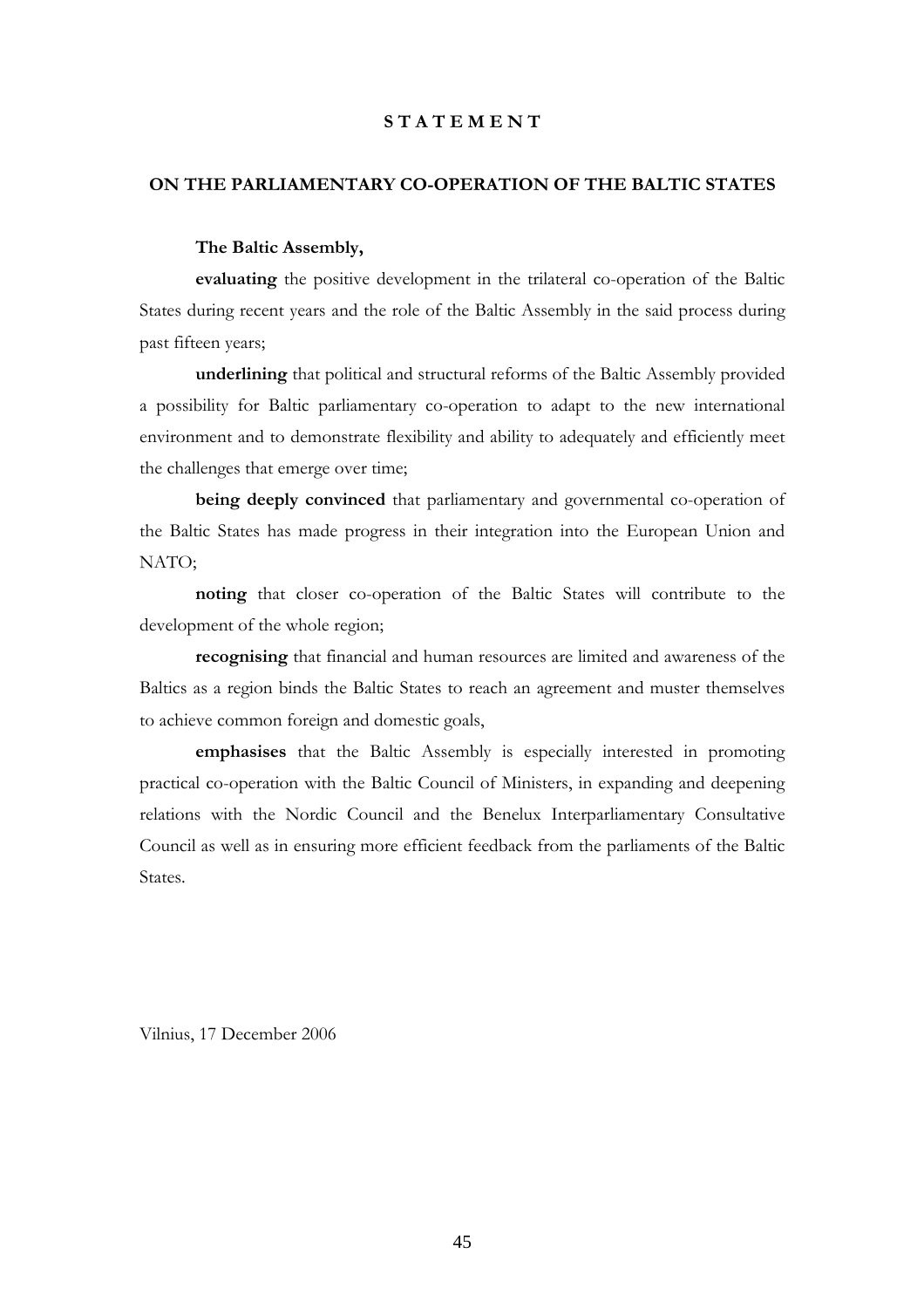# STATEMENT

## ON THE PARLIAMENTARY CO-OPERATION OF THE BALTIC STATES

**The Baltic Assembly,**

**evaluating** the positive development in the trilateral co-operation of the Baltic States during recent years and the role of the Baltic Assembly in the said process during past fifteen years;

**underlining** that political and structural reforms of the Baltic Assembly provided a possibility for Baltic parliamentary co-operation to adapt to the new international environment and to demonstrate flexibility and ability to adequately and efficiently meet the challenges that emerge over time;

**being deeply convinced** that parliamentary and governmental co-operation of the Baltic States has made progress in their integration into the European Union and NATO;

**noting** that closer co-operation of the Baltic States will contribute to the development of the whole region;

**recognising** that financial and human resources are limited and awareness of the Baltics as a region binds the Baltic States to reach an agreement and muster themselves to achieve common foreign and domestic goals,

**emphasises** that the Baltic Assembly is especially interested in promoting practical co-operation with the Baltic Council of Ministers, in expanding and deepening relations with the Nordic Council and the Benelux Interparliamentary Consultative Council as well as in ensuring more efficient feedback from the parliaments of the Baltic States.

Vilnius, 17 December 2006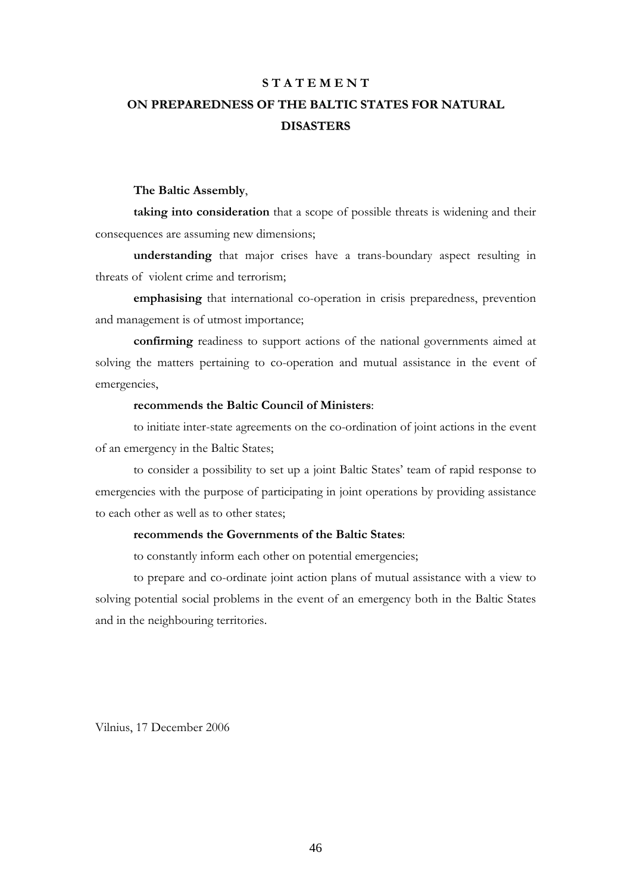# S T A T E M E N T
# ON PREPAREDNESS OF THE BALTIC STATES FOR NATURAL DISASTERS

**The Baltic Assembly**,

**taking into consideration** that a scope of possible threats is widening and their consequences are assuming new dimensions;

**understanding** that major crises have a trans-boundary aspect resulting in threats of violent crime and terrorism;

**emphasising** that international co-operation in crisis preparedness, prevention and management is of utmost importance;

**confirming** readiness to support actions of the national governments aimed at solving the matters pertaining to co-operation and mutual assistance in the event of emergencies,

**recommends the Baltic Council of Ministers**:

to initiate inter-state agreements on the co-ordination of joint actions in the event of an emergency in the Baltic States;

to consider a possibility to set up a joint Baltic States' team of rapid response to emergencies with the purpose of participating in joint operations by providing assistance to each other as well as to other states;

**recommends the Governments of the Baltic States**:

to constantly inform each other on potential emergencies;

to prepare and co-ordinate joint action plans of mutual assistance with a view to solving potential social problems in the event of an emergency both in the Baltic States and in the neighbouring territories.

Vilnius, 17 December 2006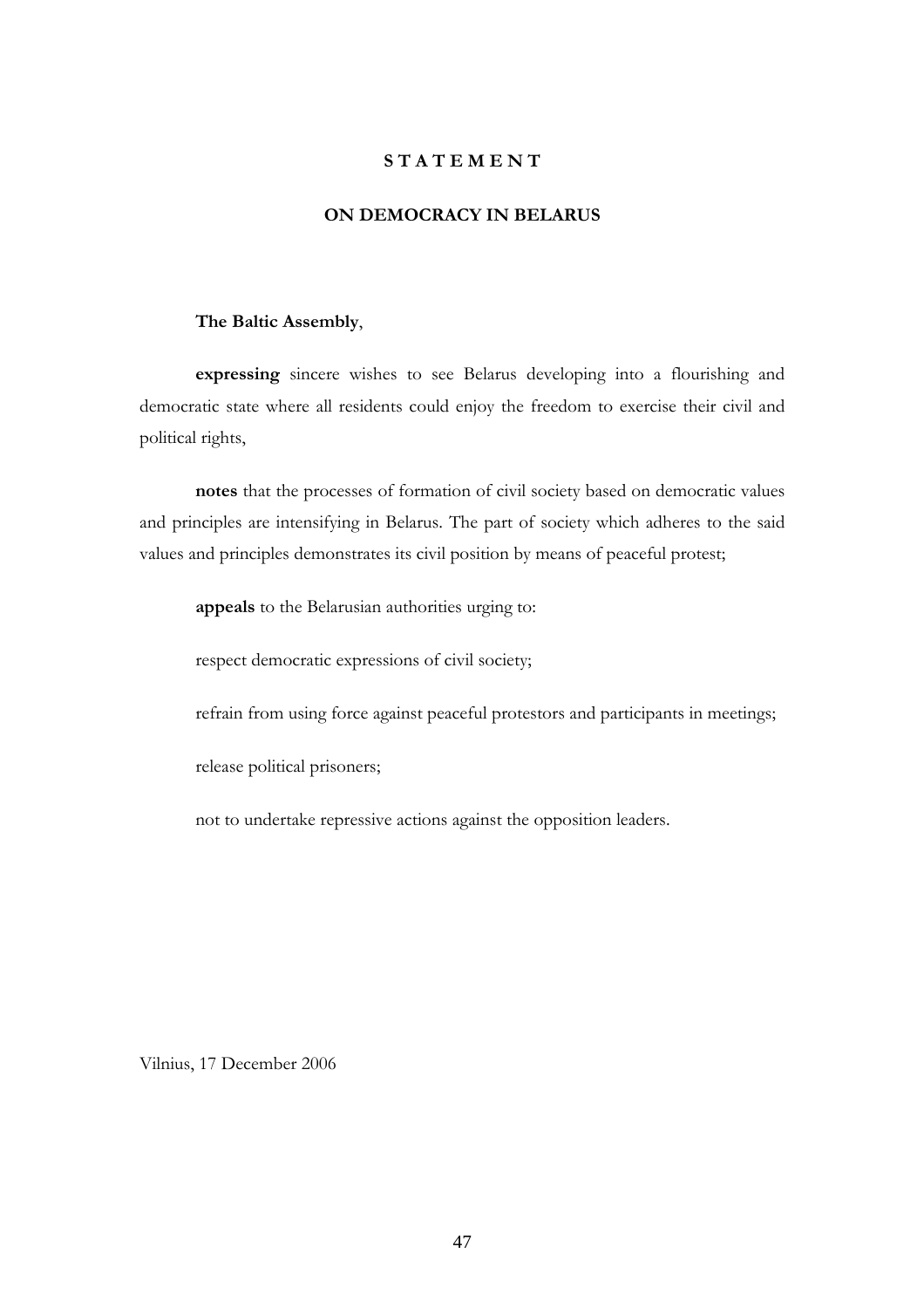# S T A T E M E N T

## ON DEMOCRACY IN BELARUS

**The Baltic Assembly**,

**expressing** sincere wishes to see Belarus developing into a flourishing and democratic state where all residents could enjoy the freedom to exercise their civil and political rights,

**notes** that the processes of formation of civil society based on democratic values and principles are intensifying in Belarus. The part of society which adheres to the said values and principles demonstrates its civil position by means of peaceful protest;

**appeals** to the Belarusian authorities urging to:

respect democratic expressions of civil society;

refrain from using force against peaceful protestors and participants in meetings;

release political prisoners;

not to undertake repressive actions against the opposition leaders.

Vilnius, 17 December 2006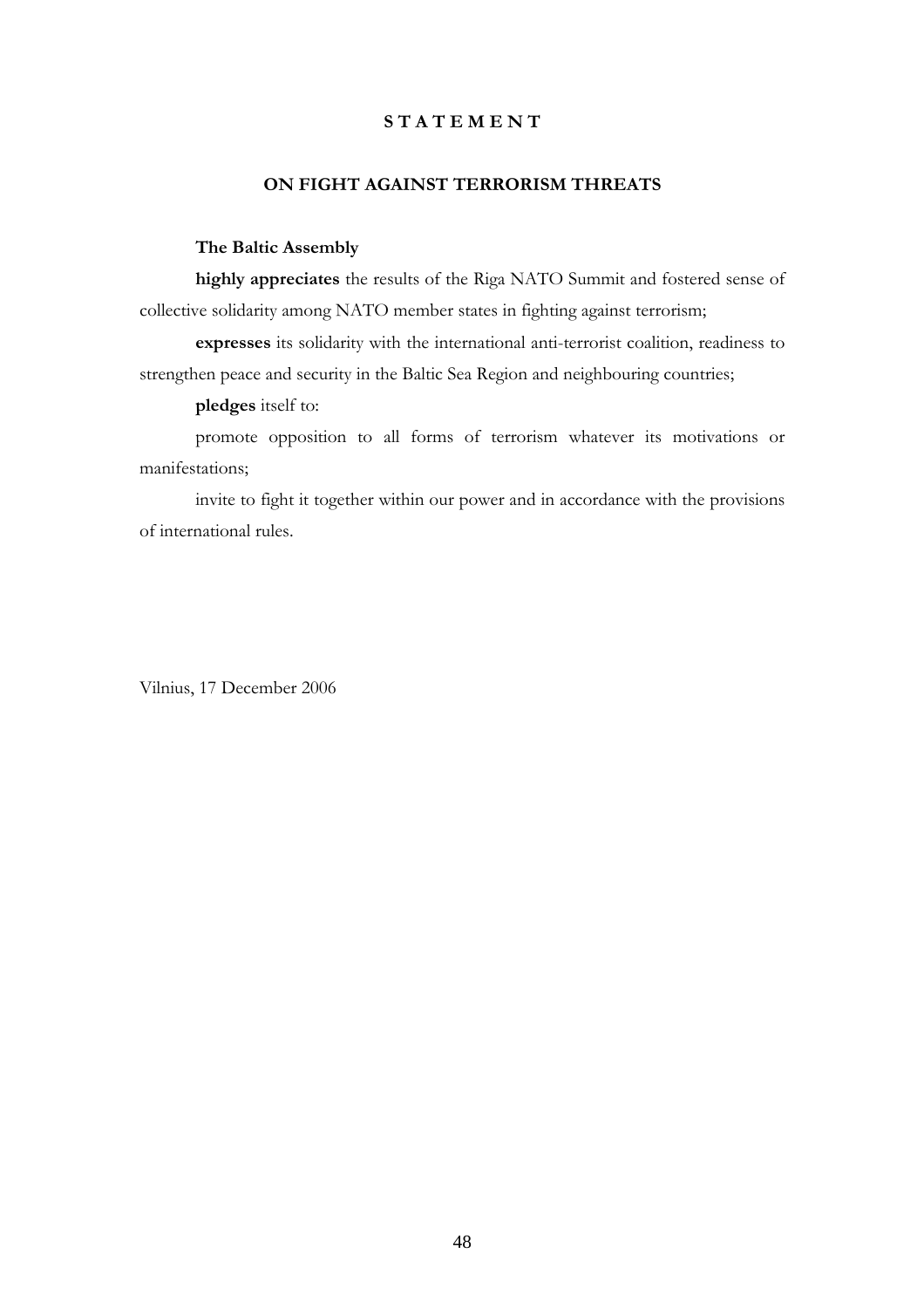# S T A T E M E N T

## ON FIGHT AGAINST TERRORISM THREATS

**The Baltic Assembly**

**highly appreciates** the results of the Riga NATO Summit and fostered sense of collective solidarity among NATO member states in fighting against terrorism;

**expresses** its solidarity with the international anti-terrorist coalition, readiness to strengthen peace and security in the Baltic Sea Region and neighbouring countries;

**pledges** itself to:

promote opposition to all forms of terrorism whatever its motivations or manifestations;

invite to fight it together within our power and in accordance with the provisions of international rules.

Vilnius, 17 December 2006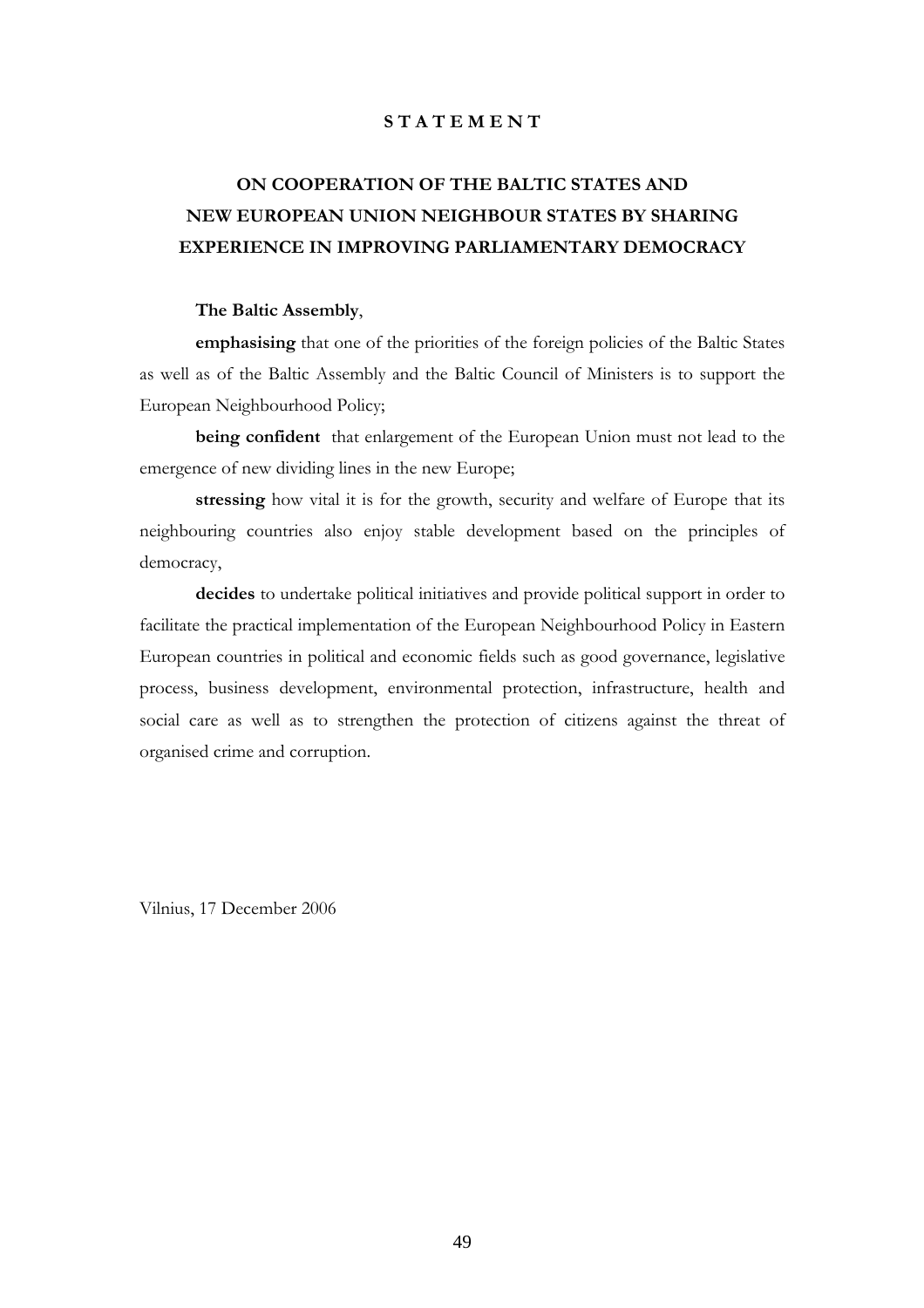# S T A T E M E N T

## ON COOPERATION OF THE BALTIC STATES AND NEW EUROPEAN UNION NEIGHBOUR STATES BY SHARING EXPERIENCE IN IMPROVING PARLIAMENTARY DEMOCRACY

**The Baltic Assembly**,

**emphasising** that one of the priorities of the foreign policies of the Baltic States as well as of the Baltic Assembly and the Baltic Council of Ministers is to support the European Neighbourhood Policy;

**being confident** that enlargement of the European Union must not lead to the emergence of new dividing lines in the new Europe;

**stressing** how vital it is for the growth, security and welfare of Europe that its neighbouring countries also enjoy stable development based on the principles of democracy,

**decides** to undertake political initiatives and provide political support in order to facilitate the practical implementation of the European Neighbourhood Policy in Eastern European countries in political and economic fields such as good governance, legislative process, business development, environmental protection, infrastructure, health and social care as well as to strengthen the protection of citizens against the threat of organised crime and corruption.

Vilnius, 17 December 2006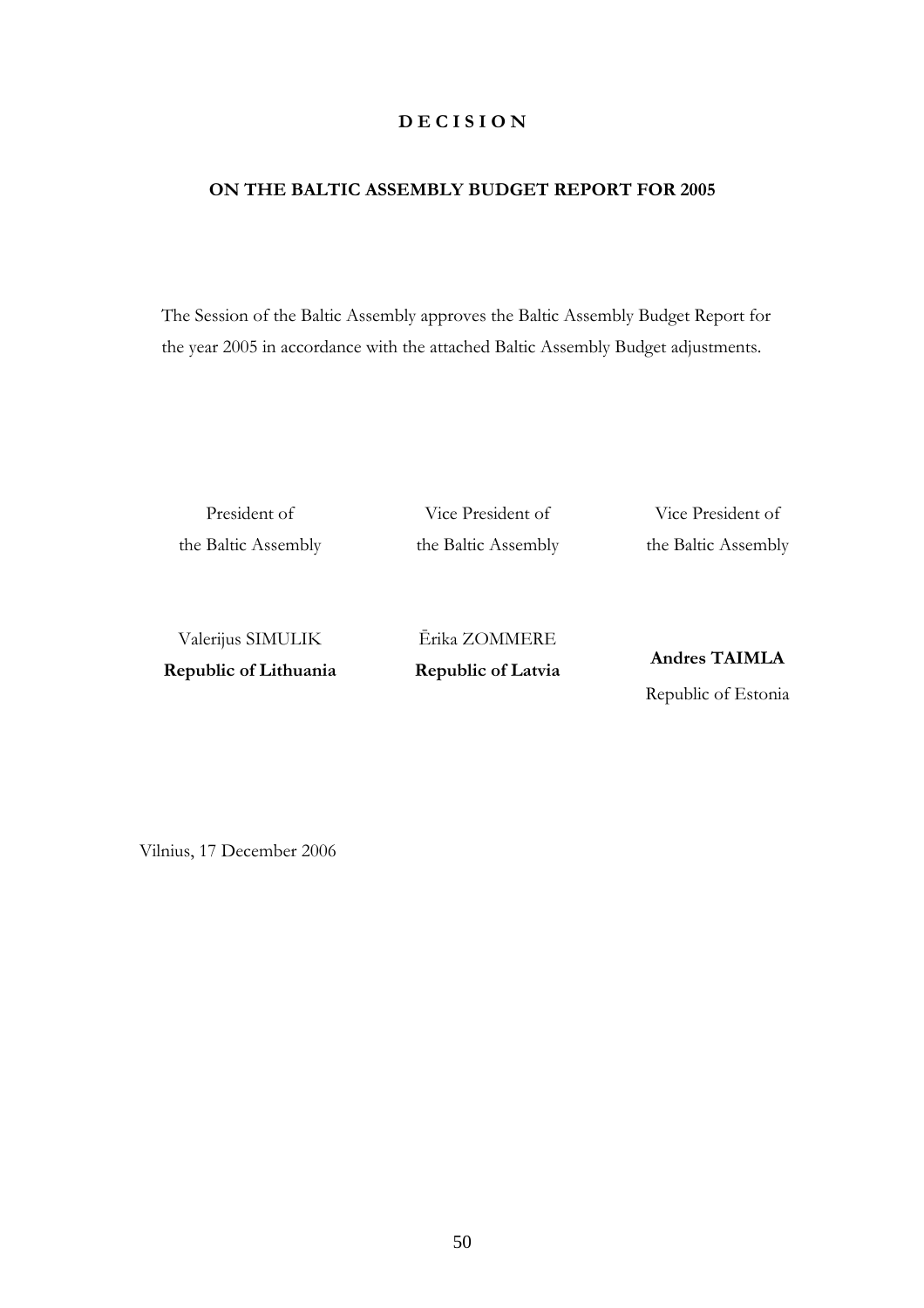# D E C I S I O N

## ON THE BALTIC ASSEMBLY BUDGET REPORT FOR 2005

The Session of the Baltic Assembly approves the Baltic Assembly Budget Report for the year 2005 in accordance with the attached Baltic Assembly Budget adjustments.

| President of the Baltic Assembly | Vice President of the Baltic Assembly | Vice President of the Baltic Assembly |
|---|---|---|
| Valerijus SIMULIK **Republic of Lithuania** | Ērika ZOMMERE **Republic of Latvia** | **Andres TAIMLA** Republic of Estonia |

Vilnius, 17 December 2006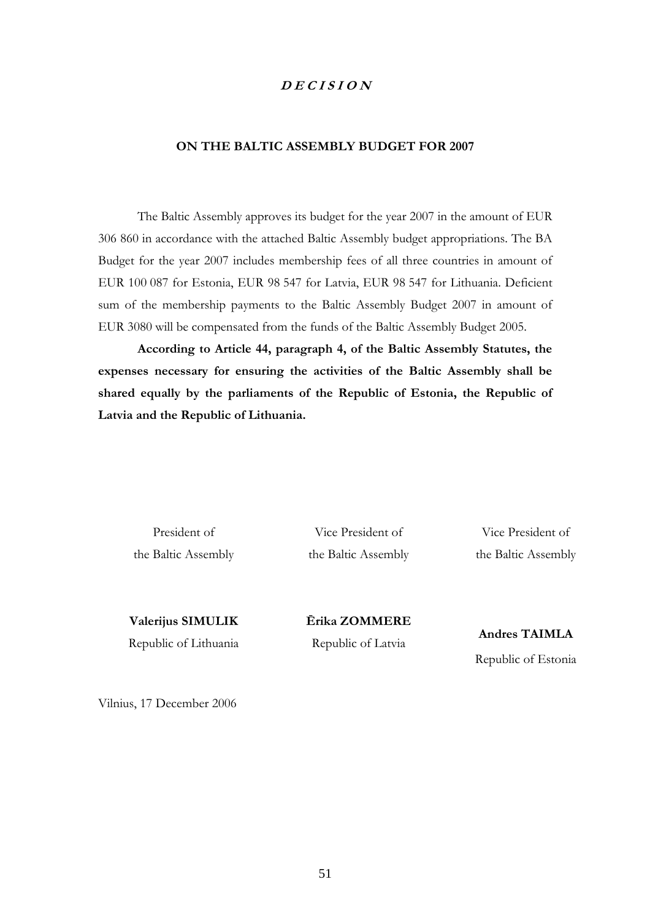# ***D E C I S I O N***

## ON THE BALTIC ASSEMBLY BUDGET FOR 2007

The Baltic Assembly approves its budget for the year 2007 in the amount of EUR 306 860 in accordance with the attached Baltic Assembly budget appropriations. The BA Budget for the year 2007 includes membership fees of all three countries in amount of EUR 100 087 for Estonia, EUR 98 547 for Latvia, EUR 98 547 for Lithuania. Deficient sum of the membership payments to the Baltic Assembly Budget 2007 in amount of EUR 3080 will be compensated from the funds of the Baltic Assembly Budget 2005.

**According to Article 44, paragraph 4, of the Baltic Assembly Statutes, the expenses necessary for ensuring the activities of the Baltic Assembly shall be shared equally by the parliaments of the Republic of Estonia, the Republic of Latvia and the Republic of Lithuania.**

| President of the Baltic Assembly | Vice President of the Baltic Assembly | Vice President of the Baltic Assembly |
|---|---|---|
| **Valerijus SIMULIK** | **Ērika ZOMMERE** | **Andres TAIMLA** |
| Republic of Lithuania | Republic of Latvia | Republic of Estonia |

Vilnius, 17 December 2006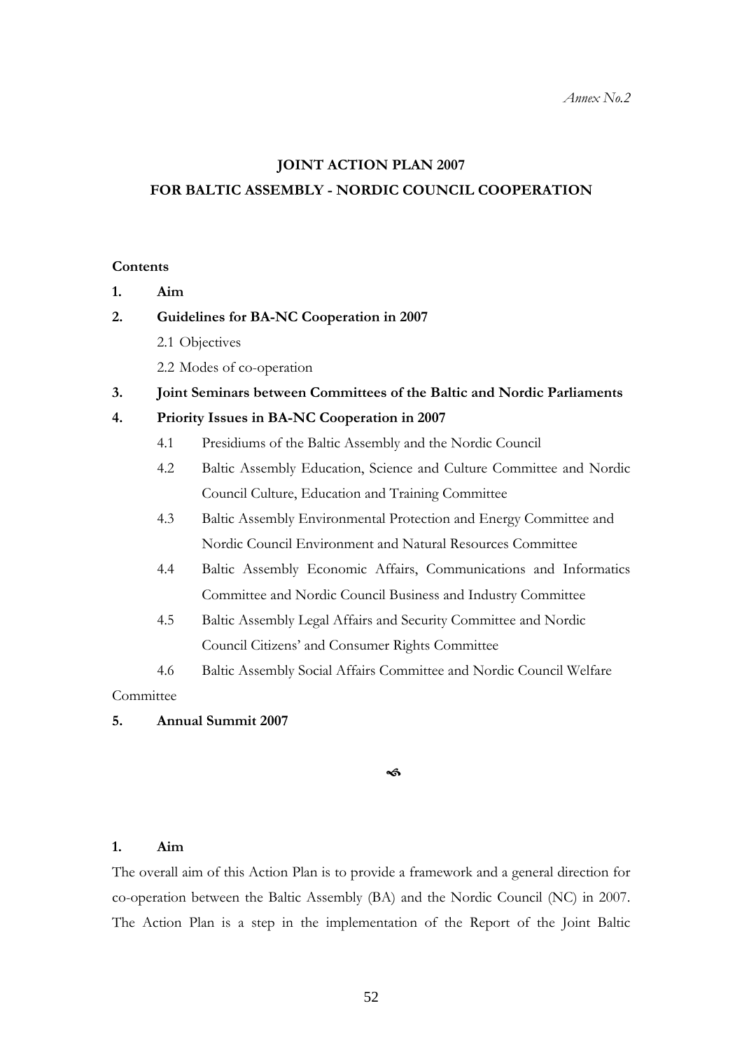*Annex No.2*

# JOINT ACTION PLAN 2007
# FOR BALTIC ASSEMBLY - NORDIC COUNCIL COOPERATION

**Contents**

**1. Aim**

**2. Guidelines for BA-NC Cooperation in 2007**

- 2.1 Objectives
- 2.2 Modes of co-operation

**3. Joint Seminars between Committees of the Baltic and Nordic Parliaments**

**4. Priority Issues in BA-NC Cooperation in 2007**

- 4.1 Presidiums of the Baltic Assembly and the Nordic Council
- 4.2 Baltic Assembly Education, Science and Culture Committee and Nordic Council Culture, Education and Training Committee
- 4.3 Baltic Assembly Environmental Protection and Energy Committee and Nordic Council Environment and Natural Resources Committee
- 4.4 Baltic Assembly Economic Affairs, Communications and Informatics Committee and Nordic Council Business and Industry Committee
- 4.5 Baltic Assembly Legal Affairs and Security Committee and Nordic Council Citizens' and Consumer Rights Committee
- 4.6 Baltic Assembly Social Affairs Committee and Nordic Council Welfare Committee

**5. Annual Summit 2007**

## 1. Aim

The overall aim of this Action Plan is to provide a framework and a general direction for co-operation between the Baltic Assembly (BA) and the Nordic Council (NC) in 2007. The Action Plan is a step in the implementation of the Report of the Joint Baltic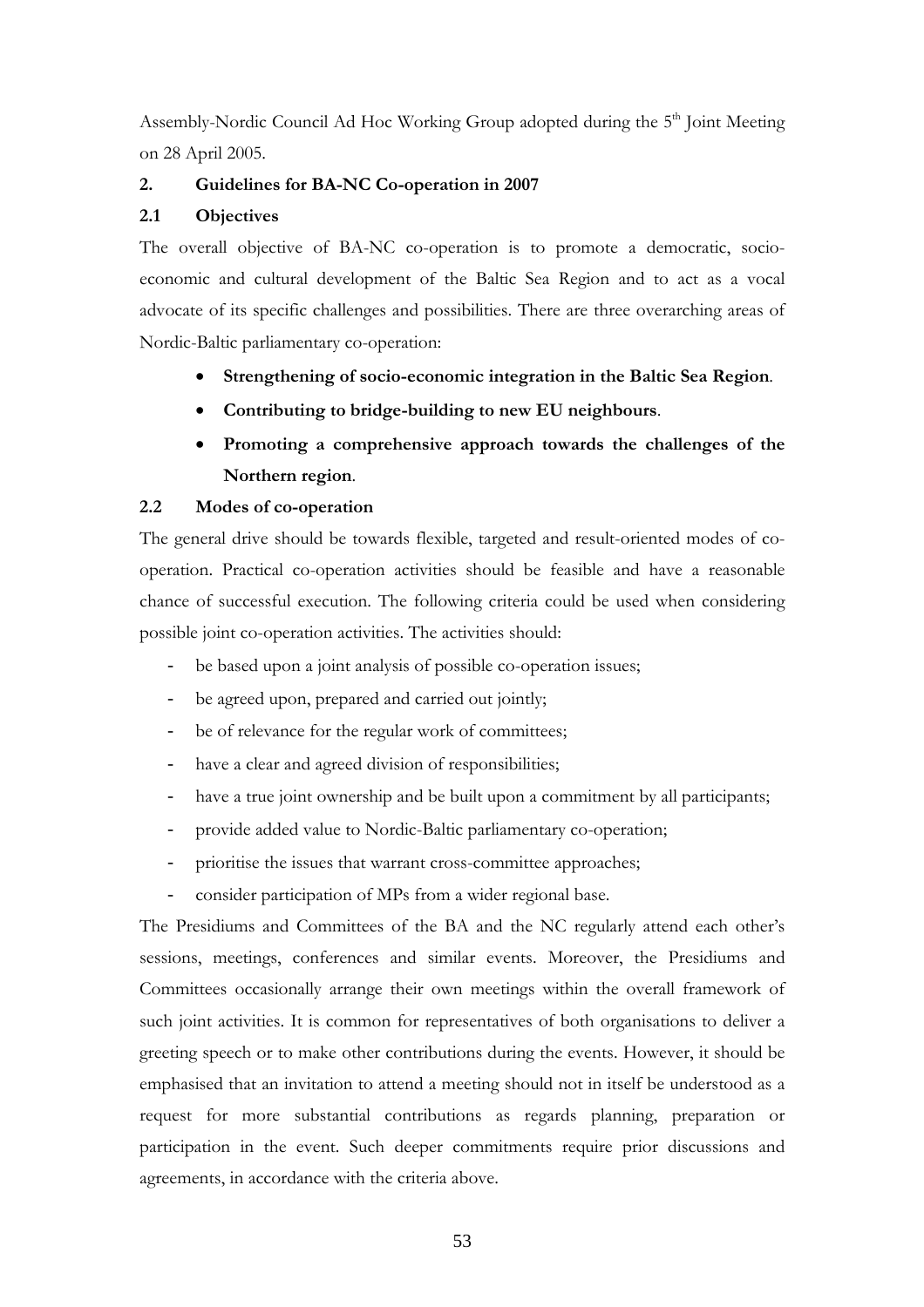Assembly-Nordic Council Ad Hoc Working Group adopted during the 5th Joint Meeting on 28 April 2005.

## 2. Guidelines for BA-NC Co-operation in 2007

### 2.1 Objectives

The overall objective of BA-NC co-operation is to promote a democratic, socio-economic and cultural development of the Baltic Sea Region and to act as a vocal advocate of its specific challenges and possibilities. There are three overarching areas of Nordic-Baltic parliamentary co-operation:

- **Strengthening of socio-economic integration in the Baltic Sea Region**.
- **Contributing to bridge-building to new EU neighbours**.
- **Promoting a comprehensive approach towards the challenges of the Northern region**.

### 2.2 Modes of co-operation

The general drive should be towards flexible, targeted and result-oriented modes of co-operation. Practical co-operation activities should be feasible and have a reasonable chance of successful execution. The following criteria could be used when considering possible joint co-operation activities. The activities should:

- be based upon a joint analysis of possible co-operation issues;
- be agreed upon, prepared and carried out jointly;
- be of relevance for the regular work of committees;
- have a clear and agreed division of responsibilities;
- have a true joint ownership and be built upon a commitment by all participants;
- provide added value to Nordic-Baltic parliamentary co-operation;
- prioritise the issues that warrant cross-committee approaches;
- consider participation of MPs from a wider regional base.

The Presidiums and Committees of the BA and the NC regularly attend each other's sessions, meetings, conferences and similar events. Moreover, the Presidiums and Committees occasionally arrange their own meetings within the overall framework of such joint activities. It is common for representatives of both organisations to deliver a greeting speech or to make other contributions during the events. However, it should be emphasised that an invitation to attend a meeting should not in itself be understood as a request for more substantial contributions as regards planning, preparation or participation in the event. Such deeper commitments require prior discussions and agreements, in accordance with the criteria above.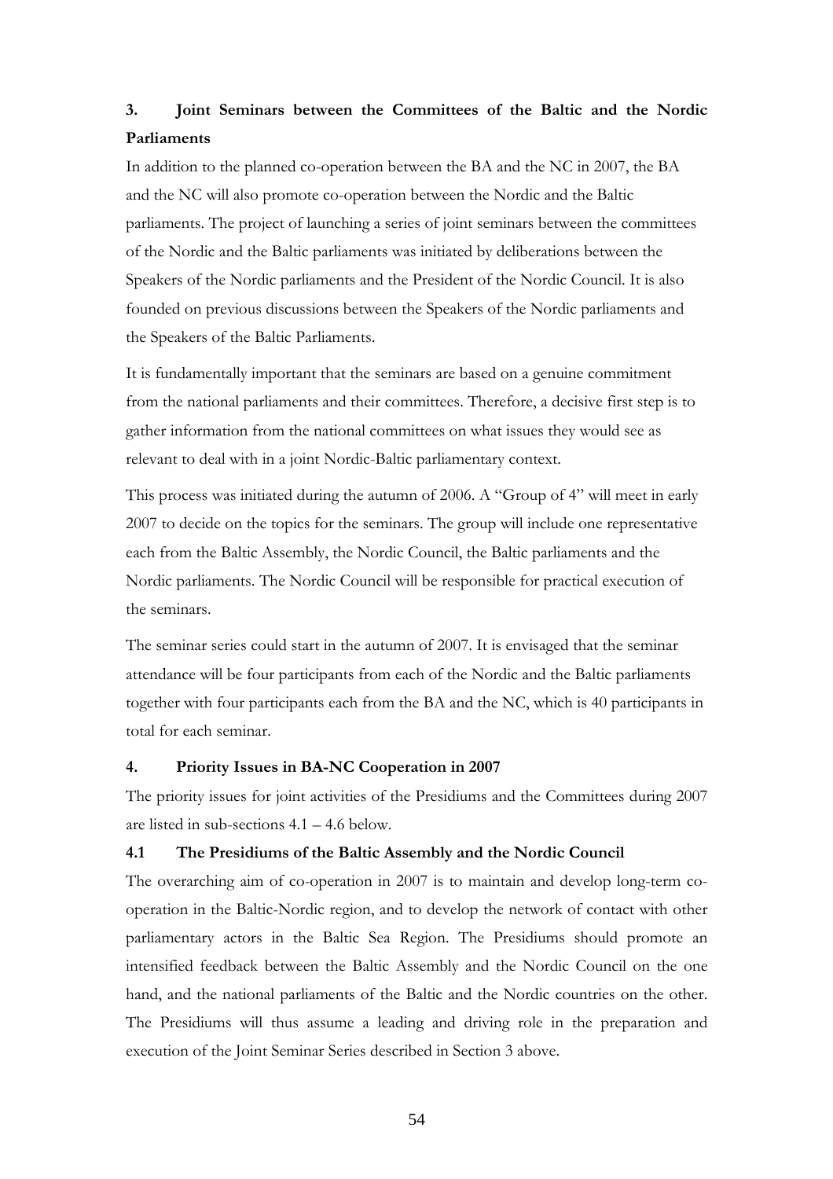## 3. Joint Seminars between the Committees of the Baltic and the Nordic Parliaments

In addition to the planned co-operation between the BA and the NC in 2007, the BA and the NC will also promote co-operation between the Nordic and the Baltic parliaments. The project of launching a series of joint seminars between the committees of the Nordic and the Baltic parliaments was initiated by deliberations between the Speakers of the Nordic parliaments and the President of the Nordic Council. It is also founded on previous discussions between the Speakers of the Nordic parliaments and the Speakers of the Baltic Parliaments.

It is fundamentally important that the seminars are based on a genuine commitment from the national parliaments and their committees. Therefore, a decisive first step is to gather information from the national committees on what issues they would see as relevant to deal with in a joint Nordic-Baltic parliamentary context.

This process was initiated during the autumn of 2006. A "Group of 4" will meet in early 2007 to decide on the topics for the seminars. The group will include one representative each from the Baltic Assembly, the Nordic Council, the Baltic parliaments and the Nordic parliaments. The Nordic Council will be responsible for practical execution of the seminars.

The seminar series could start in the autumn of 2007. It is envisaged that the seminar attendance will be four participants from each of the Nordic and the Baltic parliaments together with four participants each from the BA and the NC, which is 40 participants in total for each seminar.

## 4. Priority Issues in BA-NC Cooperation in 2007

The priority issues for joint activities of the Presidiums and the Committees during 2007 are listed in sub-sections 4.1 – 4.6 below.

### 4.1 The Presidiums of the Baltic Assembly and the Nordic Council

The overarching aim of co-operation in 2007 is to maintain and develop long-term co-operation in the Baltic-Nordic region, and to develop the network of contact with other parliamentary actors in the Baltic Sea Region. The Presidiums should promote an intensified feedback between the Baltic Assembly and the Nordic Council on the one hand, and the national parliaments of the Baltic and the Nordic countries on the other. The Presidiums will thus assume a leading and driving role in the preparation and execution of the Joint Seminar Series described in Section 3 above.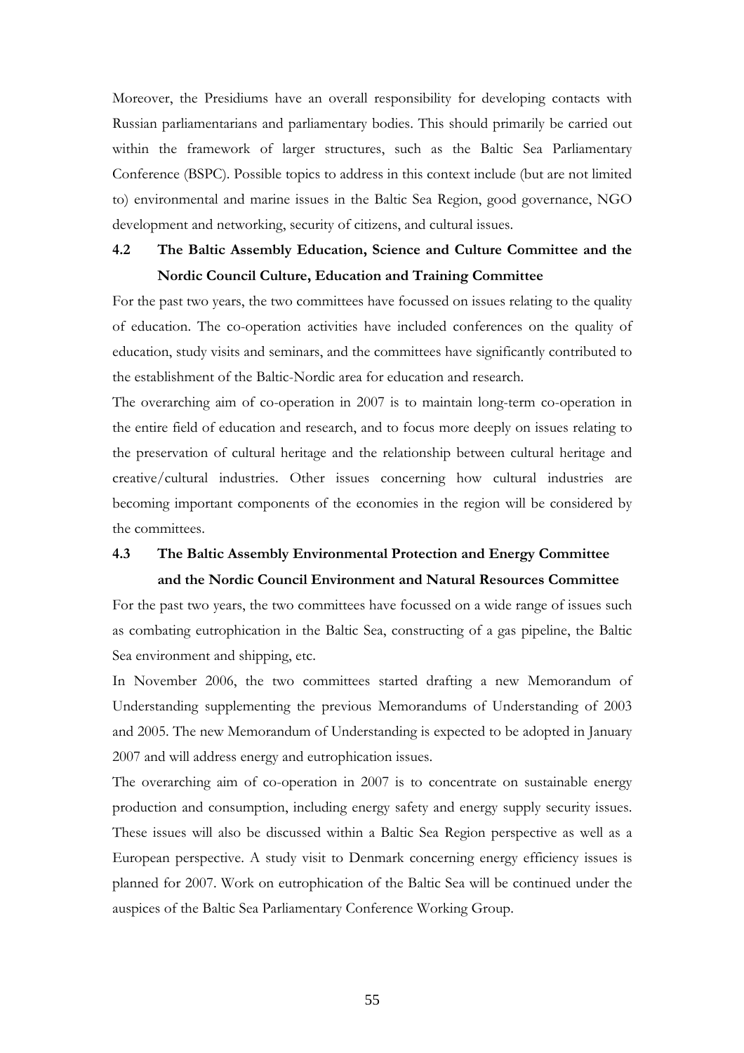Moreover, the Presidiums have an overall responsibility for developing contacts with Russian parliamentarians and parliamentary bodies. This should primarily be carried out within the framework of larger structures, such as the Baltic Sea Parliamentary Conference (BSPC). Possible topics to address in this context include (but are not limited to) environmental and marine issues in the Baltic Sea Region, good governance, NGO development and networking, security of citizens, and cultural issues.

### 4.2 The Baltic Assembly Education, Science and Culture Committee and the Nordic Council Culture, Education and Training Committee

For the past two years, the two committees have focussed on issues relating to the quality of education. The co-operation activities have included conferences on the quality of education, study visits and seminars, and the committees have significantly contributed to the establishment of the Baltic-Nordic area for education and research.

The overarching aim of co-operation in 2007 is to maintain long-term co-operation in the entire field of education and research, and to focus more deeply on issues relating to the preservation of cultural heritage and the relationship between cultural heritage and creative/cultural industries. Other issues concerning how cultural industries are becoming important components of the economies in the region will be considered by the committees.

### 4.3 The Baltic Assembly Environmental Protection and Energy Committee and the Nordic Council Environment and Natural Resources Committee

For the past two years, the two committees have focussed on a wide range of issues such as combating eutrophication in the Baltic Sea, constructing of a gas pipeline, the Baltic Sea environment and shipping, etc.

In November 2006, the two committees started drafting a new Memorandum of Understanding supplementing the previous Memorandums of Understanding of 2003 and 2005. The new Memorandum of Understanding is expected to be adopted in January 2007 and will address energy and eutrophication issues.

The overarching aim of co-operation in 2007 is to concentrate on sustainable energy production and consumption, including energy safety and energy supply security issues. These issues will also be discussed within a Baltic Sea Region perspective as well as a European perspective. A study visit to Denmark concerning energy efficiency issues is planned for 2007. Work on eutrophication of the Baltic Sea will be continued under the auspices of the Baltic Sea Parliamentary Conference Working Group.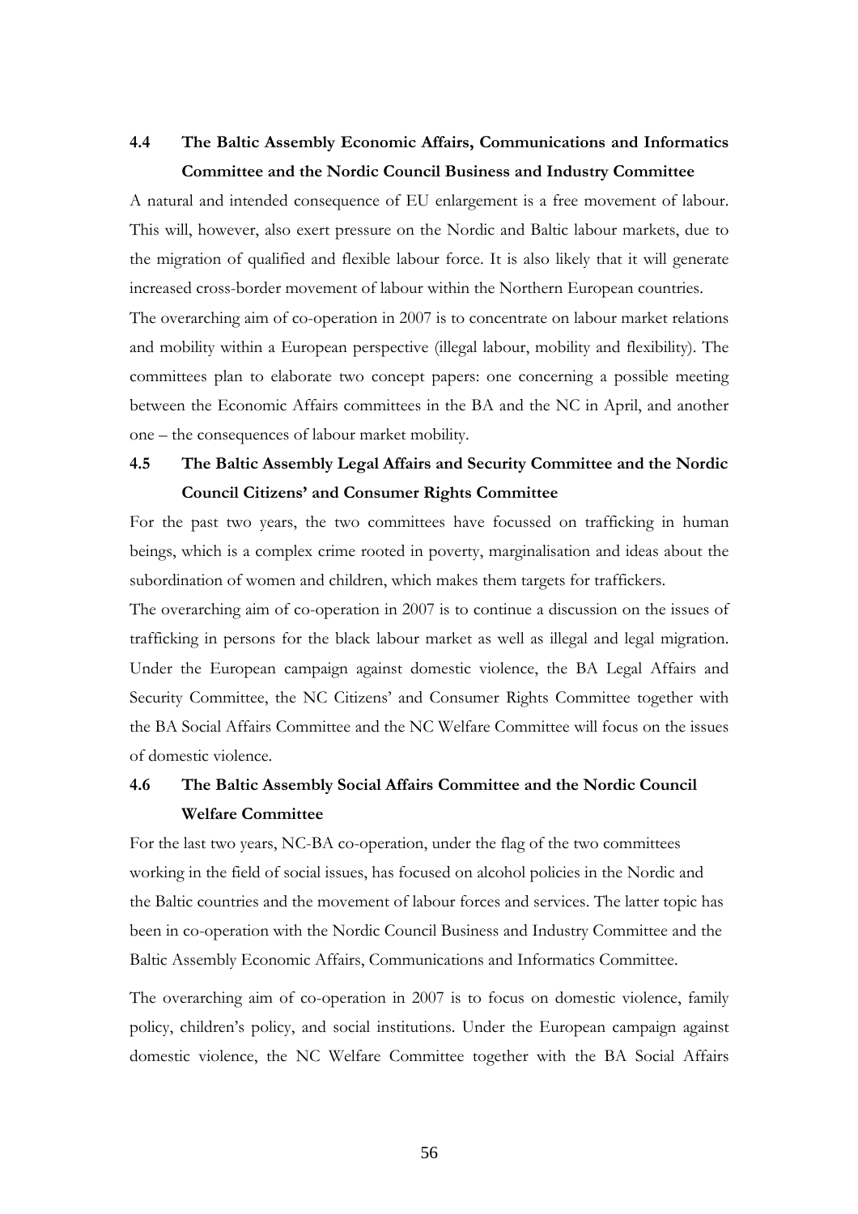### 4.4 The Baltic Assembly Economic Affairs, Communications and Informatics Committee and the Nordic Council Business and Industry Committee

A natural and intended consequence of EU enlargement is a free movement of labour. This will, however, also exert pressure on the Nordic and Baltic labour markets, due to the migration of qualified and flexible labour force. It is also likely that it will generate increased cross-border movement of labour within the Northern European countries.

The overarching aim of co-operation in 2007 is to concentrate on labour market relations and mobility within a European perspective (illegal labour, mobility and flexibility). The committees plan to elaborate two concept papers: one concerning a possible meeting between the Economic Affairs committees in the BA and the NC in April, and another one – the consequences of labour market mobility.

### 4.5 The Baltic Assembly Legal Affairs and Security Committee and the Nordic Council Citizens' and Consumer Rights Committee

For the past two years, the two committees have focussed on trafficking in human beings, which is a complex crime rooted in poverty, marginalisation and ideas about the subordination of women and children, which makes them targets for traffickers.

The overarching aim of co-operation in 2007 is to continue a discussion on the issues of trafficking in persons for the black labour market as well as illegal and legal migration. Under the European campaign against domestic violence, the BA Legal Affairs and Security Committee, the NC Citizens' and Consumer Rights Committee together with the BA Social Affairs Committee and the NC Welfare Committee will focus on the issues of domestic violence.

### 4.6 The Baltic Assembly Social Affairs Committee and the Nordic Council Welfare Committee

For the last two years, NC-BA co-operation, under the flag of the two committees working in the field of social issues, has focused on alcohol policies in the Nordic and the Baltic countries and the movement of labour forces and services. The latter topic has been in co-operation with the Nordic Council Business and Industry Committee and the Baltic Assembly Economic Affairs, Communications and Informatics Committee.

The overarching aim of co-operation in 2007 is to focus on domestic violence, family policy, children's policy, and social institutions. Under the European campaign against domestic violence, the NC Welfare Committee together with the BA Social Affairs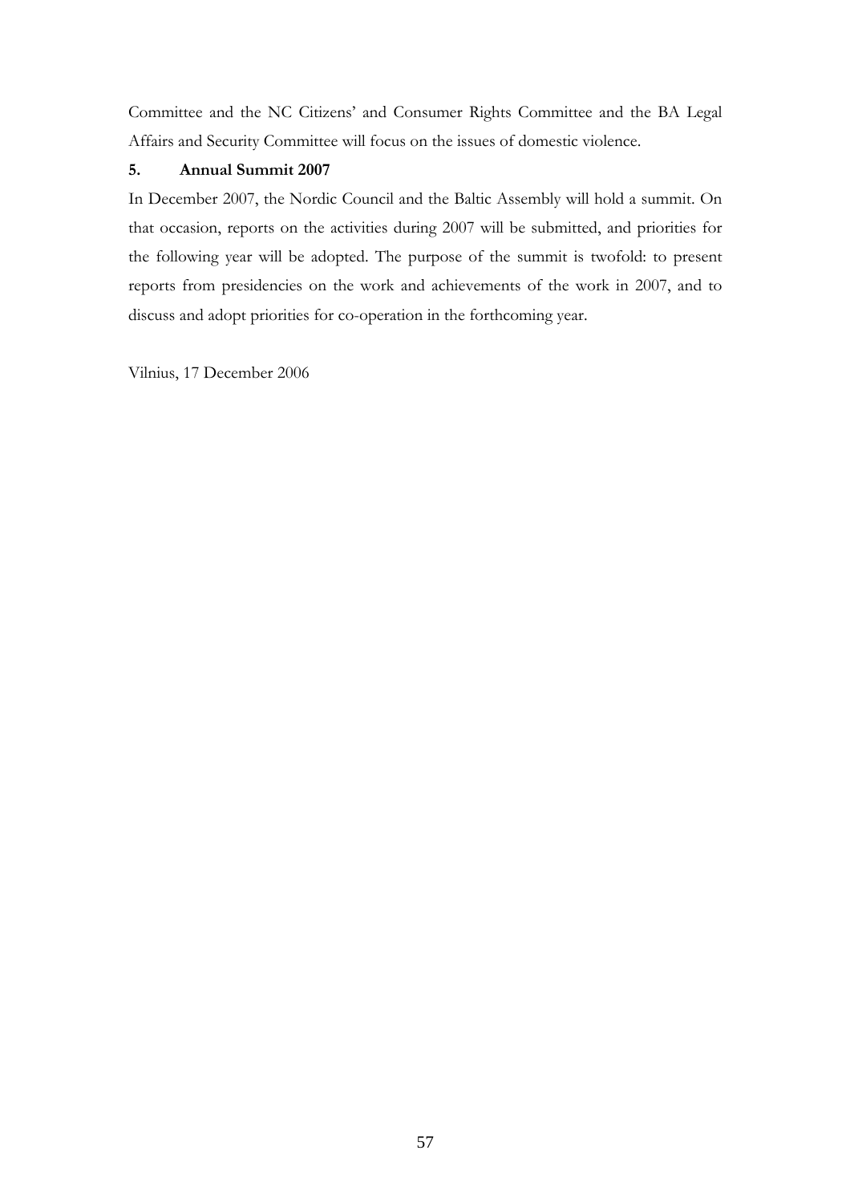Committee and the NC Citizens' and Consumer Rights Committee and the BA Legal Affairs and Security Committee will focus on the issues of domestic violence.

**5. Annual Summit 2007**

In December 2007, the Nordic Council and the Baltic Assembly will hold a summit. On that occasion, reports on the activities during 2007 will be submitted, and priorities for the following year will be adopted. The purpose of the summit is twofold: to present reports from presidencies on the work and achievements of the work in 2007, and to discuss and adopt priorities for co-operation in the forthcoming year.

Vilnius, 17 December 2006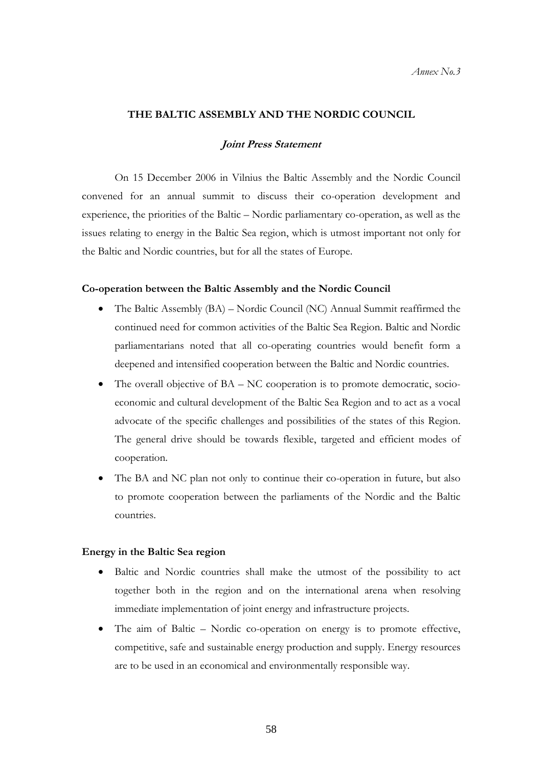*Annex No.3*

## THE BALTIC ASSEMBLY AND THE NORDIC COUNCIL

### *Joint Press Statement*

On 15 December 2006 in Vilnius the Baltic Assembly and the Nordic Council convened for an annual summit to discuss their co-operation development and experience, the priorities of the Baltic – Nordic parliamentary co-operation, as well as the issues relating to energy in the Baltic Sea region, which is utmost important not only for the Baltic and Nordic countries, but for all the states of Europe.

**Co-operation between the Baltic Assembly and the Nordic Council**

- The Baltic Assembly (BA) – Nordic Council (NC) Annual Summit reaffirmed the continued need for common activities of the Baltic Sea Region. Baltic and Nordic parliamentarians noted that all co-operating countries would benefit form a deepened and intensified cooperation between the Baltic and Nordic countries.
- The overall objective of BA – NC cooperation is to promote democratic, socio-economic and cultural development of the Baltic Sea Region and to act as a vocal advocate of the specific challenges and possibilities of the states of this Region. The general drive should be towards flexible, targeted and efficient modes of cooperation.
- The BA and NC plan not only to continue their co-operation in future, but also to promote cooperation between the parliaments of the Nordic and the Baltic countries.

**Energy in the Baltic Sea region**

- Baltic and Nordic countries shall make the utmost of the possibility to act together both in the region and on the international arena when resolving immediate implementation of joint energy and infrastructure projects.
- The aim of Baltic – Nordic co-operation on energy is to promote effective, competitive, safe and sustainable energy production and supply. Energy resources are to be used in an economical and environmentally responsible way.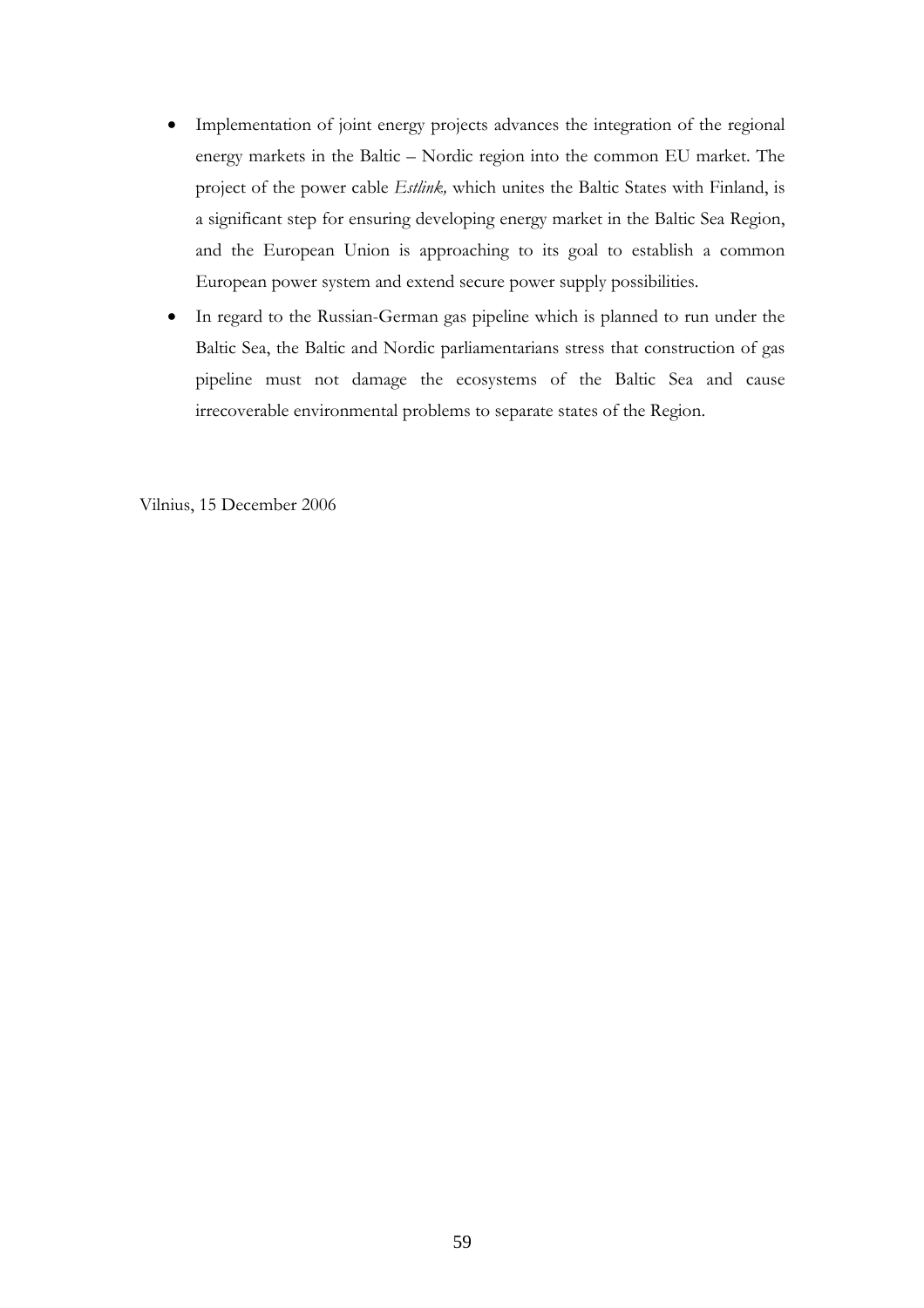- Implementation of joint energy projects advances the integration of the regional energy markets in the Baltic – Nordic region into the common EU market. The project of the power cable *Estlink,* which unites the Baltic States with Finland, is a significant step for ensuring developing energy market in the Baltic Sea Region, and the European Union is approaching to its goal to establish a common European power system and extend secure power supply possibilities.
- In regard to the Russian-German gas pipeline which is planned to run under the Baltic Sea, the Baltic and Nordic parliamentarians stress that construction of gas pipeline must not damage the ecosystems of the Baltic Sea and cause irrecoverable environmental problems to separate states of the Region.

Vilnius, 15 December 2006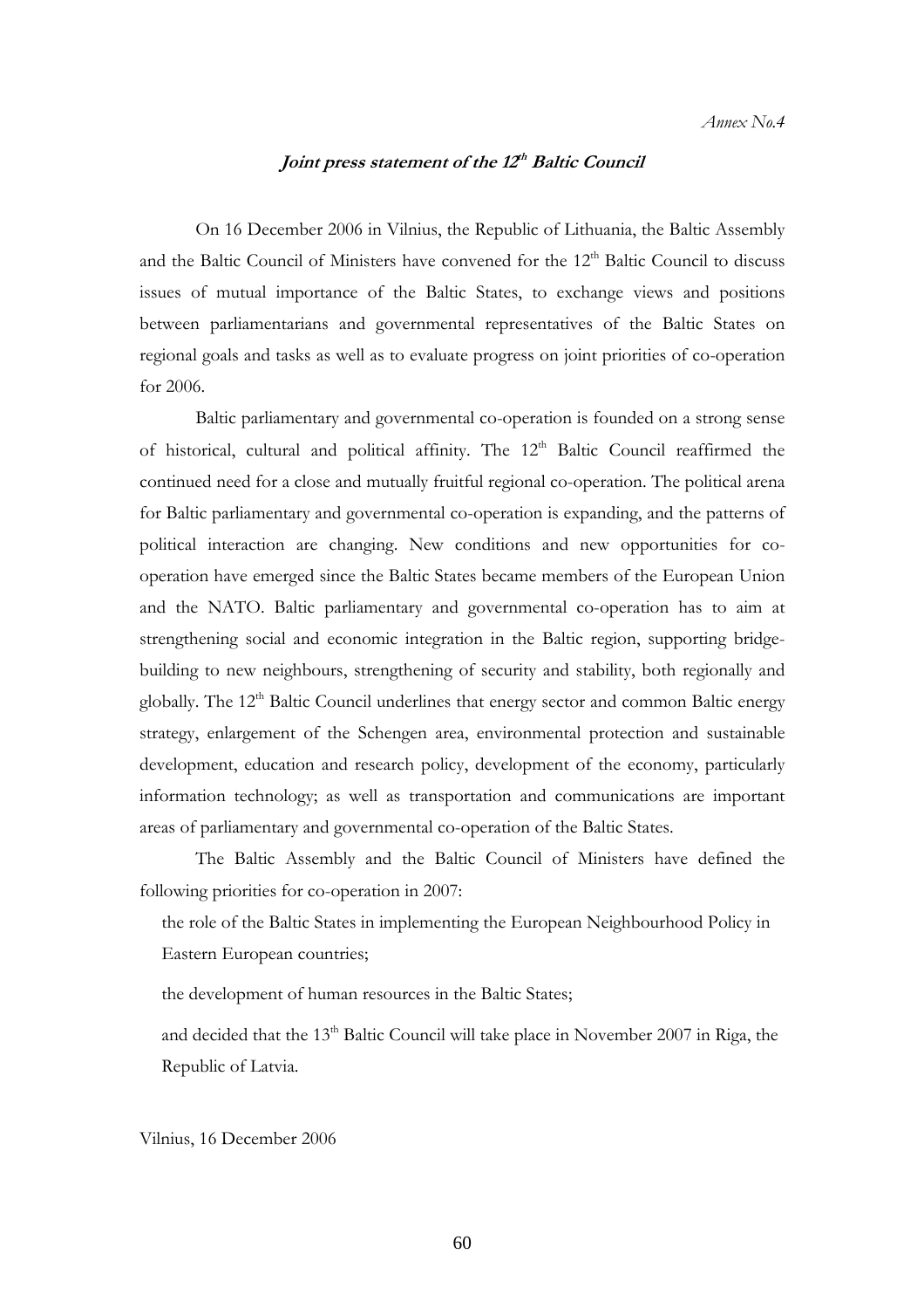*Annex No.4*

## *Joint press statement of the 12th Baltic Council*

On 16 December 2006 in Vilnius, the Republic of Lithuania, the Baltic Assembly and the Baltic Council of Ministers have convened for the 12th Baltic Council to discuss issues of mutual importance of the Baltic States, to exchange views and positions between parliamentarians and governmental representatives of the Baltic States on regional goals and tasks as well as to evaluate progress on joint priorities of co-operation for 2006.

Baltic parliamentary and governmental co-operation is founded on a strong sense of historical, cultural and political affinity. The 12th Baltic Council reaffirmed the continued need for a close and mutually fruitful regional co-operation. The political arena for Baltic parliamentary and governmental co-operation is expanding, and the patterns of political interaction are changing. New conditions and new opportunities for co-operation have emerged since the Baltic States became members of the European Union and the NATO. Baltic parliamentary and governmental co-operation has to aim at strengthening social and economic integration in the Baltic region, supporting bridge-building to new neighbours, strengthening of security and stability, both regionally and globally. The 12th Baltic Council underlines that energy sector and common Baltic energy strategy, enlargement of the Schengen area, environmental protection and sustainable development, education and research policy, development of the economy, particularly information technology; as well as transportation and communications are important areas of parliamentary and governmental co-operation of the Baltic States.

The Baltic Assembly and the Baltic Council of Ministers have defined the following priorities for co-operation in 2007:

the role of the Baltic States in implementing the European Neighbourhood Policy in Eastern European countries;

the development of human resources in the Baltic States;

and decided that the 13th Baltic Council will take place in November 2007 in Riga, the Republic of Latvia.

Vilnius, 16 December 2006